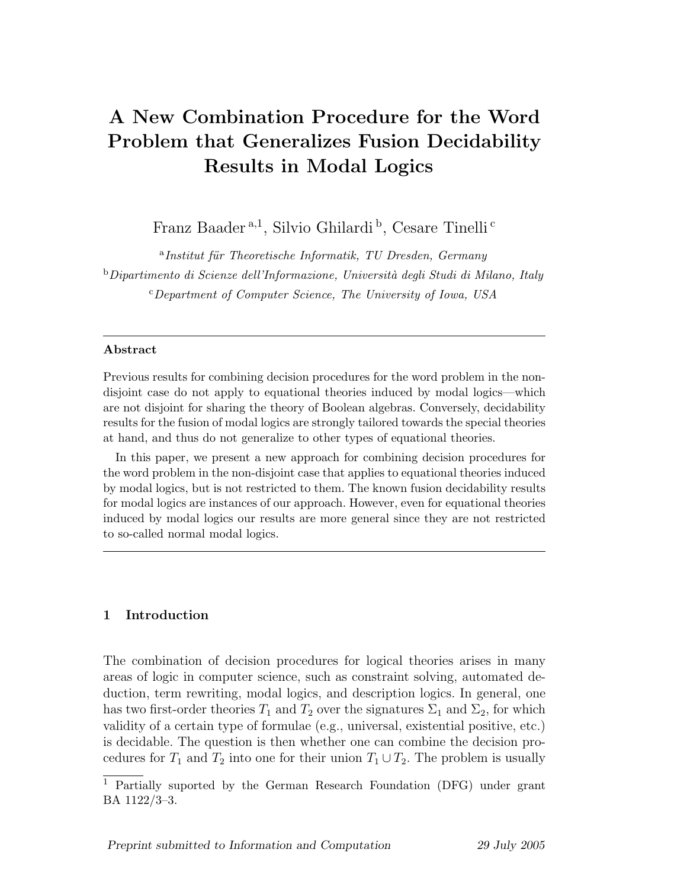# A New Combination Procedure for the Word Problem that Generalizes Fusion Decidability Results in Modal Logics

Franz Baader[a,1], Silvio Ghilardi[b], Cesare Tinelli[c]

[a] *Institut für Theoretische Informatik, TU Dresden, Germany*

[b] *Dipartimento di Scienze dell'Informazione, Università degli Studi di Milano, Italy*

[c] *Department of Computer Science, The University of Iowa, USA*

---

**Abstract**

Previous results for combining decision procedures for the word problem in the non-disjoint case do not apply to equational theories induced by modal logics—which are not disjoint for sharing the theory of Boolean algebras. Conversely, decidability results for the fusion of modal logics are strongly tailored towards the special theories at hand, and thus do not generalize to other types of equational theories.

In this paper, we present a new approach for combining decision procedures for the word problem in the non-disjoint case that applies to equational theories induced by modal logics, but is not restricted to them. The known fusion decidability results for modal logics are instances of our approach. However, even for equational theories induced by modal logics our results are more general since they are not restricted to so-called normal modal logics.

---

## 1 Introduction

The combination of decision procedures for logical theories arises in many areas of logic in computer science, such as constraint solving, automated deduction, term rewriting, modal logics, and description logics. In general, one has two first-order theories $T_1$ and $T_2$ over the signatures $\Sigma_1$ and $\Sigma_2$, for which validity of a certain type of formulae (e.g., universal, existential positive, etc.) is decidable. The question is then whether one can combine the decision procedures for $T_1$ and $T_2$ into one for their union $T_1 \cup T_2$. The problem is usually

---

[1] Partially suported by the German Research Foundation (DFG) under grant BA 1122/3–3.

*Preprint submitted to Information and Computation* 29 July 2005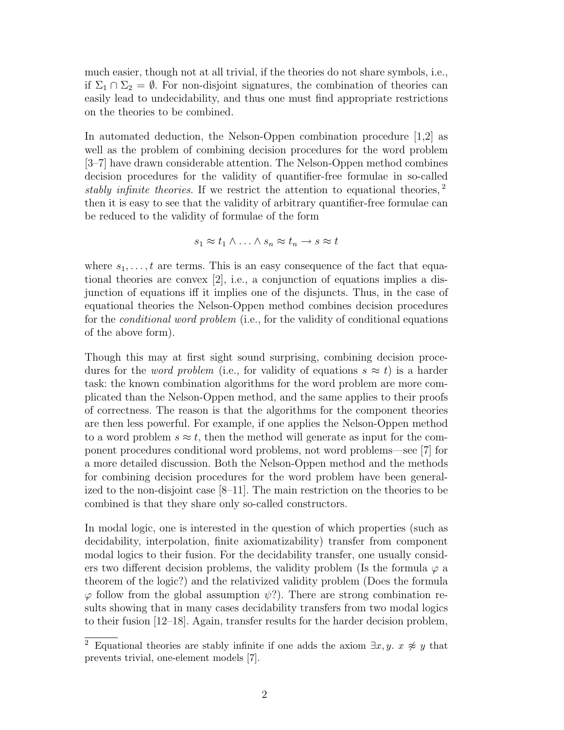much easier, though not at all trivial, if the theories do not share symbols, i.e., if $\Sigma_1 \cap \Sigma_2 = \emptyset$. For non-disjoint signatures, the combination of theories can easily lead to undecidability, and thus one must find appropriate restrictions on the theories to be combined.

In automated deduction, the Nelson-Oppen combination procedure [1,2] as well as the problem of combining decision procedures for the word problem [3–7] have drawn considerable attention. The Nelson-Oppen method combines decision procedures for the validity of quantifier-free formulae in so-called *stably infinite theories*. If we restrict the attention to equational theories, [2] then it is easy to see that the validity of arbitrary quantifier-free formulae can be reduced to the validity of formulae of the form

$$s_1 \approx t_1 \wedge \ldots \wedge s_n \approx t_n \rightarrow s \approx t$$

where $s_1, \ldots, t$ are terms. This is an easy consequence of the fact that equational theories are convex [2], i.e., a conjunction of equations implies a disjunction of equations iff it implies one of the disjuncts. Thus, in the case of equational theories the Nelson-Oppen method combines decision procedures for the *conditional word problem* (i.e., for the validity of conditional equations of the above form).

Though this may at first sight sound surprising, combining decision procedures for the *word problem* (i.e., for validity of equations $s \approx t$) is a harder task: the known combination algorithms for the word problem are more complicated than the Nelson-Oppen method, and the same applies to their proofs of correctness. The reason is that the algorithms for the component theories are then less powerful. For example, if one applies the Nelson-Oppen method to a word problem $s \approx t$, then the method will generate as input for the component procedures conditional word problems, not word problems—see [7] for a more detailed discussion. Both the Nelson-Oppen method and the methods for combining decision procedures for the word problem have been generalized to the non-disjoint case [8–11]. The main restriction on the theories to be combined is that they share only so-called constructors.

In modal logic, one is interested in the question of which properties (such as decidability, interpolation, finite axiomatizability) transfer from component modal logics to their fusion. For the decidability transfer, one usually considers two different decision problems, the validity problem (Is the formula $\varphi$ a theorem of the logic?) and the relativized validity problem (Does the formula $\varphi$ follow from the global assumption $\psi$?). There are strong combination results showing that in many cases decidability transfers from two modal logics to their fusion [12–18]. Again, transfer results for the harder decision problem,

[2] Equational theories are stably infinite if one adds the axiom $\exists x, y.\ x \not\approx y$ that prevents trivial, one-element models [7].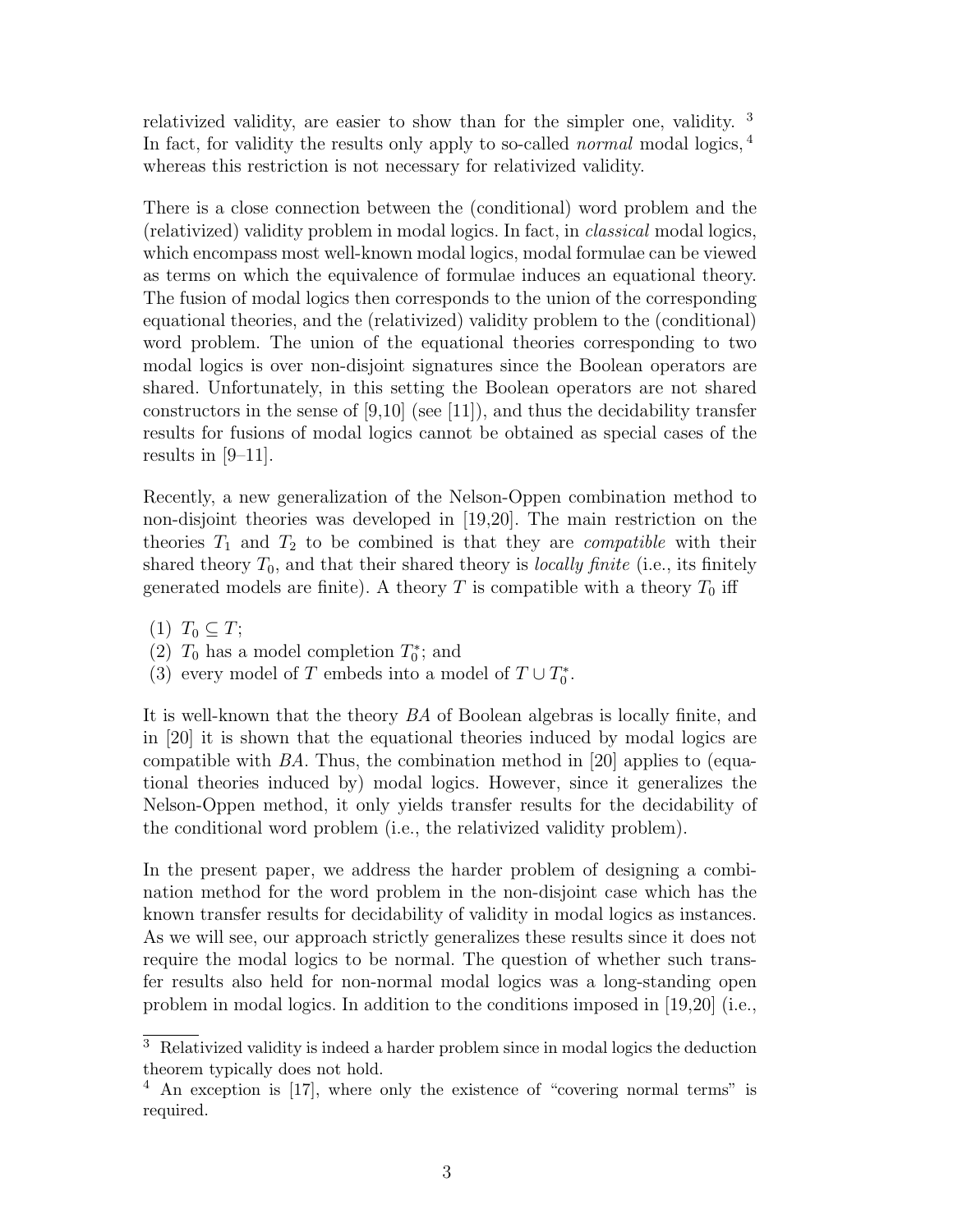relativized validity, are easier to show than for the simpler one, validity. [3] In fact, for validity the results only apply to so-called *normal* modal logics, [4] whereas this restriction is not necessary for relativized validity.

There is a close connection between the (conditional) word problem and the (relativized) validity problem in modal logics. In fact, in *classical* modal logics, which encompass most well-known modal logics, modal formulae can be viewed as terms on which the equivalence of formulae induces an equational theory. The fusion of modal logics then corresponds to the union of the corresponding equational theories, and the (relativized) validity problem to the (conditional) word problem. The union of the equational theories corresponding to two modal logics is over non-disjoint signatures since the Boolean operators are shared. Unfortunately, in this setting the Boolean operators are not shared constructors in the sense of [9,10] (see [11]), and thus the decidability transfer results for fusions of modal logics cannot be obtained as special cases of the results in [9–11].

Recently, a new generalization of the Nelson-Oppen combination method to non-disjoint theories was developed in [19,20]. The main restriction on the theories $T_1$ and $T_2$ to be combined is that they are *compatible* with their shared theory $T_0$, and that their shared theory is *locally finite* (i.e., its finitely generated models are finite). A theory $T$ is compatible with a theory $T_0$ iff

(1) $T_0 \subseteq T$;
(2) $T_0$ has a model completion $T_0^*$; and
(3) every model of $T$ embeds into a model of $T \cup T_0^*$.

It is well-known that the theory $BA$ of Boolean algebras is locally finite, and in [20] it is shown that the equational theories induced by modal logics are compatible with $BA$. Thus, the combination method in [20] applies to (equational theories induced by) modal logics. However, since it generalizes the Nelson-Oppen method, it only yields transfer results for the decidability of the conditional word problem (i.e., the relativized validity problem).

In the present paper, we address the harder problem of designing a combination method for the word problem in the non-disjoint case which has the known transfer results for decidability of validity in modal logics as instances. As we will see, our approach strictly generalizes these results since it does not require the modal logics to be normal. The question of whether such transfer results also held for non-normal modal logics was a long-standing open problem in modal logics. In addition to the conditions imposed in [19,20] (i.e.,

[3] Relativized validity is indeed a harder problem since in modal logics the deduction theorem typically does not hold.

[4] An exception is [17], where only the existence of "covering normal terms" is required.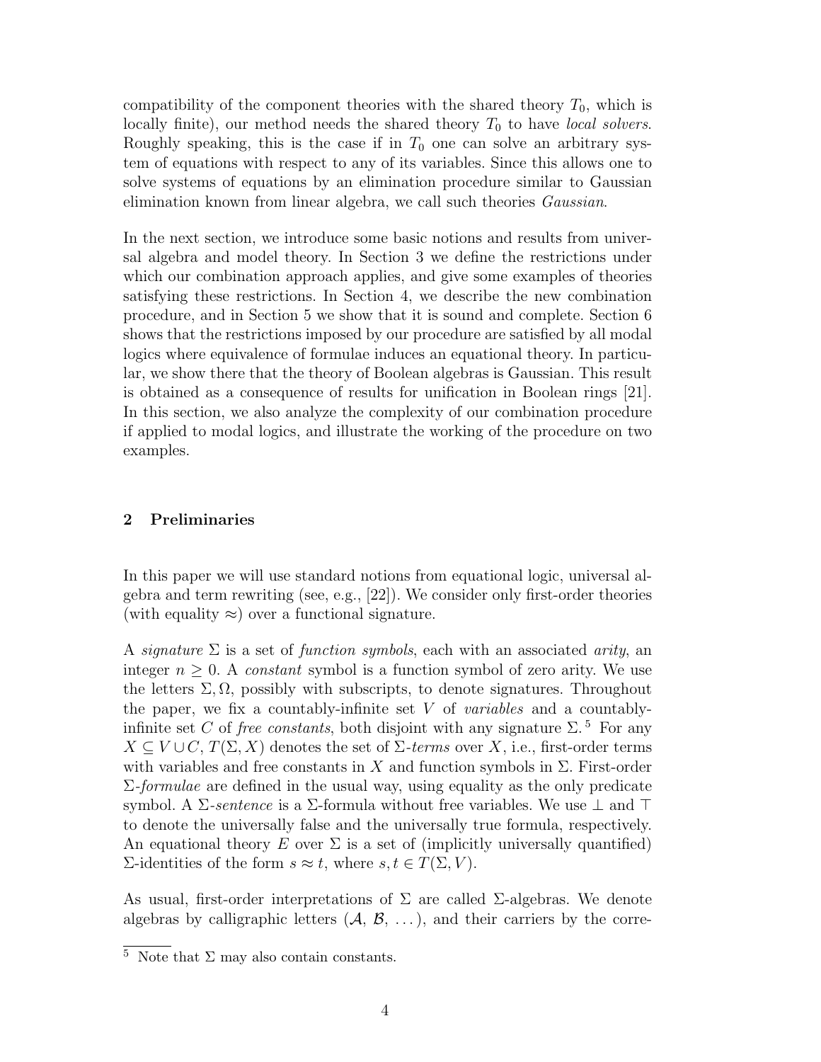compatibility of the component theories with the shared theory $T_0$, which is locally finite), our method needs the shared theory $T_0$ to have *local solvers*. Roughly speaking, this is the case if in $T_0$ one can solve an arbitrary system of equations with respect to any of its variables. Since this allows one to solve systems of equations by an elimination procedure similar to Gaussian elimination known from linear algebra, we call such theories *Gaussian*.

In the next section, we introduce some basic notions and results from universal algebra and model theory. In Section 3 we define the restrictions under which our combination approach applies, and give some examples of theories satisfying these restrictions. In Section 4, we describe the new combination procedure, and in Section 5 we show that it is sound and complete. Section 6 shows that the restrictions imposed by our procedure are satisfied by all modal logics where equivalence of formulae induces an equational theory. In particular, we show there that the theory of Boolean algebras is Gaussian. This result is obtained as a consequence of results for unification in Boolean rings [21]. In this section, we also analyze the complexity of our combination procedure if applied to modal logics, and illustrate the working of the procedure on two examples.

## 2 Preliminaries

In this paper we will use standard notions from equational logic, universal algebra and term rewriting (see, e.g., [22]). We consider only first-order theories (with equality $\approx$) over a functional signature.

A *signature* $\Sigma$ is a set of *function symbols*, each with an associated *arity*, an integer $n \geq 0$. A *constant* symbol is a function symbol of zero arity. We use the letters $\Sigma, \Omega$, possibly with subscripts, to denote signatures. Throughout the paper, we fix a countably-infinite set $V$ of *variables* and a countably-infinite set $C$ of *free constants*, both disjoint with any signature $\Sigma$.[5] For any $X \subseteq V \cup C$, $T(\Sigma, X)$ denotes the set of $\Sigma$-*terms* over $X$, i.e., first-order terms with variables and free constants in $X$ and function symbols in $\Sigma$. First-order $\Sigma$-*formulae* are defined in the usual way, using equality as the only predicate symbol. A $\Sigma$-*sentence* is a $\Sigma$-formula without free variables. We use $\bot$ and $\top$ to denote the universally false and the universally true formula, respectively. An equational theory $E$ over $\Sigma$ is a set of (implicitly universally quantified) $\Sigma$-identities of the form $s \approx t$, where $s, t \in T(\Sigma, V)$.

As usual, first-order interpretations of $\Sigma$ are called $\Sigma$-algebras. We denote algebras by calligraphic letters ($\mathcal{A}$, $\mathcal{B}$, $\ldots$), and their carriers by the corre-

[5] Note that $\Sigma$ may also contain constants.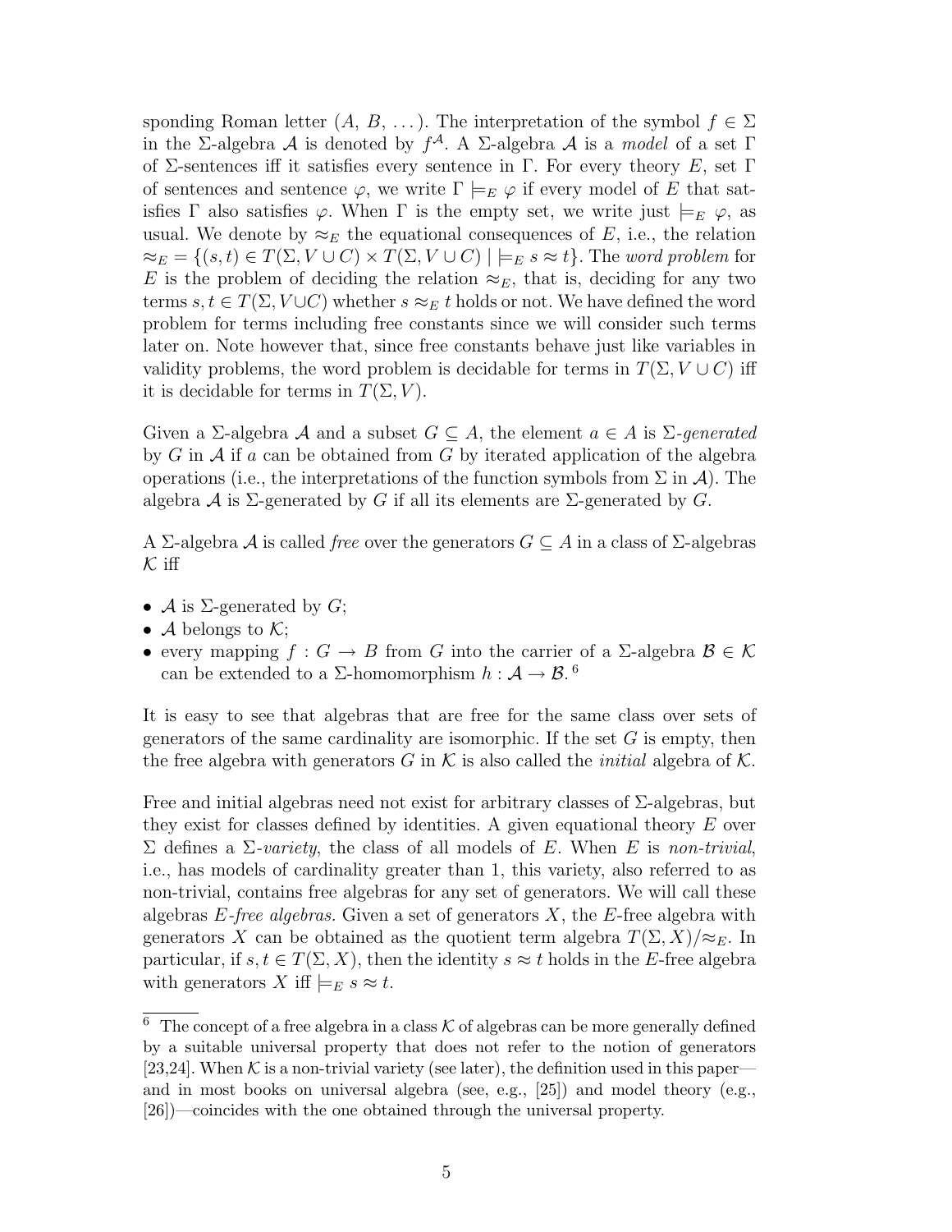sponding Roman letter ($A$, $B$, $\dots$). The interpretation of the symbol $f \in \Sigma$ in the $\Sigma$-algebra $\mathcal{A}$ is denoted by $f^{\mathcal{A}}$. A $\Sigma$-algebra $\mathcal{A}$ is a *model* of a set $\Gamma$ of $\Sigma$-sentences iff it satisfies every sentence in $\Gamma$. For every theory $E$, set $\Gamma$ of sentences and sentence $\varphi$, we write $\Gamma \models_E \varphi$ if every model of $E$ that satisfies $\Gamma$ also satisfies $\varphi$. When $\Gamma$ is the empty set, we write just $\models_E \varphi$, as usual. We denote by $\approx_E$ the equational consequences of $E$, i.e., the relation $\approx_E = \{(s, t) \in T(\Sigma, V \cup C) \times T(\Sigma, V \cup C) \mid \models_E s \approx t\}$. The *word problem* for $E$ is the problem of deciding the relation $\approx_E$, that is, deciding for any two terms $s, t \in T(\Sigma, V \cup C)$ whether $s \approx_E t$ holds or not. We have defined the word problem for terms including free constants since we will consider such terms later on. Note however that, since free constants behave just like variables in validity problems, the word problem is decidable for terms in $T(\Sigma, V \cup C)$ iff it is decidable for terms in $T(\Sigma, V)$.

Given a $\Sigma$-algebra $\mathcal{A}$ and a subset $G \subseteq A$, the element $a \in A$ is $\Sigma$-*generated* by $G$ in $\mathcal{A}$ if $a$ can be obtained from $G$ by iterated application of the algebra operations (i.e., the interpretations of the function symbols from $\Sigma$ in $\mathcal{A}$). The algebra $\mathcal{A}$ is $\Sigma$-generated by $G$ if all its elements are $\Sigma$-generated by $G$.

A $\Sigma$-algebra $\mathcal{A}$ is called *free* over the generators $G \subseteq A$ in a class of $\Sigma$-algebras $\mathcal{K}$ iff

- $\mathcal{A}$ is $\Sigma$-generated by $G$;
- $\mathcal{A}$ belongs to $\mathcal{K}$;
- every mapping $f : G \to B$ from $G$ into the carrier of a $\Sigma$-algebra $\mathcal{B} \in \mathcal{K}$ can be extended to a $\Sigma$-homomorphism $h : \mathcal{A} \to \mathcal{B}$. [6]

It is easy to see that algebras that are free for the same class over sets of generators of the same cardinality are isomorphic. If the set $G$ is empty, then the free algebra with generators $G$ in $\mathcal{K}$ is also called the *initial* algebra of $\mathcal{K}$.

Free and initial algebras need not exist for arbitrary classes of $\Sigma$-algebras, but they exist for classes defined by identities. A given equational theory $E$ over $\Sigma$ defines a $\Sigma$-*variety*, the class of all models of $E$. When $E$ is *non-trivial*, i.e., has models of cardinality greater than 1, this variety, also referred to as non-trivial, contains free algebras for any set of generators. We will call these algebras *E-free algebras.* Given a set of generators $X$, the $E$-free algebra with generators $X$ can be obtained as the quotient term algebra $T(\Sigma, X)/{\approx_E}$. In particular, if $s, t \in T(\Sigma, X)$, then the identity $s \approx t$ holds in the $E$-free algebra with generators $X$ iff $\models_E s \approx t$.

---

[6] The concept of a free algebra in a class $\mathcal{K}$ of algebras can be more generally defined by a suitable universal property that does not refer to the notion of generators [23,24]. When $\mathcal{K}$ is a non-trivial variety (see later), the definition used in this paper—and in most books on universal algebra (see, e.g., [25]) and model theory (e.g., [26])—coincides with the one obtained through the universal property.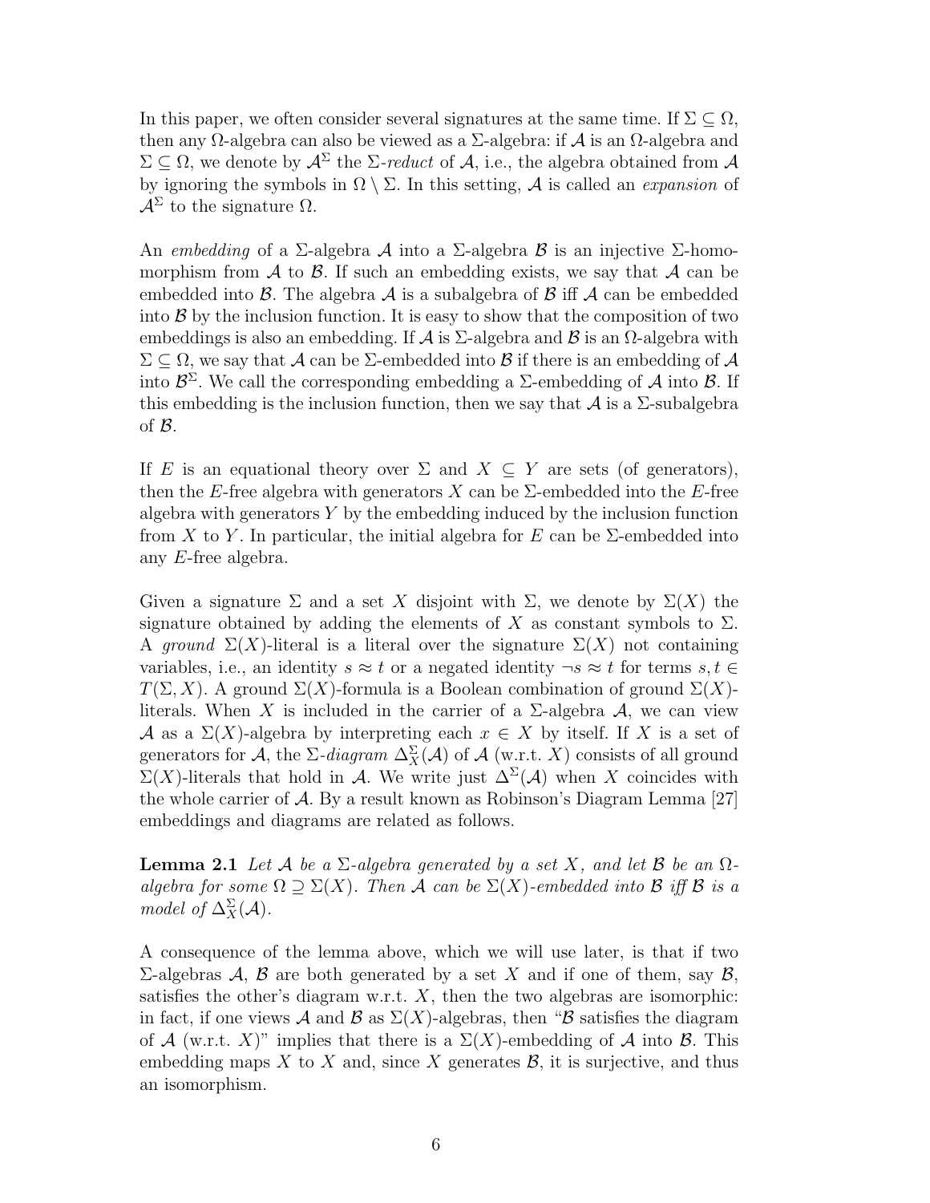In this paper, we often consider several signatures at the same time. If $\Sigma \subseteq \Omega$, then any $\Omega$-algebra can also be viewed as a $\Sigma$-algebra: if $\mathcal{A}$ is an $\Omega$-algebra and $\Sigma \subseteq \Omega$, we denote by $\mathcal{A}^\Sigma$ the $\Sigma$-*reduct* of $\mathcal{A}$, i.e., the algebra obtained from $\mathcal{A}$ by ignoring the symbols in $\Omega \setminus \Sigma$. In this setting, $\mathcal{A}$ is called an *expansion* of $\mathcal{A}^\Sigma$ to the signature $\Omega$.

An *embedding* of a $\Sigma$-algebra $\mathcal{A}$ into a $\Sigma$-algebra $\mathcal{B}$ is an injective $\Sigma$-homomorphism from $\mathcal{A}$ to $\mathcal{B}$. If such an embedding exists, we say that $\mathcal{A}$ can be embedded into $\mathcal{B}$. The algebra $\mathcal{A}$ is a subalgebra of $\mathcal{B}$ iff $\mathcal{A}$ can be embedded into $\mathcal{B}$ by the inclusion function. It is easy to show that the composition of two embeddings is also an embedding. If $\mathcal{A}$ is $\Sigma$-algebra and $\mathcal{B}$ is an $\Omega$-algebra with $\Sigma \subseteq \Omega$, we say that $\mathcal{A}$ can be $\Sigma$-embedded into $\mathcal{B}$ if there is an embedding of $\mathcal{A}$ into $\mathcal{B}^\Sigma$. We call the corresponding embedding a $\Sigma$-embedding of $\mathcal{A}$ into $\mathcal{B}$. If this embedding is the inclusion function, then we say that $\mathcal{A}$ is a $\Sigma$-subalgebra of $\mathcal{B}$.

If $E$ is an equational theory over $\Sigma$ and $X \subseteq Y$ are sets (of generators), then the $E$-free algebra with generators $X$ can be $\Sigma$-embedded into the $E$-free algebra with generators $Y$ by the embedding induced by the inclusion function from $X$ to $Y$. In particular, the initial algebra for $E$ can be $\Sigma$-embedded into any $E$-free algebra.

Given a signature $\Sigma$ and a set $X$ disjoint with $\Sigma$, we denote by $\Sigma(X)$ the signature obtained by adding the elements of $X$ as constant symbols to $\Sigma$. A *ground* $\Sigma(X)$-literal is a literal over the signature $\Sigma(X)$ not containing variables, i.e., an identity $s \approx t$ or a negated identity $\neg s \approx t$ for terms $s, t \in T(\Sigma, X)$. A ground $\Sigma(X)$-formula is a Boolean combination of ground $\Sigma(X)$-literals. When $X$ is included in the carrier of a $\Sigma$-algebra $\mathcal{A}$, we can view $\mathcal{A}$ as a $\Sigma(X)$-algebra by interpreting each $x \in X$ by itself. If $X$ is a set of generators for $\mathcal{A}$, the $\Sigma$-*diagram* $\Delta^\Sigma_X(\mathcal{A})$ of $\mathcal{A}$ (w.r.t. $X$) consists of all ground $\Sigma(X)$-literals that hold in $\mathcal{A}$. We write just $\Delta^\Sigma(\mathcal{A})$ when $X$ coincides with the whole carrier of $\mathcal{A}$. By a result known as Robinson's Diagram Lemma [27] embeddings and diagrams are related as follows.

**Lemma 2.1** *Let $\mathcal{A}$ be a $\Sigma$-algebra generated by a set $X$, and let $\mathcal{B}$ be an $\Omega$-algebra for some $\Omega \supseteq \Sigma(X)$. Then $\mathcal{A}$ can be $\Sigma(X)$-embedded into $\mathcal{B}$ iff $\mathcal{B}$ is a model of $\Delta^\Sigma_X(\mathcal{A})$.*

A consequence of the lemma above, which we will use later, is that if two $\Sigma$-algebras $\mathcal{A}$, $\mathcal{B}$ are both generated by a set $X$ and if one of them, say $\mathcal{B}$, satisfies the other's diagram w.r.t. $X$, then the two algebras are isomorphic: in fact, if one views $\mathcal{A}$ and $\mathcal{B}$ as $\Sigma(X)$-algebras, then "$\mathcal{B}$ satisfies the diagram of $\mathcal{A}$ (w.r.t. $X$)" implies that there is a $\Sigma(X)$-embedding of $\mathcal{A}$ into $\mathcal{B}$. This embedding maps $X$ to $X$ and, since $X$ generates $\mathcal{B}$, it is surjective, and thus an isomorphism.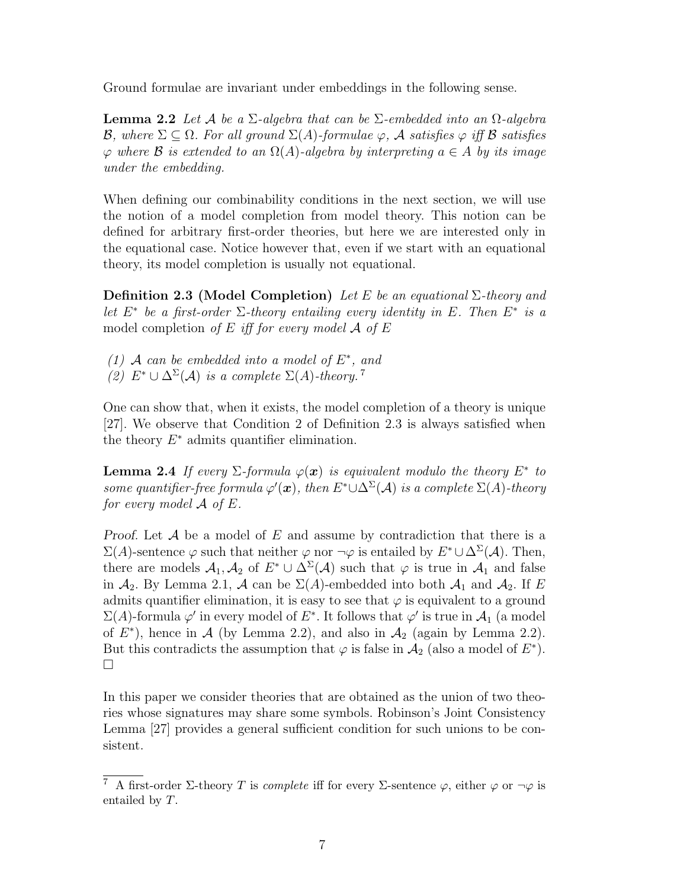Ground formulae are invariant under embeddings in the following sense.

**Lemma 2.2** *Let $\mathcal{A}$ be a $\Sigma$-algebra that can be $\Sigma$-embedded into an $\Omega$-algebra $\mathcal{B}$, where $\Sigma \subseteq \Omega$. For all ground $\Sigma(A)$-formulae $\varphi$, $\mathcal{A}$ satisfies $\varphi$ iff $\mathcal{B}$ satisfies $\varphi$ where $\mathcal{B}$ is extended to an $\Omega(A)$-algebra by interpreting $a \in A$ by its image under the embedding.*

When defining our combinability conditions in the next section, we will use the notion of a model completion from model theory. This notion can be defined for arbitrary first-order theories, but here we are interested only in the equational case. Notice however that, even if we start with an equational theory, its model completion is usually not equational.

**Definition 2.3 (Model Completion)** *Let $E$ be an equational $\Sigma$-theory and let $E^*$ be a first-order $\Sigma$-theory entailing every identity in $E$. Then $E^*$ is a* model completion *of $E$ iff for every model $\mathcal{A}$ of $E$*

*(1) $\mathcal{A}$ can be embedded into a model of $E^*$, and*
*(2) $E^* \cup \Delta^\Sigma(\mathcal{A})$ is a complete $\Sigma(A)$-theory.* [7]

One can show that, when it exists, the model completion of a theory is unique [27]. We observe that Condition 2 of Definition 2.3 is always satisfied when the theory $E^*$ admits quantifier elimination.

**Lemma 2.4** *If every $\Sigma$-formula $\varphi(\boldsymbol{x})$ is equivalent modulo the theory $E^*$ to some quantifier-free formula $\varphi'(\boldsymbol{x})$, then $E^* \cup \Delta^\Sigma(\mathcal{A})$ is a complete $\Sigma(A)$-theory for every model $\mathcal{A}$ of $E$.*

*Proof.* Let $\mathcal{A}$ be a model of $E$ and assume by contradiction that there is a $\Sigma(A)$-sentence $\varphi$ such that neither $\varphi$ nor $\neg\varphi$ is entailed by $E^* \cup \Delta^\Sigma(\mathcal{A})$. Then, there are models $\mathcal{A}_1, \mathcal{A}_2$ of $E^* \cup \Delta^\Sigma(\mathcal{A})$ such that $\varphi$ is true in $\mathcal{A}_1$ and false in $\mathcal{A}_2$. By Lemma 2.1, $\mathcal{A}$ can be $\Sigma(A)$-embedded into both $\mathcal{A}_1$ and $\mathcal{A}_2$. If $E$ admits quantifier elimination, it is easy to see that $\varphi$ is equivalent to a ground $\Sigma(A)$-formula $\varphi'$ in every model of $E^*$. It follows that $\varphi'$ is true in $\mathcal{A}_1$ (a model of $E^*$), hence in $\mathcal{A}$ (by Lemma 2.2), and also in $\mathcal{A}_2$ (again by Lemma 2.2). But this contradicts the assumption that $\varphi$ is false in $\mathcal{A}_2$ (also a model of $E^*$). □

In this paper we consider theories that are obtained as the union of two theories whose signatures may share some symbols. Robinson's Joint Consistency Lemma [27] provides a general sufficient condition for such unions to be consistent.

[7] A first-order $\Sigma$-theory $T$ is *complete* iff for every $\Sigma$-sentence $\varphi$, either $\varphi$ or $\neg\varphi$ is entailed by $T$.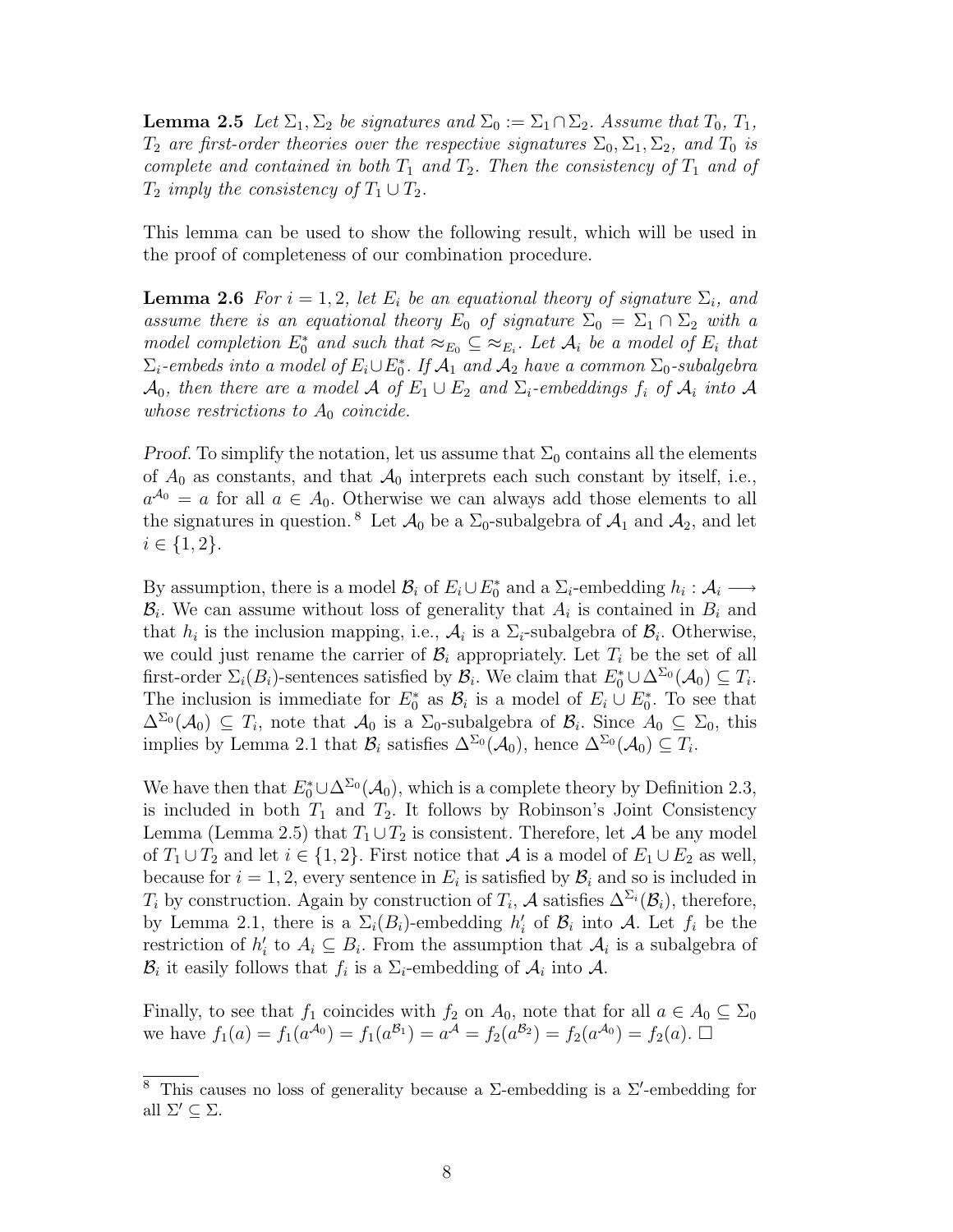**Lemma 2.5** *Let $\Sigma_1, \Sigma_2$ be signatures and $\Sigma_0 := \Sigma_1 \cap \Sigma_2$. Assume that $T_0$, $T_1$, $T_2$ are first-order theories over the respective signatures $\Sigma_0, \Sigma_1, \Sigma_2$, and $T_0$ is complete and contained in both $T_1$ and $T_2$. Then the consistency of $T_1$ and of $T_2$ imply the consistency of $T_1 \cup T_2$.*

This lemma can be used to show the following result, which will be used in the proof of completeness of our combination procedure.

**Lemma 2.6** *For $i = 1, 2$, let $E_i$ be an equational theory of signature $\Sigma_i$, and assume there is an equational theory $E_0$ of signature $\Sigma_0 = \Sigma_1 \cap \Sigma_2$ with a model completion $E_0^*$ and such that $\approx_{E_0} \subseteq \approx_{E_i}$. Let $\mathcal{A}_i$ be a model of $E_i$ that $\Sigma_i$-embeds into a model of $E_i \cup E_0^*$. If $\mathcal{A}_1$ and $\mathcal{A}_2$ have a common $\Sigma_0$-subalgebra $\mathcal{A}_0$, then there are a model $\mathcal{A}$ of $E_1 \cup E_2$ and $\Sigma_i$-embeddings $f_i$ of $\mathcal{A}_i$ into $\mathcal{A}$ whose restrictions to $A_0$ coincide.*

*Proof.* To simplify the notation, let us assume that $\Sigma_0$ contains all the elements of $A_0$ as constants, and that $\mathcal{A}_0$ interprets each such constant by itself, i.e., $a^{\mathcal{A}_0} = a$ for all $a \in A_0$. Otherwise we can always add those elements to all the signatures in question.[8] Let $\mathcal{A}_0$ be a $\Sigma_0$-subalgebra of $\mathcal{A}_1$ and $\mathcal{A}_2$, and let $i \in \{1, 2\}$.

By assumption, there is a model $\mathcal{B}_i$ of $E_i \cup E_0^*$ and a $\Sigma_i$-embedding $h_i : \mathcal{A}_i \longrightarrow \mathcal{B}_i$. We can assume without loss of generality that $A_i$ is contained in $B_i$ and that $h_i$ is the inclusion mapping, i.e., $\mathcal{A}_i$ is a $\Sigma_i$-subalgebra of $\mathcal{B}_i$. Otherwise, we could just rename the carrier of $\mathcal{B}_i$ appropriately. Let $T_i$ be the set of all first-order $\Sigma_i(B_i)$-sentences satisfied by $\mathcal{B}_i$. We claim that $E_0^* \cup \Delta^{\Sigma_0}(\mathcal{A}_0) \subseteq T_i$. The inclusion is immediate for $E_0^*$ as $\mathcal{B}_i$ is a model of $E_i \cup E_0^*$. To see that $\Delta^{\Sigma_0}(\mathcal{A}_0) \subseteq T_i$, note that $\mathcal{A}_0$ is a $\Sigma_0$-subalgebra of $\mathcal{B}_i$. Since $A_0 \subseteq \Sigma_0$, this implies by Lemma 2.1 that $\mathcal{B}_i$ satisfies $\Delta^{\Sigma_0}(\mathcal{A}_0)$, hence $\Delta^{\Sigma_0}(\mathcal{A}_0) \subseteq T_i$.

We have then that $E_0^* \cup \Delta^{\Sigma_0}(\mathcal{A}_0)$, which is a complete theory by Definition 2.3, is included in both $T_1$ and $T_2$. It follows by Robinson's Joint Consistency Lemma (Lemma 2.5) that $T_1 \cup T_2$ is consistent. Therefore, let $\mathcal{A}$ be any model of $T_1 \cup T_2$ and let $i \in \{1, 2\}$. First notice that $\mathcal{A}$ is a model of $E_1 \cup E_2$ as well, because for $i = 1, 2$, every sentence in $E_i$ is satisfied by $\mathcal{B}_i$ and so is included in $T_i$ by construction. Again by construction of $T_i$, $\mathcal{A}$ satisfies $\Delta^{\Sigma_i}(\mathcal{B}_i)$, therefore, by Lemma 2.1, there is a $\Sigma_i(B_i)$-embedding $h_i'$ of $\mathcal{B}_i$ into $\mathcal{A}$. Let $f_i$ be the restriction of $h_i'$ to $A_i \subseteq B_i$. From the assumption that $\mathcal{A}_i$ is a subalgebra of $\mathcal{B}_i$ it easily follows that $f_i$ is a $\Sigma_i$-embedding of $\mathcal{A}_i$ into $\mathcal{A}$.

Finally, to see that $f_1$ coincides with $f_2$ on $A_0$, note that for all $a \in A_0 \subseteq \Sigma_0$ we have $f_1(a) = f_1(a^{\mathcal{A}_0}) = f_1(a^{\mathcal{B}_1}) = a^{\mathcal{A}} = f_2(a^{\mathcal{B}_2}) = f_2(a^{\mathcal{A}_0}) = f_2(a)$. □

---

[8] This causes no loss of generality because a $\Sigma$-embedding is a $\Sigma'$-embedding for all $\Sigma' \subseteq \Sigma$.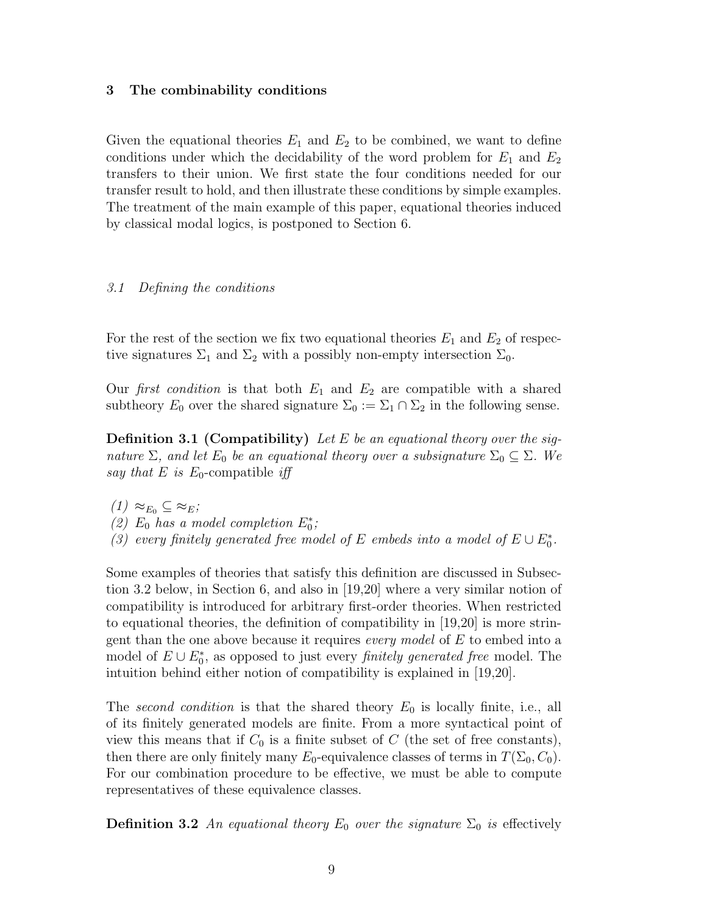## 3 The combinability conditions

Given the equational theories $E_1$ and $E_2$ to be combined, we want to define conditions under which the decidability of the word problem for $E_1$ and $E_2$ transfers to their union. We first state the four conditions needed for our transfer result to hold, and then illustrate these conditions by simple examples. The treatment of the main example of this paper, equational theories induced by classical modal logics, is postponed to Section 6.

### *3.1 Defining the conditions*

For the rest of the section we fix two equational theories $E_1$ and $E_2$ of respective signatures $\Sigma_1$ and $\Sigma_2$ with a possibly non-empty intersection $\Sigma_0$.

Our *first condition* is that both $E_1$ and $E_2$ are compatible with a shared subtheory $E_0$ over the shared signature $\Sigma_0 := \Sigma_1 \cap \Sigma_2$ in the following sense.

**Definition 3.1 (Compatibility)** *Let $E$ be an equational theory over the signature $\Sigma$, and let $E_0$ be an equational theory over a subsignature $\Sigma_0 \subseteq \Sigma$. We say that $E$ is* $E_0$-compatible *iff*

*(1) $\approx_{E_0} \subseteq \approx_E$;*
*(2) $E_0$ has a model completion $E_0^*$;*
*(3) every finitely generated free model of $E$ embeds into a model of $E \cup E_0^*$.*

Some examples of theories that satisfy this definition are discussed in Subsection 3.2 below, in Section 6, and also in [19,20] where a very similar notion of compatibility is introduced for arbitrary first-order theories. When restricted to equational theories, the definition of compatibility in [19,20] is more stringent than the one above because it requires *every model* of $E$ to embed into a model of $E \cup E_0^*$, as opposed to just every *finitely generated free* model. The intuition behind either notion of compatibility is explained in [19,20].

The *second condition* is that the shared theory $E_0$ is locally finite, i.e., all of its finitely generated models are finite. From a more syntactical point of view this means that if $C_0$ is a finite subset of $C$ (the set of free constants), then there are only finitely many $E_0$-equivalence classes of terms in $T(\Sigma_0, C_0)$. For our combination procedure to be effective, we must be able to compute representatives of these equivalence classes.

**Definition 3.2** *An equational theory $E_0$ over the signature $\Sigma_0$ is* effectively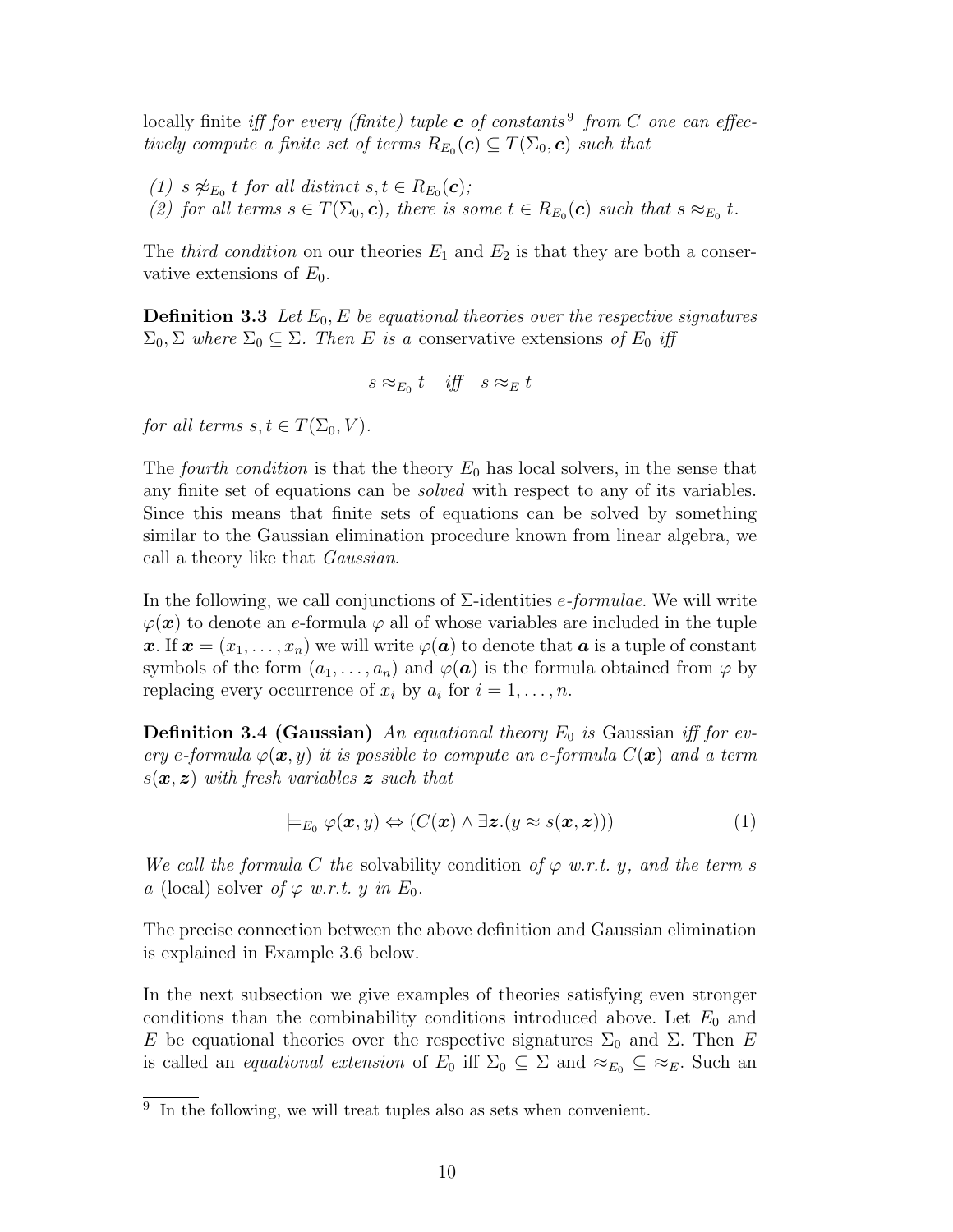locally finite *iff for every (finite) tuple* $\boldsymbol{c}$ *of constants*[9] *from* $C$ *one can effectively compute a finite set of terms* $R_{E_0}(\boldsymbol{c}) \subseteq T(\Sigma_0, \boldsymbol{c})$ *such that*

*(1)* $s \not\approx_{E_0} t$ *for all distinct* $s, t \in R_{E_0}(\boldsymbol{c})$*;*
*(2) for all terms* $s \in T(\Sigma_0, \boldsymbol{c})$*, there is some* $t \in R_{E_0}(\boldsymbol{c})$ *such that* $s \approx_{E_0} t$*.*

The *third condition* on our theories $E_1$ and $E_2$ is that they are both a conservative extensions of $E_0$.

**Definition 3.3** *Let* $E_0, E$ *be equational theories over the respective signatures* $\Sigma_0, \Sigma$ *where* $\Sigma_0 \subseteq \Sigma$*. Then* $E$ *is a* conservative extensions *of* $E_0$ *iff*

$$s \approx_{E_0} t \quad \textit{iff} \quad s \approx_E t$$

*for all terms* $s, t \in T(\Sigma_0, V)$*.*

The *fourth condition* is that the theory $E_0$ has local solvers, in the sense that any finite set of equations can be *solved* with respect to any of its variables. Since this means that finite sets of equations can be solved by something similar to the Gaussian elimination procedure known from linear algebra, we call a theory like that *Gaussian*.

In the following, we call conjunctions of $\Sigma$-identities *e-formulae*. We will write $\varphi(\boldsymbol{x})$ to denote an $e$-formula $\varphi$ all of whose variables are included in the tuple $\boldsymbol{x}$. If $\boldsymbol{x} = (x_1, \ldots, x_n)$ we will write $\varphi(\boldsymbol{a})$ to denote that $\boldsymbol{a}$ is a tuple of constant symbols of the form $(a_1, \ldots, a_n)$ and $\varphi(\boldsymbol{a})$ is the formula obtained from $\varphi$ by replacing every occurrence of $x_i$ by $a_i$ for $i = 1, \ldots, n$.

**Definition 3.4 (Gaussian)** *An equational theory* $E_0$ *is* Gaussian *iff for every e-formula* $\varphi(\boldsymbol{x}, y)$ *it is possible to compute an e-formula* $C(\boldsymbol{x})$ *and a term* $s(\boldsymbol{x}, \boldsymbol{z})$ *with fresh variables* $\boldsymbol{z}$ *such that*

$$\models_{E_0} \varphi(\boldsymbol{x}, y) \Leftrightarrow (C(\boldsymbol{x}) \wedge \exists \boldsymbol{z}.(y \approx s(\boldsymbol{x}, \boldsymbol{z}))) \tag{1}$$

*We call the formula* $C$ *the* solvability condition *of* $\varphi$ *w.r.t.* $y$*, and the term* $s$ *a* (local) solver *of* $\varphi$ *w.r.t.* $y$ *in* $E_0$*.*

The precise connection between the above definition and Gaussian elimination is explained in Example 3.6 below.

In the next subsection we give examples of theories satisfying even stronger conditions than the combinability conditions introduced above. Let $E_0$ and $E$ be equational theories over the respective signatures $\Sigma_0$ and $\Sigma$. Then $E$ is called an *equational extension* of $E_0$ iff $\Sigma_0 \subseteq \Sigma$ and $\approx_{E_0} \subseteq \approx_E$. Such an

[9] In the following, we will treat tuples also as sets when convenient.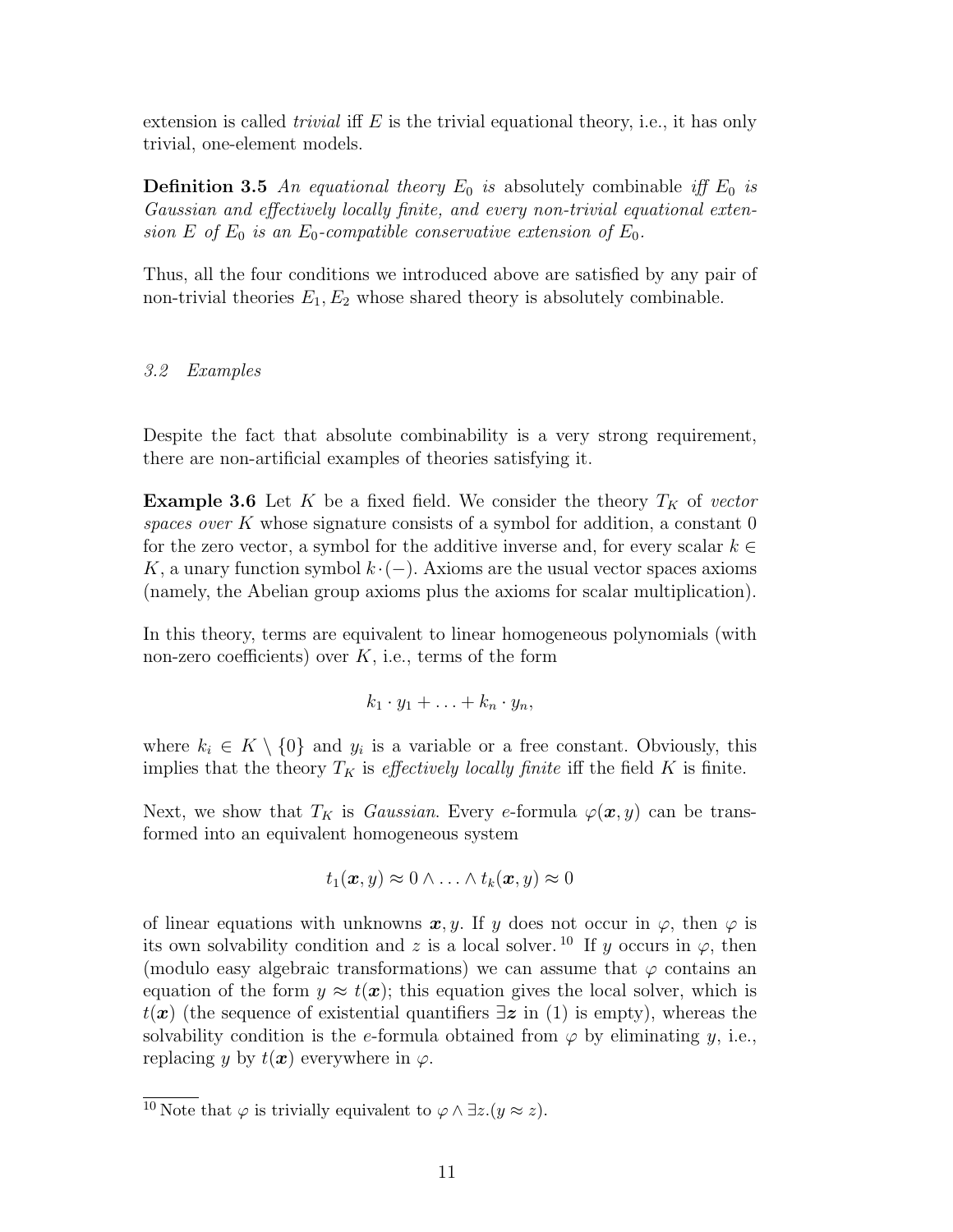extension is called *trivial* iff $E$ is the trivial equational theory, i.e., it has only trivial, one-element models.

**Definition 3.5** *An equational theory $E_0$ is* absolutely combinable *iff $E_0$ is Gaussian and effectively locally finite, and every non-trivial equational extension $E$ of $E_0$ is an $E_0$-compatible conservative extension of $E_0$.*

Thus, all the four conditions we introduced above are satisfied by any pair of non-trivial theories $E_1, E_2$ whose shared theory is absolutely combinable.

### *3.2 Examples*

Despite the fact that absolute combinability is a very strong requirement, there are non-artificial examples of theories satisfying it.

**Example 3.6** Let $K$ be a fixed field. We consider the theory $T_K$ of *vector spaces over* $K$ whose signature consists of a symbol for addition, a constant 0 for the zero vector, a symbol for the additive inverse and, for every scalar $k \in K$, a unary function symbol $k \cdot (-)$. Axioms are the usual vector spaces axioms (namely, the Abelian group axioms plus the axioms for scalar multiplication).

In this theory, terms are equivalent to linear homogeneous polynomials (with non-zero coefficients) over $K$, i.e., terms of the form

$$k_1 \cdot y_1 + \ldots + k_n \cdot y_n,$$

where $k_i \in K \setminus \{0\}$ and $y_i$ is a variable or a free constant. Obviously, this implies that the theory $T_K$ is *effectively locally finite* iff the field $K$ is finite.

Next, we show that $T_K$ is *Gaussian*. Every $e$-formula $\varphi(\boldsymbol{x}, y)$ can be transformed into an equivalent homogeneous system

$$t_1(\boldsymbol{x}, y) \approx 0 \wedge \ldots \wedge t_k(\boldsymbol{x}, y) \approx 0$$

of linear equations with unknowns $\boldsymbol{x}, y$. If $y$ does not occur in $\varphi$, then $\varphi$ is its own solvability condition and $z$ is a local solver.[10] If $y$ occurs in $\varphi$, then (modulo easy algebraic transformations) we can assume that $\varphi$ contains an equation of the form $y \approx t(\boldsymbol{x})$; this equation gives the local solver, which is $t(\boldsymbol{x})$ (the sequence of existential quantifiers $\exists \boldsymbol{z}$ in (1) is empty), whereas the solvability condition is the $e$-formula obtained from $\varphi$ by eliminating $y$, i.e., replacing $y$ by $t(\boldsymbol{x})$ everywhere in $\varphi$.

[10] Note that $\varphi$ is trivially equivalent to $\varphi \wedge \exists z.(y \approx z)$.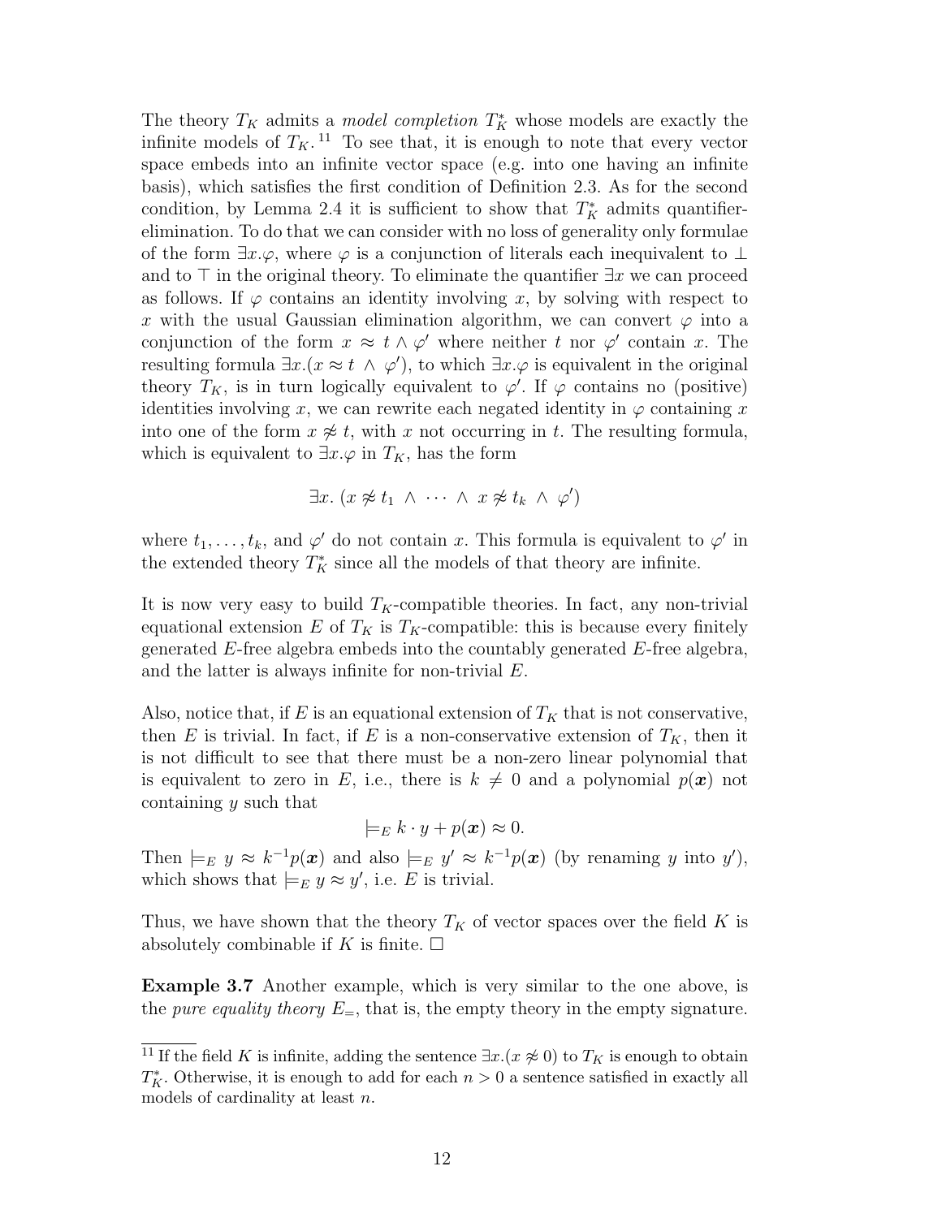The theory $T_K$ admits a *model completion* $T_K^*$ whose models are exactly the infinite models of $T_K$.[11] To see that, it is enough to note that every vector space embeds into an infinite vector space (e.g. into one having an infinite basis), which satisfies the first condition of Definition 2.3. As for the second condition, by Lemma 2.4 it is sufficient to show that $T_K^*$ admits quantifier-elimination. To do that we can consider with no loss of generality only formulae of the form $\exists x.\varphi$, where $\varphi$ is a conjunction of literals each inequivalent to $\bot$ and to $\top$ in the original theory. To eliminate the quantifier $\exists x$ we can proceed as follows. If $\varphi$ contains an identity involving $x$, by solving with respect to $x$ with the usual Gaussian elimination algorithm, we can convert $\varphi$ into a conjunction of the form $x \approx t \wedge \varphi'$ where neither $t$ nor $\varphi'$ contain $x$. The resulting formula $\exists x.(x \approx t \wedge \varphi')$, to which $\exists x.\varphi$ is equivalent in the original theory $T_K$, is in turn logically equivalent to $\varphi'$. If $\varphi$ contains no (positive) identities involving $x$, we can rewrite each negated identity in $\varphi$ containing $x$ into one of the form $x \not\approx t$, with $x$ not occurring in $t$. The resulting formula, which is equivalent to $\exists x.\varphi$ in $T_K$, has the form

$$\exists x.\ (x \not\approx t_1 \ \wedge\ \cdots\ \wedge\ x \not\approx t_k\ \wedge\ \varphi')$$

where $t_1, \ldots, t_k$, and $\varphi'$ do not contain $x$. This formula is equivalent to $\varphi'$ in the extended theory $T_K^*$ since all the models of that theory are infinite.

It is now very easy to build $T_K$-compatible theories. In fact, any non-trivial equational extension $E$ of $T_K$ is $T_K$-compatible: this is because every finitely generated $E$-free algebra embeds into the countably generated $E$-free algebra, and the latter is always infinite for non-trivial $E$.

Also, notice that, if $E$ is an equational extension of $T_K$ that is not conservative, then $E$ is trivial. In fact, if $E$ is a non-conservative extension of $T_K$, then it is not difficult to see that there must be a non-zero linear polynomial that is equivalent to zero in $E$, i.e., there is $k \neq 0$ and a polynomial $p(\boldsymbol{x})$ not containing $y$ such that

$$\models_E k \cdot y + p(\boldsymbol{x}) \approx 0.$$

Then $\models_E y \approx k^{-1}p(\boldsymbol{x})$ and also $\models_E y' \approx k^{-1}p(\boldsymbol{x})$ (by renaming $y$ into $y'$), which shows that $\models_E y \approx y'$, i.e. $E$ is trivial.

Thus, we have shown that the theory $T_K$ of vector spaces over the field $K$ is absolutely combinable if $K$ is finite. $\square$

**Example 3.7** Another example, which is very similar to the one above, is the *pure equality theory* $E_=$, that is, the empty theory in the empty signature.

[11] If the field $K$ is infinite, adding the sentence $\exists x.(x \not\approx 0)$ to $T_K$ is enough to obtain $T_K^*$. Otherwise, it is enough to add for each $n > 0$ a sentence satisfied in exactly all models of cardinality at least $n$.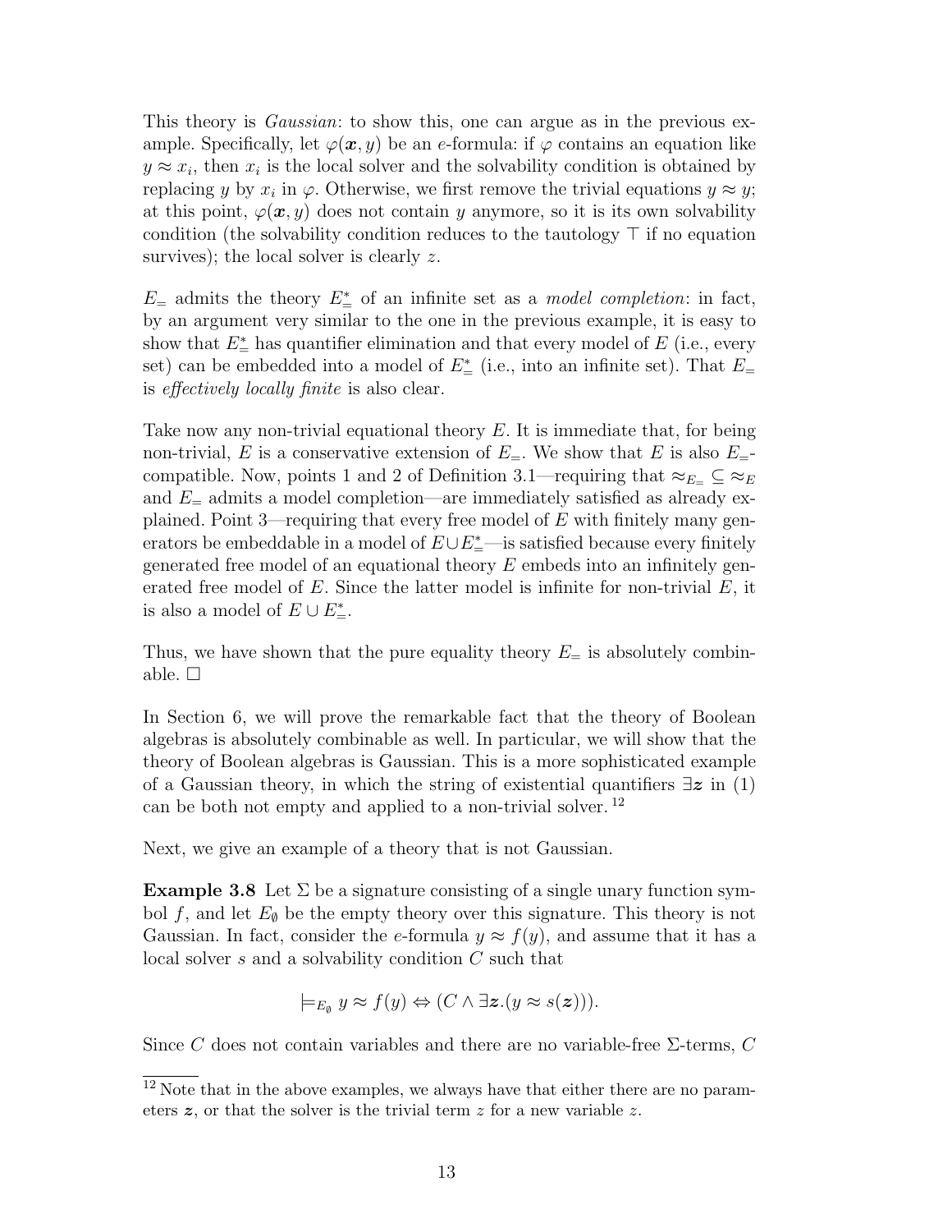This theory is *Gaussian*: to show this, one can argue as in the previous example. Specifically, let $\varphi(\boldsymbol{x}, y)$ be an $e$-formula: if $\varphi$ contains an equation like $y \approx x_i$, then $x_i$ is the local solver and the solvability condition is obtained by replacing $y$ by $x_i$ in $\varphi$. Otherwise, we first remove the trivial equations $y \approx y$; at this point, $\varphi(\boldsymbol{x}, y)$ does not contain $y$ anymore, so it is its own solvability condition (the solvability condition reduces to the tautology $\top$ if no equation survives); the local solver is clearly $z$.

$E_=$ admits the theory $E_=^*$ of an infinite set as a *model completion*: in fact, by an argument very similar to the one in the previous example, it is easy to show that $E_=^*$ has quantifier elimination and that every model of $E$ (i.e., every set) can be embedded into a model of $E_=^*$ (i.e., into an infinite set). That $E_=$ is *effectively locally finite* is also clear.

Take now any non-trivial equational theory $E$. It is immediate that, for being non-trivial, $E$ is a conservative extension of $E_=$. We show that $E$ is also $E_=$-compatible. Now, points 1 and 2 of Definition 3.1—requiring that $\approx_{E_=} \subseteq \approx_E$ and $E_=$ admits a model completion—are immediately satisfied as already explained. Point 3—requiring that every free model of $E$ with finitely many generators be embeddable in a model of $E \cup E_=^*$—is satisfied because every finitely generated free model of an equational theory $E$ embeds into an infinitely generated free model of $E$. Since the latter model is infinite for non-trivial $E$, it is also a model of $E \cup E_=^*$.

Thus, we have shown that the pure equality theory $E_=$ is absolutely combinable. □

In Section 6, we will prove the remarkable fact that the theory of Boolean algebras is absolutely combinable as well. In particular, we will show that the theory of Boolean algebras is Gaussian. This is a more sophisticated example of a Gaussian theory, in which the string of existential quantifiers $\exists \boldsymbol{z}$ in (1) can be both not empty and applied to a non-trivial solver. [12]

Next, we give an example of a theory that is not Gaussian.

**Example 3.8** Let $\Sigma$ be a signature consisting of a single unary function symbol $f$, and let $E_\emptyset$ be the empty theory over this signature. This theory is not Gaussian. In fact, consider the $e$-formula $y \approx f(y)$, and assume that it has a local solver $s$ and a solvability condition $C$ such that

$$\models_{E_\emptyset} y \approx f(y) \Leftrightarrow (C \wedge \exists \boldsymbol{z}.(y \approx s(\boldsymbol{z}))).$$

Since $C$ does not contain variables and there are no variable-free $\Sigma$-terms, $C$

[12] Note that in the above examples, we always have that either there are no parameters $\boldsymbol{z}$, or that the solver is the trivial term $z$ for a new variable $z$.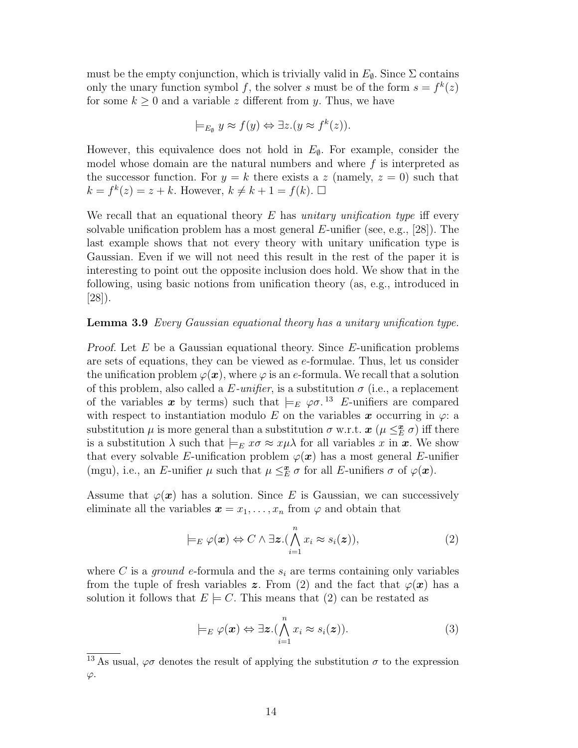must be the empty conjunction, which is trivially valid in $E_\emptyset$. Since $\Sigma$ contains only the unary function symbol $f$, the solver $s$ must be of the form $s = f^k(z)$ for some $k \geq 0$ and a variable $z$ different from $y$. Thus, we have

$$\models_{E_\emptyset} y \approx f(y) \Leftrightarrow \exists z.(y \approx f^k(z)).$$

However, this equivalence does not hold in $E_\emptyset$. For example, consider the model whose domain are the natural numbers and where $f$ is interpreted as the successor function. For $y = k$ there exists a $z$ (namely, $z = 0$) such that $k = f^k(z) = z + k$. However, $k \neq k + 1 = f(k)$. □

We recall that an equational theory $E$ has *unitary unification type* iff every solvable unification problem has a most general $E$-unifier (see, e.g., [28]). The last example shows that not every theory with unitary unification type is Gaussian. Even if we will not need this result in the rest of the paper it is interesting to point out the opposite inclusion does hold. We show that in the following, using basic notions from unification theory (as, e.g., introduced in [28]).

**Lemma 3.9** *Every Gaussian equational theory has a unitary unification type.*

*Proof.* Let $E$ be a Gaussian equational theory. Since $E$-unification problems are sets of equations, they can be viewed as $e$-formulae. Thus, let us consider the unification problem $\varphi(\boldsymbol{x})$, where $\varphi$ is an $e$-formula. We recall that a solution of this problem, also called a *$E$-unifier*, is a substitution $\sigma$ (i.e., a replacement of the variables $\boldsymbol{x}$ by terms) such that $\models_E \varphi\sigma$.[13] $E$-unifiers are compared with respect to instantiation modulo $E$ on the variables $\boldsymbol{x}$ occurring in $\varphi$: a substitution $\mu$ is more general than a substitution $\sigma$ w.r.t. $\boldsymbol{x}$ ($\mu \leq_E^{\boldsymbol{x}} \sigma$) iff there is a substitution $\lambda$ such that $\models_E x\sigma \approx x\mu\lambda$ for all variables $x$ in $\boldsymbol{x}$. We show that every solvable $E$-unification problem $\varphi(\boldsymbol{x})$ has a most general $E$-unifier (mgu), i.e., an $E$-unifier $\mu$ such that $\mu \leq_E^{\boldsymbol{x}} \sigma$ for all $E$-unifiers $\sigma$ of $\varphi(\boldsymbol{x})$.

Assume that $\varphi(\boldsymbol{x})$ has a solution. Since $E$ is Gaussian, we can successively eliminate all the variables $\boldsymbol{x} = x_1, \ldots, x_n$ from $\varphi$ and obtain that

$$\models_E \varphi(\boldsymbol{x}) \Leftrightarrow C \land \exists \boldsymbol{z}.(\bigwedge_{i=1}^{n} x_i \approx s_i(\boldsymbol{z})), \tag{2}$$

where $C$ is a *ground* $e$-formula and the $s_i$ are terms containing only variables from the tuple of fresh variables $\boldsymbol{z}$. From (2) and the fact that $\varphi(\boldsymbol{x})$ has a solution it follows that $E \models C$. This means that (2) can be restated as

$$\models_E \varphi(\boldsymbol{x}) \Leftrightarrow \exists \boldsymbol{z}.(\bigwedge_{i=1}^{n} x_i \approx s_i(\boldsymbol{z})). \tag{3}$$

[13] As usual, $\varphi\sigma$ denotes the result of applying the substitution $\sigma$ to the expression $\varphi$.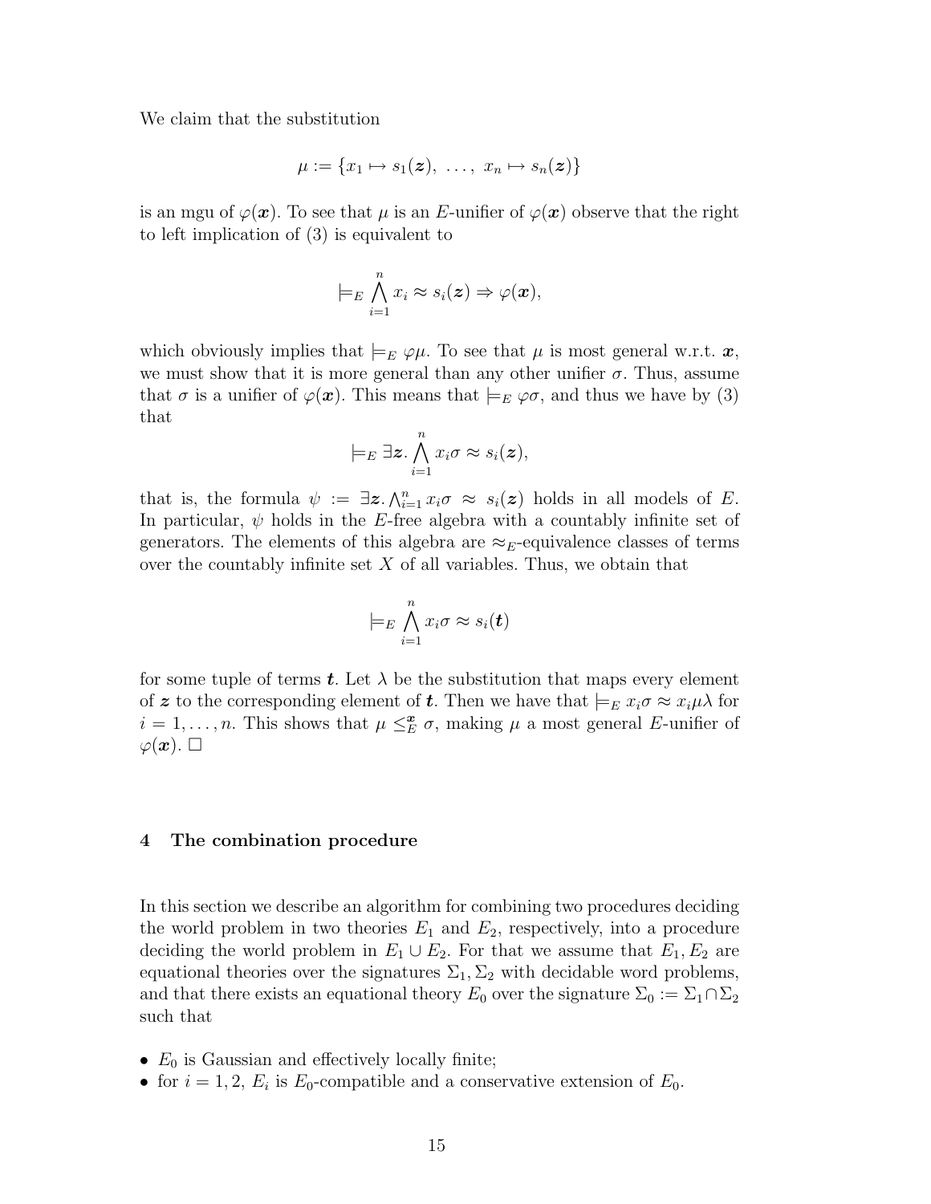We claim that the substitution

$$\mu := \{x_1 \mapsto s_1(\boldsymbol{z}),\ \ldots,\ x_n \mapsto s_n(\boldsymbol{z})\}$$

is an mgu of $\varphi(\boldsymbol{x})$. To see that $\mu$ is an $E$-unifier of $\varphi(\boldsymbol{x})$ observe that the right to left implication of (3) is equivalent to

$$\models_E \bigwedge_{i=1}^{n} x_i \approx s_i(\boldsymbol{z}) \Rightarrow \varphi(\boldsymbol{x}),$$

which obviously implies that $\models_E \varphi\mu$. To see that $\mu$ is most general w.r.t. $\boldsymbol{x}$, we must show that it is more general than any other unifier $\sigma$. Thus, assume that $\sigma$ is a unifier of $\varphi(\boldsymbol{x})$. This means that $\models_E \varphi\sigma$, and thus we have by (3) that

$$\models_E \exists \boldsymbol{z}. \bigwedge_{i=1}^{n} x_i\sigma \approx s_i(\boldsymbol{z}),$$

that is, the formula $\psi := \exists \boldsymbol{z}. \bigwedge_{i=1}^{n} x_i\sigma \approx s_i(\boldsymbol{z})$ holds in all models of $E$. In particular, $\psi$ holds in the $E$-free algebra with a countably infinite set of generators. The elements of this algebra are $\approx_E$-equivalence classes of terms over the countably infinite set $X$ of all variables. Thus, we obtain that

$$\models_E \bigwedge_{i=1}^{n} x_i\sigma \approx s_i(\boldsymbol{t})$$

for some tuple of terms $\boldsymbol{t}$. Let $\lambda$ be the substitution that maps every element of $\boldsymbol{z}$ to the corresponding element of $\boldsymbol{t}$. Then we have that $\models_E x_i\sigma \approx x_i\mu\lambda$ for $i = 1, \ldots, n$. This shows that $\mu \leq_E^{\boldsymbol{x}} \sigma$, making $\mu$ a most general $E$-unifier of $\varphi(\boldsymbol{x})$. $\square$

## 4 The combination procedure

In this section we describe an algorithm for combining two procedures deciding the world problem in two theories $E_1$ and $E_2$, respectively, into a procedure deciding the world problem in $E_1 \cup E_2$. For that we assume that $E_1, E_2$ are equational theories over the signatures $\Sigma_1, \Sigma_2$ with decidable word problems, and that there exists an equational theory $E_0$ over the signature $\Sigma_0 := \Sigma_1 \cap \Sigma_2$ such that

- $E_0$ is Gaussian and effectively locally finite;
- for $i = 1, 2$, $E_i$ is $E_0$-compatible and a conservative extension of $E_0$.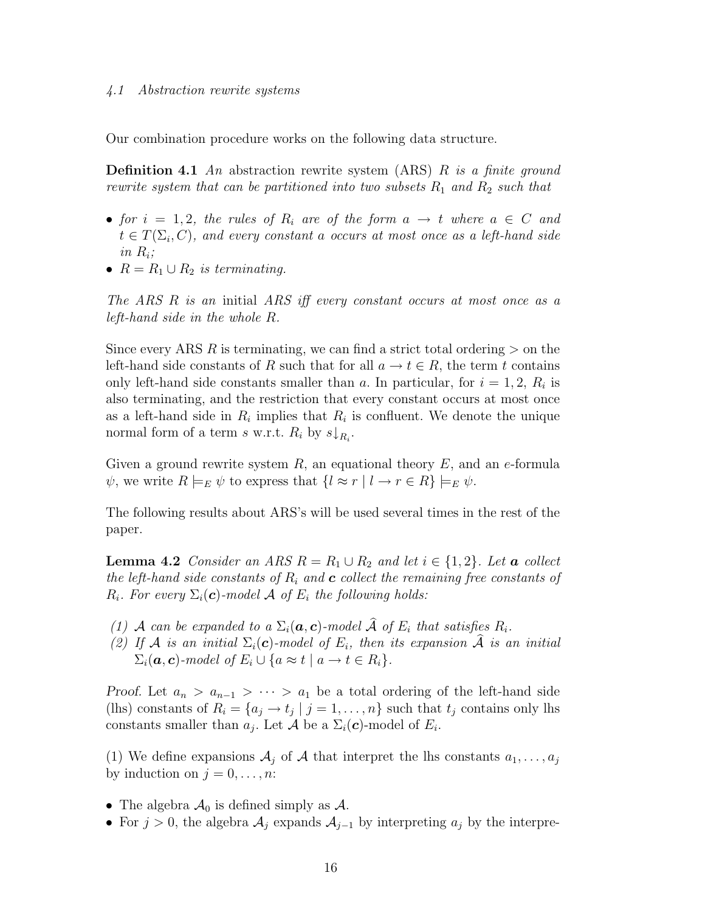### 4.1 Abstraction rewrite systems

Our combination procedure works on the following data structure.

**Definition 4.1** *An* abstraction rewrite system (ARS) $R$ *is a finite ground rewrite system that can be partitioned into two subsets* $R_1$ *and* $R_2$ *such that*

- *for* $i = 1, 2$, *the rules of* $R_i$ *are of the form* $a \to t$ *where* $a \in C$ *and* $t \in T(\Sigma_i, C)$, *and every constant* $a$ *occurs at most once as a left-hand side in* $R_i$*;*
- $R = R_1 \cup R_2$ *is terminating.*

*The ARS* $R$ *is an* initial *ARS iff every constant occurs at most once as a left-hand side in the whole* $R$.

Since every ARS $R$ is terminating, we can find a strict total ordering $>$ on the left-hand side constants of $R$ such that for all $a \to t \in R$, the term $t$ contains only left-hand side constants smaller than $a$. In particular, for $i = 1, 2$, $R_i$ is also terminating, and the restriction that every constant occurs at most once as a left-hand side in $R_i$ implies that $R_i$ is confluent. We denote the unique normal form of a term $s$ w.r.t. $R_i$ by $s{\downarrow_{R_i}}$.

Given a ground rewrite system $R$, an equational theory $E$, and an $e$-formula $\psi$, we write $R \models_E \psi$ to express that $\{l \approx r \mid l \to r \in R\} \models_E \psi$.

The following results about ARS's will be used several times in the rest of the paper.

**Lemma 4.2** *Consider an ARS* $R = R_1 \cup R_2$ *and let* $i \in \{1, 2\}$. *Let* $\boldsymbol{a}$ *collect the left-hand side constants of* $R_i$ *and* $\boldsymbol{c}$ *collect the remaining free constants of* $R_i$. *For every* $\Sigma_i(\boldsymbol{c})$*-model* $\mathcal{A}$ *of* $E_i$ *the following holds:*

*(1)* $\mathcal{A}$ *can be expanded to a* $\Sigma_i(\boldsymbol{a}, \boldsymbol{c})$*-model* $\widehat{\mathcal{A}}$ *of* $E_i$ *that satisfies* $R_i$.

*(2) If* $\mathcal{A}$ *is an initial* $\Sigma_i(\boldsymbol{c})$*-model of* $E_i$, *then its expansion* $\widehat{\mathcal{A}}$ *is an initial* $\Sigma_i(\boldsymbol{a}, \boldsymbol{c})$*-model of* $E_i \cup \{a \approx t \mid a \to t \in R_i\}$.

*Proof.* Let $a_n > a_{n-1} > \cdots > a_1$ be a total ordering of the left-hand side (lhs) constants of $R_i = \{a_j \to t_j \mid j = 1, \ldots, n\}$ such that $t_j$ contains only lhs constants smaller than $a_j$. Let $\mathcal{A}$ be a $\Sigma_i(\boldsymbol{c})$-model of $E_i$.

(1) We define expansions $\mathcal{A}_j$ of $\mathcal{A}$ that interpret the lhs constants $a_1, \ldots, a_j$ by induction on $j = 0, \ldots, n$:

- The algebra $\mathcal{A}_0$ is defined simply as $\mathcal{A}$.
- For $j > 0$, the algebra $\mathcal{A}_j$ expands $\mathcal{A}_{j-1}$ by interpreting $a_j$ by the interpre-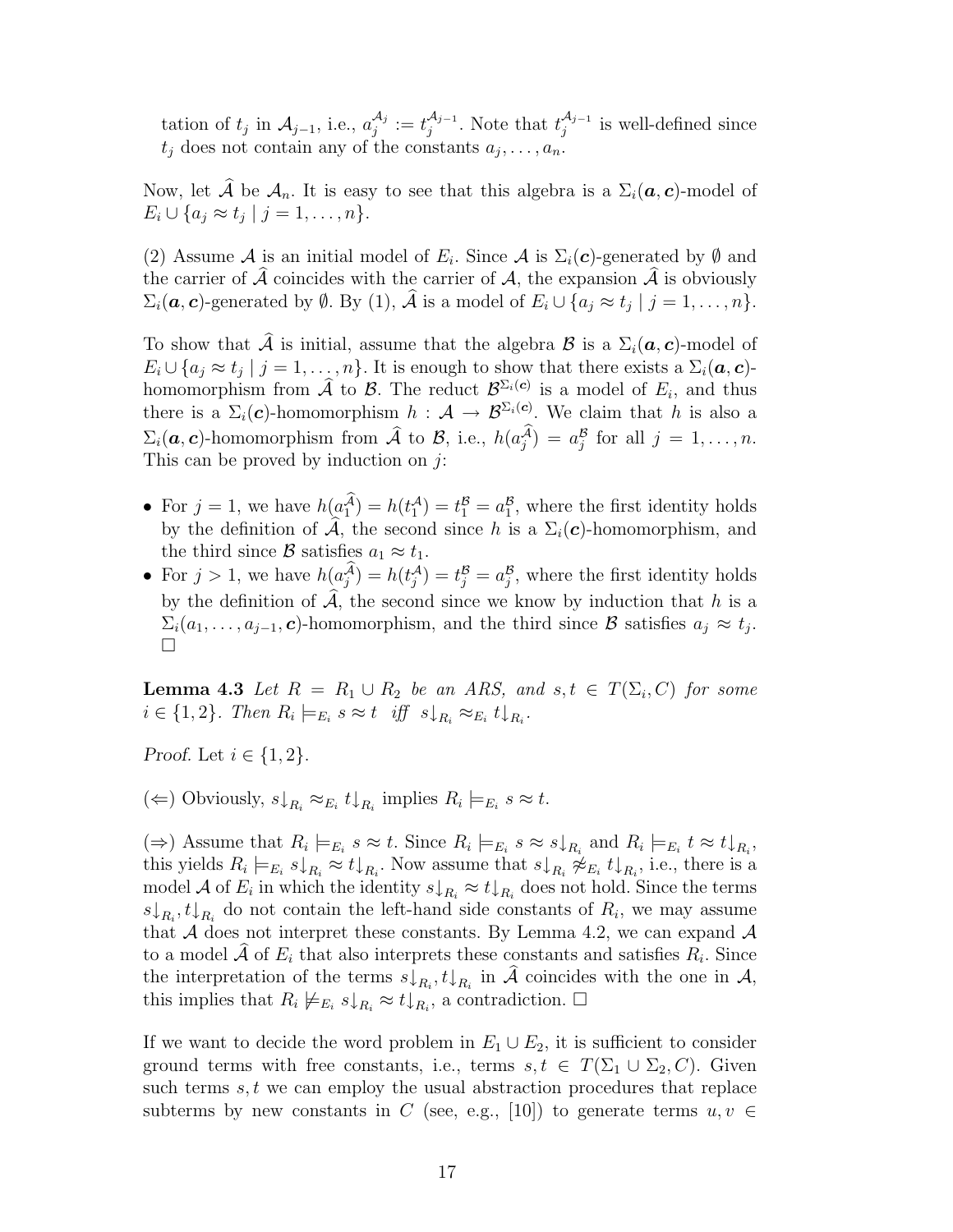tation of $t_j$ in $\mathcal{A}_{j-1}$, i.e., $a_j^{\mathcal{A}_j} := t_j^{\mathcal{A}_{j-1}}$. Note that $t_j^{\mathcal{A}_{j-1}}$ is well-defined since $t_j$ does not contain any of the constants $a_j, \ldots, a_n$.

Now, let $\widehat{\mathcal{A}}$ be $\mathcal{A}_n$. It is easy to see that this algebra is a $\Sigma_i(\boldsymbol{a}, \boldsymbol{c})$-model of $E_i \cup \{a_j \approx t_j \mid j = 1, \ldots, n\}$.

(2) Assume $\mathcal{A}$ is an initial model of $E_i$. Since $\mathcal{A}$ is $\Sigma_i(\boldsymbol{c})$-generated by $\emptyset$ and the carrier of $\widehat{\mathcal{A}}$ coincides with the carrier of $\mathcal{A}$, the expansion $\widehat{\mathcal{A}}$ is obviously $\Sigma_i(\boldsymbol{a}, \boldsymbol{c})$-generated by $\emptyset$. By (1), $\widehat{\mathcal{A}}$ is a model of $E_i \cup \{a_j \approx t_j \mid j = 1, \ldots, n\}$.

To show that $\widehat{\mathcal{A}}$ is initial, assume that the algebra $\mathcal{B}$ is a $\Sigma_i(\boldsymbol{a}, \boldsymbol{c})$-model of $E_i \cup \{a_j \approx t_j \mid j = 1, \ldots, n\}$. It is enough to show that there exists a $\Sigma_i(\boldsymbol{a}, \boldsymbol{c})$-homomorphism from $\widehat{\mathcal{A}}$ to $\mathcal{B}$. The reduct $\mathcal{B}^{\Sigma_i(\boldsymbol{c})}$ is a model of $E_i$, and thus there is a $\Sigma_i(\boldsymbol{c})$-homomorphism $h : \mathcal{A} \to \mathcal{B}^{\Sigma_i(\boldsymbol{c})}$. We claim that $h$ is also a $\Sigma_i(\boldsymbol{a}, \boldsymbol{c})$-homomorphism from $\widehat{\mathcal{A}}$ to $\mathcal{B}$, i.e., $h(a_j^{\widehat{\mathcal{A}}}) = a_j^{\mathcal{B}}$ for all $j = 1, \ldots, n$. This can be proved by induction on $j$:

- For $j = 1$, we have $h(a_1^{\widehat{\mathcal{A}}}) = h(t_1^{\mathcal{A}}) = t_1^{\mathcal{B}} = a_1^{\mathcal{B}}$, where the first identity holds by the definition of $\widehat{\mathcal{A}}$, the second since $h$ is a $\Sigma_i(\boldsymbol{c})$-homomorphism, and the third since $\mathcal{B}$ satisfies $a_1 \approx t_1$.
- For $j > 1$, we have $h(a_j^{\widehat{\mathcal{A}}}) = h(t_j^{\mathcal{A}}) = t_j^{\mathcal{B}} = a_j^{\mathcal{B}}$, where the first identity holds by the definition of $\widehat{\mathcal{A}}$, the second since we know by induction that $h$ is a $\Sigma_i(a_1, \ldots, a_{j-1}, \boldsymbol{c})$-homomorphism, and the third since $\mathcal{B}$ satisfies $a_j \approx t_j$. □

**Lemma 4.3** *Let $R = R_1 \cup R_2$ be an ARS, and $s, t \in T(\Sigma_i, C)$ for some $i \in \{1, 2\}$. Then $R_i \models_{E_i} s \approx t$ iff $s{\downarrow}_{R_i} \approx_{E_i} t{\downarrow}_{R_i}$.*

*Proof.* Let $i \in \{1, 2\}$.

($\Leftarrow$) Obviously, $s{\downarrow}_{R_i} \approx_{E_i} t{\downarrow}_{R_i}$ implies $R_i \models_{E_i} s \approx t$.

($\Rightarrow$) Assume that $R_i \models_{E_i} s \approx t$. Since $R_i \models_{E_i} s \approx s{\downarrow}_{R_i}$ and $R_i \models_{E_i} t \approx t{\downarrow}_{R_i}$, this yields $R_i \models_{E_i} s{\downarrow}_{R_i} \approx t{\downarrow}_{R_i}$. Now assume that $s{\downarrow}_{R_i} \not\approx_{E_i} t{\downarrow}_{R_i}$, i.e., there is a model $\mathcal{A}$ of $E_i$ in which the identity $s{\downarrow}_{R_i} \approx t{\downarrow}_{R_i}$ does not hold. Since the terms $s{\downarrow}_{R_i}, t{\downarrow}_{R_i}$ do not contain the left-hand side constants of $R_i$, we may assume that $\mathcal{A}$ does not interpret these constants. By Lemma 4.2, we can expand $\mathcal{A}$ to a model $\widehat{\mathcal{A}}$ of $E_i$ that also interprets these constants and satisfies $R_i$. Since the interpretation of the terms $s{\downarrow}_{R_i}, t{\downarrow}_{R_i}$ in $\widehat{\mathcal{A}}$ coincides with the one in $\mathcal{A}$, this implies that $R_i \not\models_{E_i} s{\downarrow}_{R_i} \approx t{\downarrow}_{R_i}$, a contradiction. □

If we want to decide the word problem in $E_1 \cup E_2$, it is sufficient to consider ground terms with free constants, i.e., terms $s, t \in T(\Sigma_1 \cup \Sigma_2, C)$. Given such terms $s, t$ we can employ the usual abstraction procedures that replace subterms by new constants in $C$ (see, e.g., [10]) to generate terms $u, v \in$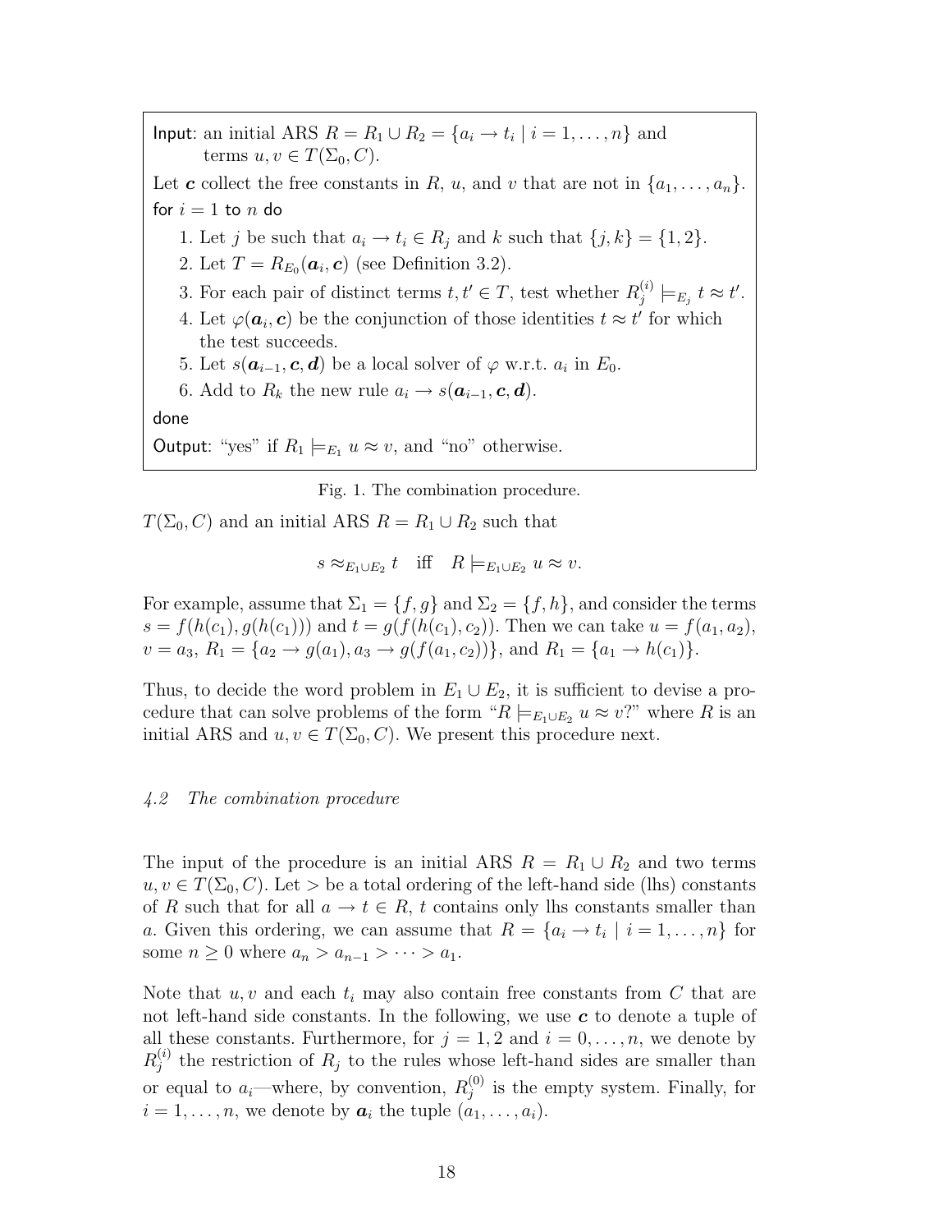Input: an initial ARS $R = R_1 \cup R_2 = \{a_i \to t_i \mid i = 1, \ldots, n\}$ and terms $u, v \in T(\Sigma_0, C)$.

Let $\boldsymbol{c}$ collect the free constants in $R$, $u$, and $v$ that are not in $\{a_1, \ldots, a_n\}$.

for $i = 1$ to $n$ do

1. Let $j$ be such that $a_i \to t_i \in R_j$ and $k$ such that $\{j, k\} = \{1, 2\}$.
2. Let $T = R_{E_0}(\boldsymbol{a}_i, \boldsymbol{c})$ (see Definition 3.2).
3. For each pair of distinct terms $t, t' \in T$, test whether $R_j^{(i)} \models_{E_j} t \approx t'$.
4. Let $\varphi(\boldsymbol{a}_i, \boldsymbol{c})$ be the conjunction of those identities $t \approx t'$ for which the test succeeds.
5. Let $s(\boldsymbol{a}_{i-1}, \boldsymbol{c}, \boldsymbol{d})$ be a local solver of $\varphi$ w.r.t. $a_i$ in $E_0$.
6. Add to $R_k$ the new rule $a_i \to s(\boldsymbol{a}_{i-1}, \boldsymbol{c}, \boldsymbol{d})$.

done

Output: "yes" if $R_1 \models_{E_1} u \approx v$, and "no" otherwise.

Fig. 1. The combination procedure.

$T(\Sigma_0, C)$ and an initial ARS $R = R_1 \cup R_2$ such that

$$s \approx_{E_1 \cup E_2} t \quad \text{iff} \quad R \models_{E_1 \cup E_2} u \approx v.$$

For example, assume that $\Sigma_1 = \{f, g\}$ and $\Sigma_2 = \{f, h\}$, and consider the terms $s = f(h(c_1), g(h(c_1)))$ and $t = g(f(h(c_1), c_2))$. Then we can take $u = f(a_1, a_2)$, $v = a_3$, $R_1 = \{a_2 \to g(a_1), a_3 \to g(f(a_1, c_2))\}$, and $R_1 = \{a_1 \to h(c_1)\}$.

Thus, to decide the word problem in $E_1 \cup E_2$, it is sufficient to devise a procedure that can solve problems of the form "$R \models_{E_1 \cup E_2} u \approx v$?" where $R$ is an initial ARS and $u, v \in T(\Sigma_0, C)$. We present this procedure next.

### 4.2 The combination procedure

The input of the procedure is an initial ARS $R = R_1 \cup R_2$ and two terms $u, v \in T(\Sigma_0, C)$. Let $>$ be a total ordering of the left-hand side (lhs) constants of $R$ such that for all $a \to t \in R$, $t$ contains only lhs constants smaller than $a$. Given this ordering, we can assume that $R = \{a_i \to t_i \mid i = 1, \ldots, n\}$ for some $n \geq 0$ where $a_n > a_{n-1} > \cdots > a_1$.

Note that $u, v$ and each $t_i$ may also contain free constants from $C$ that are not left-hand side constants. In the following, we use $\boldsymbol{c}$ to denote a tuple of all these constants. Furthermore, for $j = 1, 2$ and $i = 0, \ldots, n$, we denote by $R_j^{(i)}$ the restriction of $R_j$ to the rules whose left-hand sides are smaller than or equal to $a_i$—where, by convention, $R_j^{(0)}$ is the empty system. Finally, for $i = 1, \ldots, n$, we denote by $\boldsymbol{a}_i$ the tuple $(a_1, \ldots, a_i)$.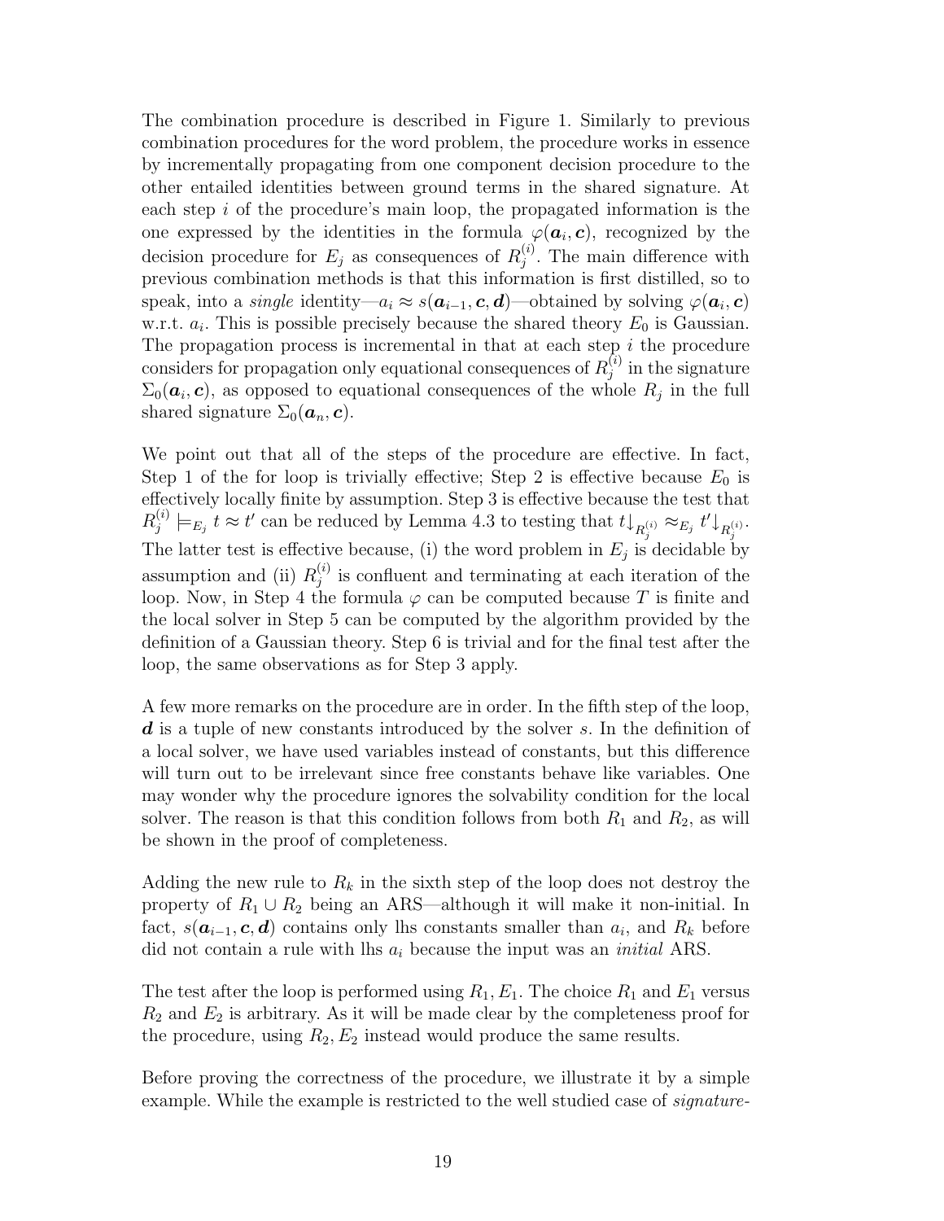The combination procedure is described in Figure 1. Similarly to previous combination procedures for the word problem, the procedure works in essence by incrementally propagating from one component decision procedure to the other entailed identities between ground terms in the shared signature. At each step $i$ of the procedure's main loop, the propagated information is the one expressed by the identities in the formula $\varphi(\boldsymbol{a}_i, \boldsymbol{c})$, recognized by the decision procedure for $E_j$ as consequences of $R_j^{(i)}$. The main difference with previous combination methods is that this information is first distilled, so to speak, into a *single* identity—$a_i \approx s(\boldsymbol{a}_{i-1}, \boldsymbol{c}, \boldsymbol{d})$—obtained by solving $\varphi(\boldsymbol{a}_i, \boldsymbol{c})$ w.r.t. $a_i$. This is possible precisely because the shared theory $E_0$ is Gaussian. The propagation process is incremental in that at each step $i$ the procedure considers for propagation only equational consequences of $R_j^{(i)}$ in the signature $\Sigma_0(\boldsymbol{a}_i, \boldsymbol{c})$, as opposed to equational consequences of the whole $R_j$ in the full shared signature $\Sigma_0(\boldsymbol{a}_n, \boldsymbol{c})$.

We point out that all of the steps of the procedure are effective. In fact, Step 1 of the for loop is trivially effective; Step 2 is effective because $E_0$ is effectively locally finite by assumption. Step 3 is effective because the test that $R_j^{(i)} \models_{E_j} t \approx t'$ can be reduced by Lemma 4.3 to testing that $t{\downarrow}_{R_j^{(i)}} \approx_{E_j} t'{\downarrow}_{R_j^{(i)}}$. The latter test is effective because, (i) the word problem in $E_j$ is decidable by assumption and (ii) $R_j^{(i)}$ is confluent and terminating at each iteration of the loop. Now, in Step 4 the formula $\varphi$ can be computed because $T$ is finite and the local solver in Step 5 can be computed by the algorithm provided by the definition of a Gaussian theory. Step 6 is trivial and for the final test after the loop, the same observations as for Step 3 apply.

A few more remarks on the procedure are in order. In the fifth step of the loop, $\boldsymbol{d}$ is a tuple of new constants introduced by the solver $s$. In the definition of a local solver, we have used variables instead of constants, but this difference will turn out to be irrelevant since free constants behave like variables. One may wonder why the procedure ignores the solvability condition for the local solver. The reason is that this condition follows from both $R_1$ and $R_2$, as will be shown in the proof of completeness.

Adding the new rule to $R_k$ in the sixth step of the loop does not destroy the property of $R_1 \cup R_2$ being an ARS—although it will make it non-initial. In fact, $s(\boldsymbol{a}_{i-1}, \boldsymbol{c}, \boldsymbol{d})$ contains only lhs constants smaller than $a_i$, and $R_k$ before did not contain a rule with lhs $a_i$ because the input was an *initial* ARS.

The test after the loop is performed using $R_1, E_1$. The choice $R_1$ and $E_1$ versus $R_2$ and $E_2$ is arbitrary. As it will be made clear by the completeness proof for the procedure, using $R_2, E_2$ instead would produce the same results.

Before proving the correctness of the procedure, we illustrate it by a simple example. While the example is restricted to the well studied case of *signature-*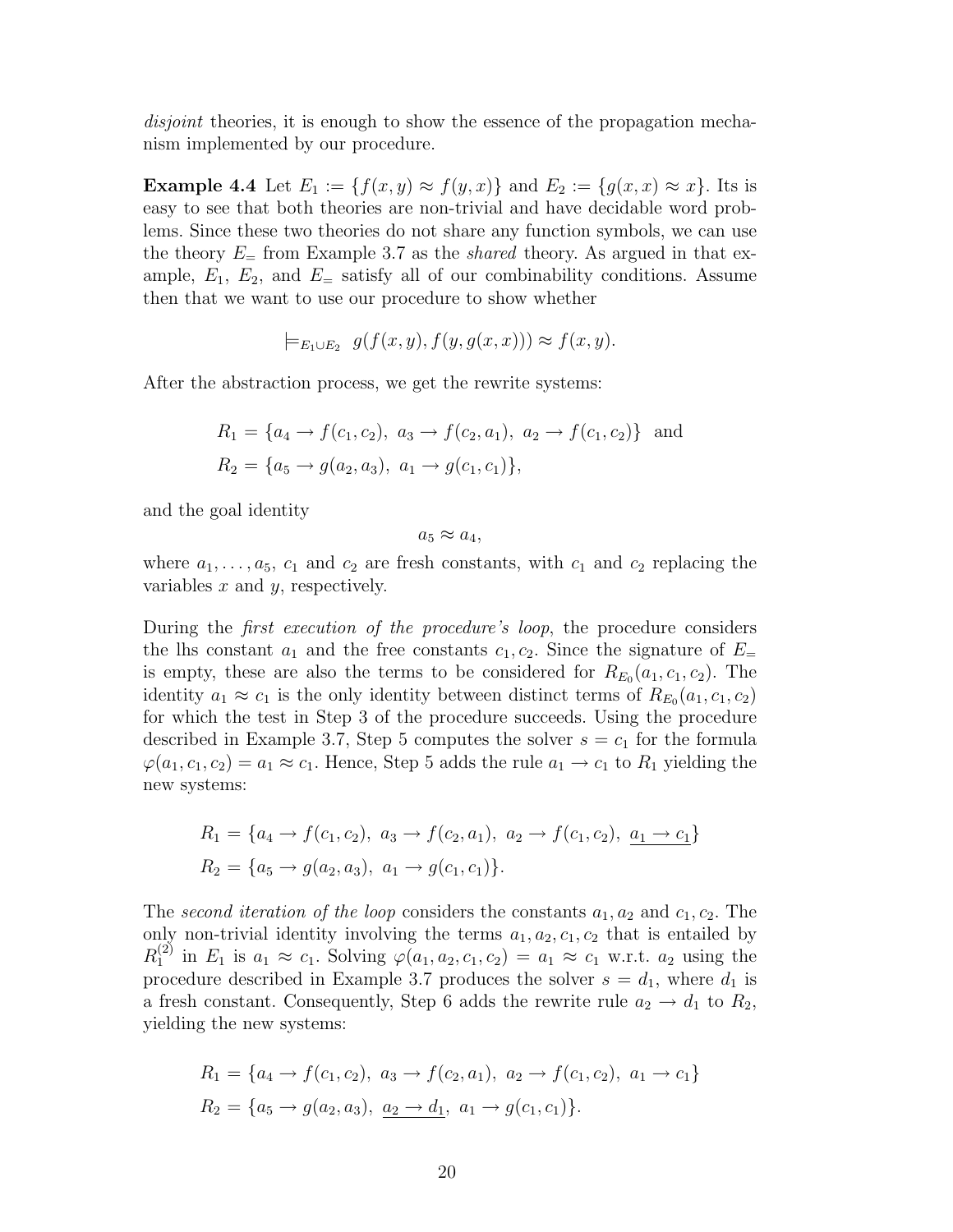*disjoint* theories, it is enough to show the essence of the propagation mechanism implemented by our procedure.

**Example 4.4** Let $E_1 := \{f(x,y) \approx f(y,x)\}$ and $E_2 := \{g(x,x) \approx x\}$. Its is easy to see that both theories are non-trivial and have decidable word problems. Since these two theories do not share any function symbols, we can use the theory $E_=$ from Example 3.7 as the *shared* theory. As argued in that example, $E_1$, $E_2$, and $E_=$ satisfy all of our combinability conditions. Assume then that we want to use our procedure to show whether

$$\models_{E_1 \cup E_2} \; g(f(x,y), f(y, g(x,x))) \approx f(x,y).$$

After the abstraction process, we get the rewrite systems:

$$R_1 = \{a_4 \to f(c_1, c_2),\; a_3 \to f(c_2, a_1),\; a_2 \to f(c_1, c_2)\} \;\text{ and}$$
$$R_2 = \{a_5 \to g(a_2, a_3),\; a_1 \to g(c_1, c_1)\},$$

and the goal identity

$$a_5 \approx a_4,$$

where $a_1, \ldots, a_5$, $c_1$ and $c_2$ are fresh constants, with $c_1$ and $c_2$ replacing the variables $x$ and $y$, respectively.

During the *first execution of the procedure's loop*, the procedure considers the lhs constant $a_1$ and the free constants $c_1, c_2$. Since the signature of $E_=$ is empty, these are also the terms to be considered for $R_{E_0}(a_1, c_1, c_2)$. The identity $a_1 \approx c_1$ is the only identity between distinct terms of $R_{E_0}(a_1, c_1, c_2)$ for which the test in Step 3 of the procedure succeeds. Using the procedure described in Example 3.7, Step 5 computes the solver $s = c_1$ for the formula $\varphi(a_1, c_1, c_2) = a_1 \approx c_1$. Hence, Step 5 adds the rule $a_1 \to c_1$ to $R_1$ yielding the new systems:

$$R_1 = \{a_4 \to f(c_1, c_2),\; a_3 \to f(c_2, a_1),\; a_2 \to f(c_1, c_2),\; \underline{a_1 \to c_1}\}$$
$$R_2 = \{a_5 \to g(a_2, a_3),\; a_1 \to g(c_1, c_1)\}.$$

The *second iteration of the loop* considers the constants $a_1, a_2$ and $c_1, c_2$. The only non-trivial identity involving the terms $a_1, a_2, c_1, c_2$ that is entailed by $R_1^{(2)}$ in $E_1$ is $a_1 \approx c_1$. Solving $\varphi(a_1, a_2, c_1, c_2) = a_1 \approx c_1$ w.r.t. $a_2$ using the procedure described in Example 3.7 produces the solver $s = d_1$, where $d_1$ is a fresh constant. Consequently, Step 6 adds the rewrite rule $a_2 \to d_1$ to $R_2$, yielding the new systems:

$$R_1 = \{a_4 \to f(c_1, c_2),\; a_3 \to f(c_2, a_1),\; a_2 \to f(c_1, c_2),\; a_1 \to c_1\}$$
$$R_2 = \{a_5 \to g(a_2, a_3),\; \underline{a_2 \to d_1},\; a_1 \to g(c_1, c_1)\}.$$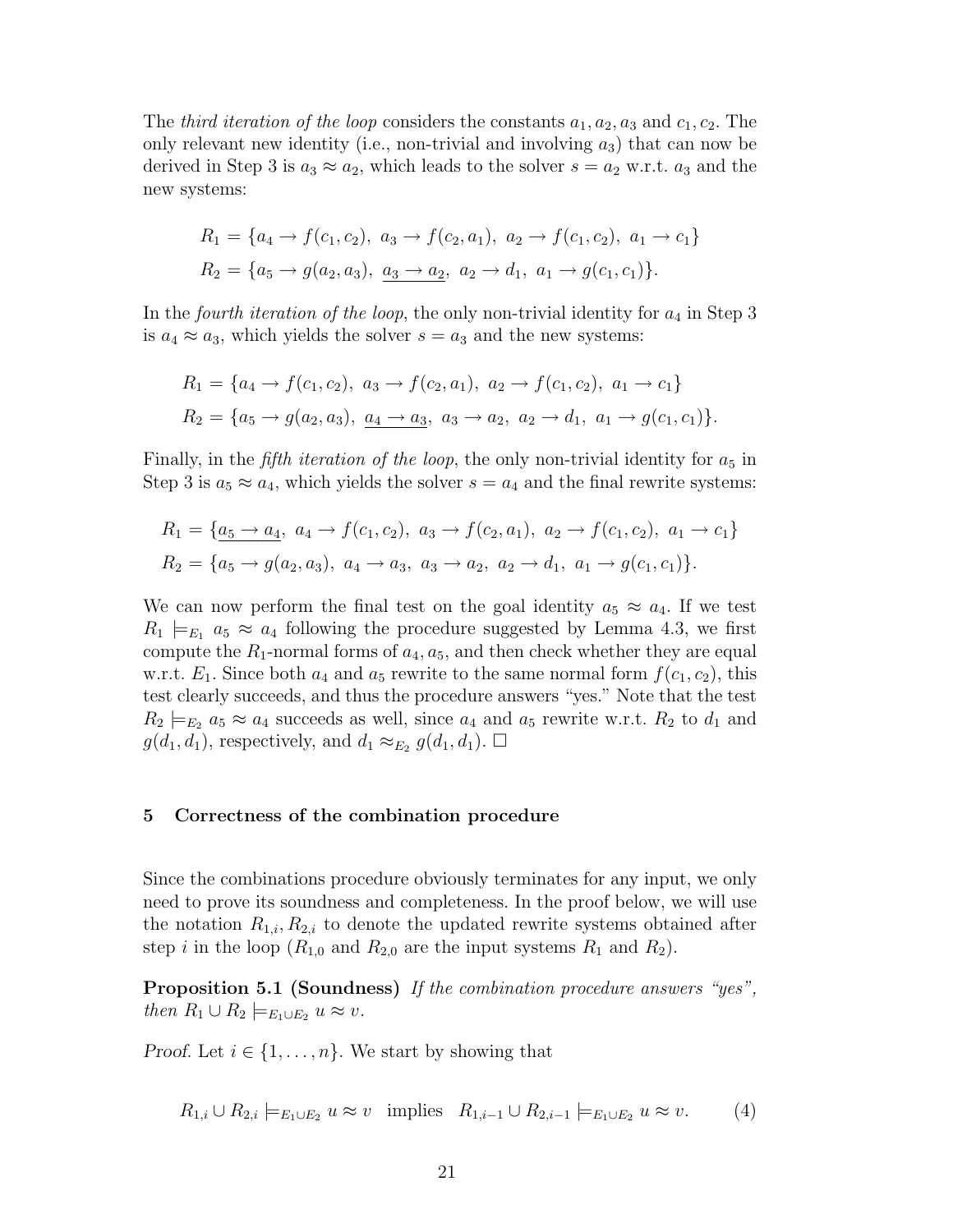The *third iteration of the loop* considers the constants $a_1, a_2, a_3$ and $c_1, c_2$. The only relevant new identity (i.e., non-trivial and involving $a_3$) that can now be derived in Step 3 is $a_3 \approx a_2$, which leads to the solver $s = a_2$ w.r.t. $a_3$ and the new systems:

$$R_1 = \{a_4 \to f(c_1, c_2),\ a_3 \to f(c_2, a_1),\ a_2 \to f(c_1, c_2),\ a_1 \to c_1\}$$
$$R_2 = \{a_5 \to g(a_2, a_3),\ \underline{a_3 \to a_2},\ a_2 \to d_1,\ a_1 \to g(c_1, c_1)\}.$$

In the *fourth iteration of the loop*, the only non-trivial identity for $a_4$ in Step 3 is $a_4 \approx a_3$, which yields the solver $s = a_3$ and the new systems:

$$R_1 = \{a_4 \to f(c_1, c_2),\ a_3 \to f(c_2, a_1),\ a_2 \to f(c_1, c_2),\ a_1 \to c_1\}$$
$$R_2 = \{a_5 \to g(a_2, a_3),\ \underline{a_4 \to a_3},\ a_3 \to a_2,\ a_2 \to d_1,\ a_1 \to g(c_1, c_1)\}.$$

Finally, in the *fifth iteration of the loop*, the only non-trivial identity for $a_5$ in Step 3 is $a_5 \approx a_4$, which yields the solver $s = a_4$ and the final rewrite systems:

$$R_1 = \{\underline{a_5 \to a_4},\ a_4 \to f(c_1, c_2),\ a_3 \to f(c_2, a_1),\ a_2 \to f(c_1, c_2),\ a_1 \to c_1\}$$
$$R_2 = \{a_5 \to g(a_2, a_3),\ a_4 \to a_3,\ a_3 \to a_2,\ a_2 \to d_1,\ a_1 \to g(c_1, c_1)\}.$$

We can now perform the final test on the goal identity $a_5 \approx a_4$. If we test $R_1 \models_{E_1} a_5 \approx a_4$ following the procedure suggested by Lemma 4.3, we first compute the $R_1$-normal forms of $a_4, a_5$, and then check whether they are equal w.r.t. $E_1$. Since both $a_4$ and $a_5$ rewrite to the same normal form $f(c_1, c_2)$, this test clearly succeeds, and thus the procedure answers "yes." Note that the test $R_2 \models_{E_2} a_5 \approx a_4$ succeeds as well, since $a_4$ and $a_5$ rewrite w.r.t. $R_2$ to $d_1$ and $g(d_1, d_1)$, respectively, and $d_1 \approx_{E_2} g(d_1, d_1)$. □

## 5 Correctness of the combination procedure

Since the combinations procedure obviously terminates for any input, we only need to prove its soundness and completeness. In the proof below, we will use the notation $R_{1,i}, R_{2,i}$ to denote the updated rewrite systems obtained after step $i$ in the loop ($R_{1,0}$ and $R_{2,0}$ are the input systems $R_1$ and $R_2$).

**Proposition 5.1 (Soundness)** *If the combination procedure answers "yes", then $R_1 \cup R_2 \models_{E_1 \cup E_2} u \approx v$.*

*Proof.* Let $i \in \{1, \ldots, n\}$. We start by showing that

$$R_{1,i} \cup R_{2,i} \models_{E_1 \cup E_2} u \approx v \quad \text{implies} \quad R_{1,i-1} \cup R_{2,i-1} \models_{E_1 \cup E_2} u \approx v. \tag{4}$$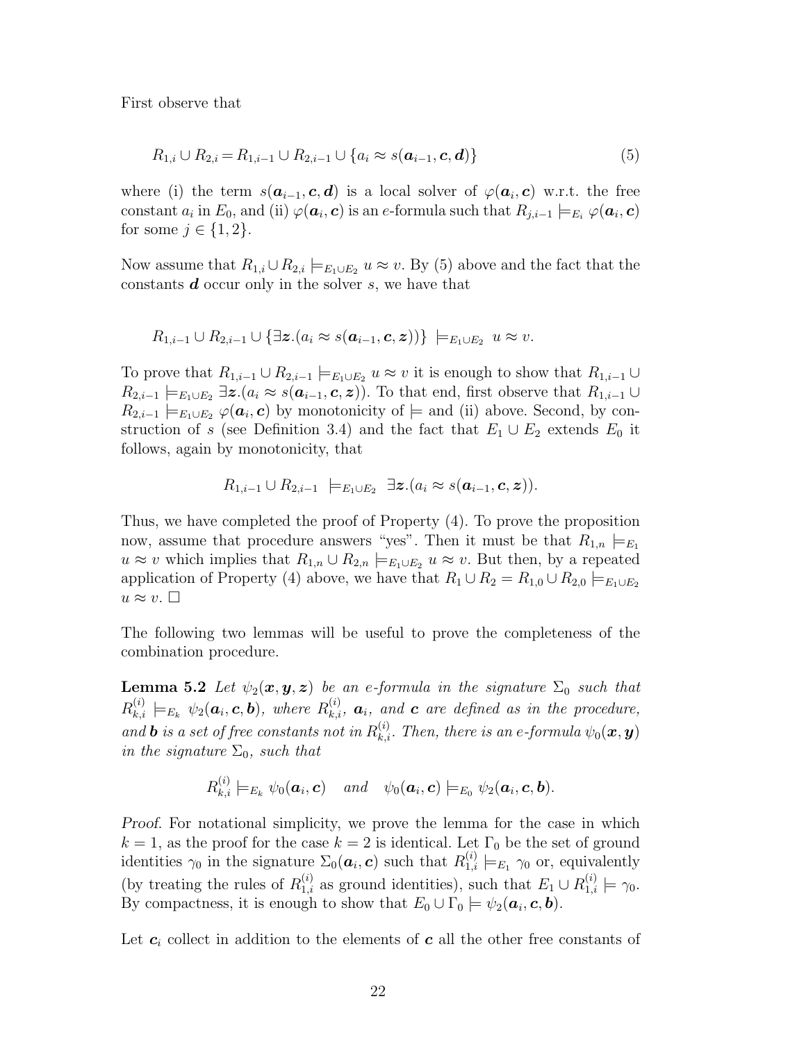First observe that

$$R_{1,i} \cup R_{2,i} = R_{1,i-1} \cup R_{2,i-1} \cup \{a_i \approx s(\boldsymbol{a}_{i-1}, \boldsymbol{c}, \boldsymbol{d})\} \tag{5}$$

where (i) the term $s(\boldsymbol{a}_{i-1}, \boldsymbol{c}, \boldsymbol{d})$ is a local solver of $\varphi(\boldsymbol{a}_i, \boldsymbol{c})$ w.r.t. the free constant $a_i$ in $E_0$, and (ii) $\varphi(\boldsymbol{a}_i, \boldsymbol{c})$ is an $e$-formula such that $R_{j,i-1} \models_{E_i} \varphi(\boldsymbol{a}_i, \boldsymbol{c})$ for some $j \in \{1, 2\}$.

Now assume that $R_{1,i} \cup R_{2,i} \models_{E_1 \cup E_2} u \approx v$. By (5) above and the fact that the constants $\boldsymbol{d}$ occur only in the solver $s$, we have that

$$R_{1,i-1} \cup R_{2,i-1} \cup \{\exists \boldsymbol{z}.(a_i \approx s(\boldsymbol{a}_{i-1}, \boldsymbol{c}, \boldsymbol{z}))\} \models_{E_1 \cup E_2} u \approx v.$$

To prove that $R_{1,i-1} \cup R_{2,i-1} \models_{E_1 \cup E_2} u \approx v$ it is enough to show that $R_{1,i-1} \cup R_{2,i-1} \models_{E_1 \cup E_2} \exists \boldsymbol{z}.(a_i \approx s(\boldsymbol{a}_{i-1}, \boldsymbol{c}, \boldsymbol{z}))$. To that end, first observe that $R_{1,i-1} \cup R_{2,i-1} \models_{E_1 \cup E_2} \varphi(\boldsymbol{a}_i, \boldsymbol{c})$ by monotonicity of $\models$ and (ii) above. Second, by construction of $s$ (see Definition 3.4) and the fact that $E_1 \cup E_2$ extends $E_0$ it follows, again by monotonicity, that

$$R_{1,i-1} \cup R_{2,i-1} \models_{E_1 \cup E_2} \exists \boldsymbol{z}.(a_i \approx s(\boldsymbol{a}_{i-1}, \boldsymbol{c}, \boldsymbol{z})).$$

Thus, we have completed the proof of Property (4). To prove the proposition now, assume that procedure answers "yes". Then it must be that $R_{1,n} \models_{E_1} u \approx v$ which implies that $R_{1,n} \cup R_{2,n} \models_{E_1 \cup E_2} u \approx v$. But then, by a repeated application of Property (4) above, we have that $R_1 \cup R_2 = R_{1,0} \cup R_{2,0} \models_{E_1 \cup E_2} u \approx v$. □

The following two lemmas will be useful to prove the completeness of the combination procedure.

**Lemma 5.2** *Let $\psi_2(\boldsymbol{x}, \boldsymbol{y}, \boldsymbol{z})$ be an e-formula in the signature $\Sigma_0$ such that $R^{(i)}_{k,i} \models_{E_k} \psi_2(\boldsymbol{a}_i, \boldsymbol{c}, \boldsymbol{b})$, where $R^{(i)}_{k,i}$, $\boldsymbol{a}_i$, and $\boldsymbol{c}$ are defined as in the procedure, and $\boldsymbol{b}$ is a set of free constants not in $R^{(i)}_{k,i}$. Then, there is an e-formula $\psi_0(\boldsymbol{x}, \boldsymbol{y})$ in the signature $\Sigma_0$, such that*

$$R^{(i)}_{k,i} \models_{E_k} \psi_0(\boldsymbol{a}_i, \boldsymbol{c}) \quad \text{and} \quad \psi_0(\boldsymbol{a}_i, \boldsymbol{c}) \models_{E_0} \psi_2(\boldsymbol{a}_i, \boldsymbol{c}, \boldsymbol{b}).$$

*Proof.* For notational simplicity, we prove the lemma for the case in which $k = 1$, as the proof for the case $k = 2$ is identical. Let $\Gamma_0$ be the set of ground identities $\gamma_0$ in the signature $\Sigma_0(\boldsymbol{a}_i, \boldsymbol{c})$ such that $R^{(i)}_{1,i} \models_{E_1} \gamma_0$ or, equivalently (by treating the rules of $R^{(i)}_{1,i}$ as ground identities), such that $E_1 \cup R^{(i)}_{1,i} \models \gamma_0$. By compactness, it is enough to show that $E_0 \cup \Gamma_0 \models \psi_2(\boldsymbol{a}_i, \boldsymbol{c}, \boldsymbol{b})$.

Let $\boldsymbol{c}_i$ collect in addition to the elements of $\boldsymbol{c}$ all the other free constants of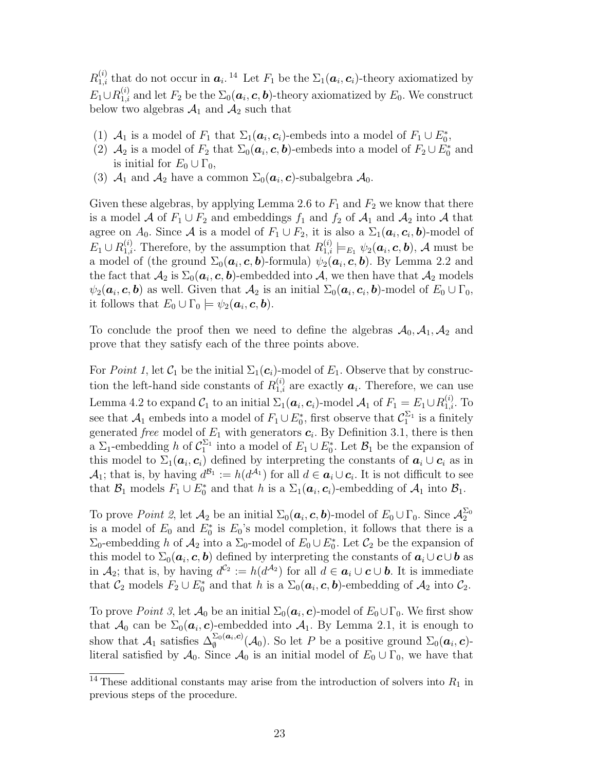$R^{(i)}_{1,i}$ that do not occur in $\boldsymbol{a}_i$.[14] Let $F_1$ be the $\Sigma_1(\boldsymbol{a}_i, \boldsymbol{c}_i)$-theory axiomatized by $E_1 \cup R^{(i)}_{1,i}$ and let $F_2$ be the $\Sigma_0(\boldsymbol{a}_i, \boldsymbol{c}, \boldsymbol{b})$-theory axiomatized by $E_0$. We construct below two algebras $\mathcal{A}_1$ and $\mathcal{A}_2$ such that

1. $\mathcal{A}_1$ is a model of $F_1$ that $\Sigma_1(\boldsymbol{a}_i, \boldsymbol{c}_i)$-embeds into a model of $F_1 \cup E_0^*$,
2. $\mathcal{A}_2$ is a model of $F_2$ that $\Sigma_0(\boldsymbol{a}_i, \boldsymbol{c}, \boldsymbol{b})$-embeds into a model of $F_2 \cup E_0^*$ and is initial for $E_0 \cup \Gamma_0$,
3. $\mathcal{A}_1$ and $\mathcal{A}_2$ have a common $\Sigma_0(\boldsymbol{a}_i, \boldsymbol{c})$-subalgebra $\mathcal{A}_0$.

Given these algebras, by applying Lemma 2.6 to $F_1$ and $F_2$ we know that there is a model $\mathcal{A}$ of $F_1 \cup F_2$ and embeddings $f_1$ and $f_2$ of $\mathcal{A}_1$ and $\mathcal{A}_2$ into $\mathcal{A}$ that agree on $A_0$. Since $\mathcal{A}$ is a model of $F_1 \cup F_2$, it is also a $\Sigma_1(\boldsymbol{a}_i, \boldsymbol{c}_i, \boldsymbol{b})$-model of $E_1 \cup R^{(i)}_{1,i}$. Therefore, by the assumption that $R^{(i)}_{1,i} \models_{E_1} \psi_2(\boldsymbol{a}_i, \boldsymbol{c}, \boldsymbol{b})$, $\mathcal{A}$ must be a model of (the ground $\Sigma_0(\boldsymbol{a}_i, \boldsymbol{c}, \boldsymbol{b})$-formula) $\psi_2(\boldsymbol{a}_i, \boldsymbol{c}, \boldsymbol{b})$. By Lemma 2.2 and the fact that $\mathcal{A}_2$ is $\Sigma_0(\boldsymbol{a}_i, \boldsymbol{c}, \boldsymbol{b})$-embedded into $\mathcal{A}$, we then have that $\mathcal{A}_2$ models $\psi_2(\boldsymbol{a}_i, \boldsymbol{c}, \boldsymbol{b})$ as well. Given that $\mathcal{A}_2$ is an initial $\Sigma_0(\boldsymbol{a}_i, \boldsymbol{c}_i, \boldsymbol{b})$-model of $E_0 \cup \Gamma_0$, it follows that $E_0 \cup \Gamma_0 \models \psi_2(\boldsymbol{a}_i, \boldsymbol{c}, \boldsymbol{b})$.

To conclude the proof then we need to define the algebras $\mathcal{A}_0, \mathcal{A}_1, \mathcal{A}_2$ and prove that they satisfy each of the three points above.

For *Point 1*, let $\mathcal{C}_1$ be the initial $\Sigma_1(\boldsymbol{c}_i)$-model of $E_1$. Observe that by construction the left-hand side constants of $R^{(i)}_{1,i}$ are exactly $\boldsymbol{a}_i$. Therefore, we can use Lemma 4.2 to expand $\mathcal{C}_1$ to an initial $\Sigma_1(\boldsymbol{a}_i, \boldsymbol{c}_i)$-model $\mathcal{A}_1$ of $F_1 = E_1 \cup R^{(i)}_{1,i}$. To see that $\mathcal{A}_1$ embeds into a model of $F_1 \cup E_0^*$, first observe that $\mathcal{C}_1^{\Sigma_1}$ is a finitely generated *free* model of $E_1$ with generators $\boldsymbol{c}_i$. By Definition 3.1, there is then a $\Sigma_1$-embedding $h$ of $\mathcal{C}_1^{\Sigma_1}$ into a model of $E_1 \cup E_0^*$. Let $\mathcal{B}_1$ be the expansion of this model to $\Sigma_1(\boldsymbol{a}_i, \boldsymbol{c}_i)$ defined by interpreting the constants of $\boldsymbol{a}_i \cup \boldsymbol{c}_i$ as in $\mathcal{A}_1$; that is, by having $d^{\mathcal{B}_1} := h(d^{\mathcal{A}_1})$ for all $d \in \boldsymbol{a}_i \cup \boldsymbol{c}_i$. It is not difficult to see that $\mathcal{B}_1$ models $F_1 \cup E_0^*$ and that $h$ is a $\Sigma_1(\boldsymbol{a}_i, \boldsymbol{c}_i)$-embedding of $\mathcal{A}_1$ into $\mathcal{B}_1$.

To prove *Point 2*, let $\mathcal{A}_2$ be an initial $\Sigma_0(\boldsymbol{a}_i, \boldsymbol{c}, \boldsymbol{b})$-model of $E_0 \cup \Gamma_0$. Since $\mathcal{A}_2^{\Sigma_0}$ is a model of $E_0$ and $E_0^*$ is $E_0$'s model completion, it follows that there is a $\Sigma_0$-embedding $h$ of $\mathcal{A}_2$ into a $\Sigma_0$-model of $E_0 \cup E_0^*$. Let $\mathcal{C}_2$ be the expansion of this model to $\Sigma_0(\boldsymbol{a}_i, \boldsymbol{c}, \boldsymbol{b})$ defined by interpreting the constants of $\boldsymbol{a}_i \cup \boldsymbol{c} \cup \boldsymbol{b}$ as in $\mathcal{A}_2$; that is, by having $d^{\mathcal{C}_2} := h(d^{\mathcal{A}_2})$ for all $d \in \boldsymbol{a}_i \cup \boldsymbol{c} \cup \boldsymbol{b}$. It is immediate that $\mathcal{C}_2$ models $F_2 \cup E_0^*$ and that $h$ is a $\Sigma_0(\boldsymbol{a}_i, \boldsymbol{c}, \boldsymbol{b})$-embedding of $\mathcal{A}_2$ into $\mathcal{C}_2$.

To prove *Point 3*, let $\mathcal{A}_0$ be an initial $\Sigma_0(\boldsymbol{a}_i, \boldsymbol{c})$-model of $E_0 \cup \Gamma_0$. We first show that $\mathcal{A}_0$ can be $\Sigma_0(\boldsymbol{a}_i, \boldsymbol{c})$-embedded into $\mathcal{A}_1$. By Lemma 2.1, it is enough to show that $\mathcal{A}_1$ satisfies $\Delta_\emptyset^{\Sigma_0(\boldsymbol{a}_i, \boldsymbol{c})}(\mathcal{A}_0)$. So let $P$ be a positive ground $\Sigma_0(\boldsymbol{a}_i, \boldsymbol{c})$-literal satisfied by $\mathcal{A}_0$. Since $\mathcal{A}_0$ is an initial model of $E_0 \cup \Gamma_0$, we have that

[14] These additional constants may arise from the introduction of solvers into $R_1$ in previous steps of the procedure.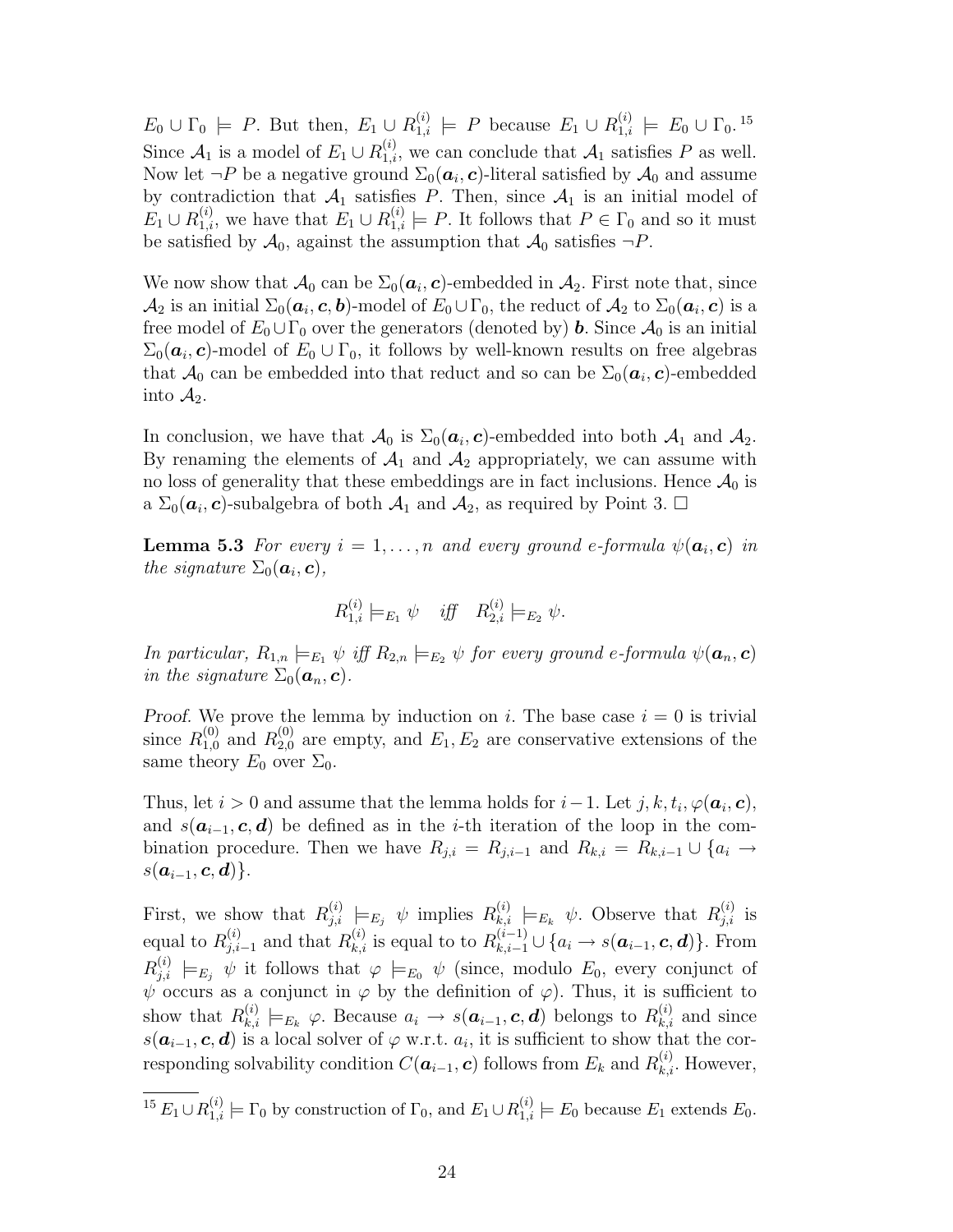$E_0 \cup \Gamma_0 \models P$. But then, $E_1 \cup R^{(i)}_{1,i} \models P$ because $E_1 \cup R^{(i)}_{1,i} \models E_0 \cup \Gamma_0$.[15] Since $\mathcal{A}_1$ is a model of $E_1 \cup R^{(i)}_{1,i}$, we can conclude that $\mathcal{A}_1$ satisfies $P$ as well. Now let $\neg P$ be a negative ground $\Sigma_0(\boldsymbol{a}_i, \boldsymbol{c})$-literal satisfied by $\mathcal{A}_0$ and assume by contradiction that $\mathcal{A}_1$ satisfies $P$. Then, since $\mathcal{A}_1$ is an initial model of $E_1 \cup R^{(i)}_{1,i}$, we have that $E_1 \cup R^{(i)}_{1,i} \models P$. It follows that $P \in \Gamma_0$ and so it must be satisfied by $\mathcal{A}_0$, against the assumption that $\mathcal{A}_0$ satisfies $\neg P$.

We now show that $\mathcal{A}_0$ can be $\Sigma_0(\boldsymbol{a}_i, \boldsymbol{c})$-embedded in $\mathcal{A}_2$. First note that, since $\mathcal{A}_2$ is an initial $\Sigma_0(\boldsymbol{a}_i, \boldsymbol{c}, \boldsymbol{b})$-model of $E_0 \cup \Gamma_0$, the reduct of $\mathcal{A}_2$ to $\Sigma_0(\boldsymbol{a}_i, \boldsymbol{c})$ is a free model of $E_0 \cup \Gamma_0$ over the generators (denoted by) $\boldsymbol{b}$. Since $\mathcal{A}_0$ is an initial $\Sigma_0(\boldsymbol{a}_i, \boldsymbol{c})$-model of $E_0 \cup \Gamma_0$, it follows by well-known results on free algebras that $\mathcal{A}_0$ can be embedded into that reduct and so can be $\Sigma_0(\boldsymbol{a}_i, \boldsymbol{c})$-embedded into $\mathcal{A}_2$.

In conclusion, we have that $\mathcal{A}_0$ is $\Sigma_0(\boldsymbol{a}_i, \boldsymbol{c})$-embedded into both $\mathcal{A}_1$ and $\mathcal{A}_2$. By renaming the elements of $\mathcal{A}_1$ and $\mathcal{A}_2$ appropriately, we can assume with no loss of generality that these embeddings are in fact inclusions. Hence $\mathcal{A}_0$ is a $\Sigma_0(\boldsymbol{a}_i, \boldsymbol{c})$-subalgebra of both $\mathcal{A}_1$ and $\mathcal{A}_2$, as required by Point 3. □

**Lemma 5.3** *For every $i = 1, \ldots, n$ and every ground e-formula $\psi(\boldsymbol{a}_i, \boldsymbol{c})$ in the signature $\Sigma_0(\boldsymbol{a}_i, \boldsymbol{c})$,*

$$R^{(i)}_{1,i} \models_{E_1} \psi \quad \textit{iff} \quad R^{(i)}_{2,i} \models_{E_2} \psi.$$

*In particular, $R_{1,n} \models_{E_1} \psi$ iff $R_{2,n} \models_{E_2} \psi$ for every ground e-formula $\psi(\boldsymbol{a}_n, \boldsymbol{c})$ in the signature $\Sigma_0(\boldsymbol{a}_n, \boldsymbol{c})$.*

*Proof.* We prove the lemma by induction on $i$. The base case $i = 0$ is trivial since $R^{(0)}_{1,0}$ and $R^{(0)}_{2,0}$ are empty, and $E_1, E_2$ are conservative extensions of the same theory $E_0$ over $\Sigma_0$.

Thus, let $i > 0$ and assume that the lemma holds for $i-1$. Let $j, k, t_i, \varphi(\boldsymbol{a}_i, \boldsymbol{c})$, and $s(\boldsymbol{a}_{i-1}, \boldsymbol{c}, \boldsymbol{d})$ be defined as in the $i$-th iteration of the loop in the combination procedure. Then we have $R_{j,i} = R_{j,i-1}$ and $R_{k,i} = R_{k,i-1} \cup \{a_i \to s(\boldsymbol{a}_{i-1}, \boldsymbol{c}, \boldsymbol{d})\}$.

First, we show that $R^{(i)}_{j,i} \models_{E_j} \psi$ implies $R^{(i)}_{k,i} \models_{E_k} \psi$. Observe that $R^{(i)}_{j,i}$ is equal to $R^{(i)}_{j,i-1}$ and that $R^{(i)}_{k,i}$ is equal to to $R^{(i-1)}_{k,i-1} \cup \{a_i \to s(\boldsymbol{a}_{i-1}, \boldsymbol{c}, \boldsymbol{d})\}$. From $R^{(i)}_{j,i} \models_{E_j} \psi$ it follows that $\varphi \models_{E_0} \psi$ (since, modulo $E_0$, every conjunct of $\psi$ occurs as a conjunct in $\varphi$ by the definition of $\varphi$). Thus, it is sufficient to show that $R^{(i)}_{k,i} \models_{E_k} \varphi$. Because $a_i \to s(\boldsymbol{a}_{i-1}, \boldsymbol{c}, \boldsymbol{d})$ belongs to $R^{(i)}_{k,i}$ and since $s(\boldsymbol{a}_{i-1}, \boldsymbol{c}, \boldsymbol{d})$ is a local solver of $\varphi$ w.r.t. $a_i$, it is sufficient to show that the corresponding solvability condition $C(\boldsymbol{a}_{i-1}, \boldsymbol{c})$ follows from $E_k$ and $R^{(i)}_{k,i}$. However,

[15] $E_1 \cup R^{(i)}_{1,i} \models \Gamma_0$ by construction of $\Gamma_0$, and $E_1 \cup R^{(i)}_{1,i} \models E_0$ because $E_1$ extends $E_0$.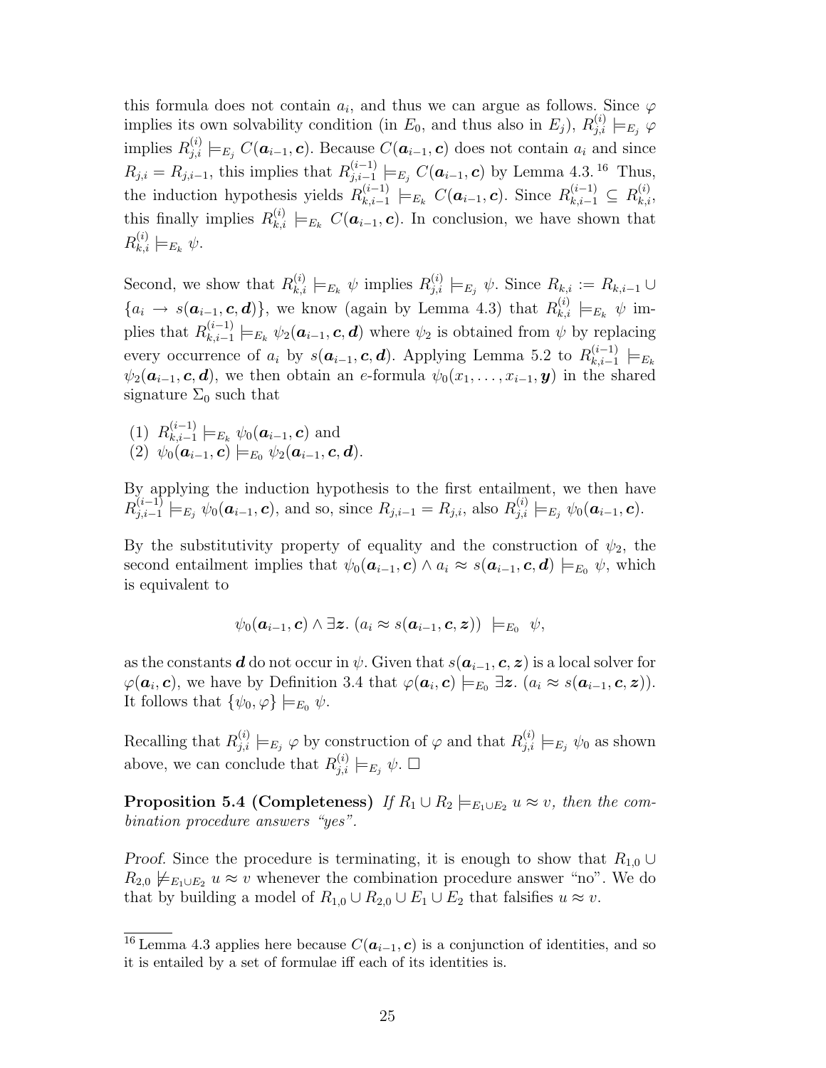this formula does not contain $a_i$, and thus we can argue as follows. Since $\varphi$ implies its own solvability condition (in $E_0$, and thus also in $E_j$), $R_{j,i}^{(i)} \models_{E_j} \varphi$ implies $R_{j,i}^{(i)} \models_{E_j} C(\boldsymbol{a}_{i-1}, \boldsymbol{c})$. Because $C(\boldsymbol{a}_{i-1}, \boldsymbol{c})$ does not contain $a_i$ and since $R_{j,i} = R_{j,i-1}$, this implies that $R_{j,i-1}^{(i-1)} \models_{E_j} C(\boldsymbol{a}_{i-1}, \boldsymbol{c})$ by Lemma 4.3.[16] Thus, the induction hypothesis yields $R_{k,i-1}^{(i-1)} \models_{E_k} C(\boldsymbol{a}_{i-1}, \boldsymbol{c})$. Since $R_{k,i-1}^{(i-1)} \subseteq R_{k,i}^{(i)}$, this finally implies $R_{k,i}^{(i)} \models_{E_k} C(\boldsymbol{a}_{i-1}, \boldsymbol{c})$. In conclusion, we have shown that $R_{k,i}^{(i)} \models_{E_k} \psi$.

Second, we show that $R_{k,i}^{(i)} \models_{E_k} \psi$ implies $R_{j,i}^{(i)} \models_{E_j} \psi$. Since $R_{k,i} := R_{k,i-1} \cup \{a_i \rightarrow s(\boldsymbol{a}_{i-1}, \boldsymbol{c}, \boldsymbol{d})\}$, we know (again by Lemma 4.3) that $R_{k,i}^{(i)} \models_{E_k} \psi$ implies that $R_{k,i-1}^{(i-1)} \models_{E_k} \psi_2(\boldsymbol{a}_{i-1}, \boldsymbol{c}, \boldsymbol{d})$ where $\psi_2$ is obtained from $\psi$ by replacing every occurrence of $a_i$ by $s(\boldsymbol{a}_{i-1}, \boldsymbol{c}, \boldsymbol{d})$. Applying Lemma 5.2 to $R_{k,i-1}^{(i-1)} \models_{E_k} \psi_2(\boldsymbol{a}_{i-1}, \boldsymbol{c}, \boldsymbol{d})$, we then obtain an $e$-formula $\psi_0(x_1, \ldots, x_{i-1}, \boldsymbol{y})$ in the shared signature $\Sigma_0$ such that

(1) $R_{k,i-1}^{(i-1)} \models_{E_k} \psi_0(\boldsymbol{a}_{i-1}, \boldsymbol{c})$ and
(2) $\psi_0(\boldsymbol{a}_{i-1}, \boldsymbol{c}) \models_{E_0} \psi_2(\boldsymbol{a}_{i-1}, \boldsymbol{c}, \boldsymbol{d})$.

By applying the induction hypothesis to the first entailment, we then have $R_{j,i-1}^{(i-1)} \models_{E_j} \psi_0(\boldsymbol{a}_{i-1}, \boldsymbol{c})$, and so, since $R_{j,i-1} = R_{j,i}$, also $R_{j,i}^{(i)} \models_{E_j} \psi_0(\boldsymbol{a}_{i-1}, \boldsymbol{c})$.

By the substitutivity property of equality and the construction of $\psi_2$, the second entailment implies that $\psi_0(\boldsymbol{a}_{i-1}, \boldsymbol{c}) \wedge a_i \approx s(\boldsymbol{a}_{i-1}, \boldsymbol{c}, \boldsymbol{d}) \models_{E_0} \psi$, which is equivalent to

$$\psi_0(\boldsymbol{a}_{i-1}, \boldsymbol{c}) \wedge \exists \boldsymbol{z}.\ (a_i \approx s(\boldsymbol{a}_{i-1}, \boldsymbol{c}, \boldsymbol{z})) \ \models_{E_0} \ \psi,$$

as the constants $\boldsymbol{d}$ do not occur in $\psi$. Given that $s(\boldsymbol{a}_{i-1}, \boldsymbol{c}, \boldsymbol{z})$ is a local solver for $\varphi(\boldsymbol{a}_i, \boldsymbol{c})$, we have by Definition 3.4 that $\varphi(\boldsymbol{a}_i, \boldsymbol{c}) \models_{E_0} \exists \boldsymbol{z}.\ (a_i \approx s(\boldsymbol{a}_{i-1}, \boldsymbol{c}, \boldsymbol{z}))$. It follows that $\{\psi_0, \varphi\} \models_{E_0} \psi$.

Recalling that $R_{j,i}^{(i)} \models_{E_j} \varphi$ by construction of $\varphi$ and that $R_{j,i}^{(i)} \models_{E_j} \psi_0$ as shown above, we can conclude that $R_{j,i}^{(i)} \models_{E_j} \psi$. □

**Proposition 5.4 (Completeness)** *If $R_1 \cup R_2 \models_{E_1 \cup E_2} u \approx v$, then the combination procedure answers "yes".*

*Proof.* Since the procedure is terminating, it is enough to show that $R_{1,0} \cup R_{2,0} \not\models_{E_1 \cup E_2} u \approx v$ whenever the combination procedure answer "no". We do that by building a model of $R_{1,0} \cup R_{2,0} \cup E_1 \cup E_2$ that falsifies $u \approx v$.

[16] Lemma 4.3 applies here because $C(\boldsymbol{a}_{i-1}, \boldsymbol{c})$ is a conjunction of identities, and so it is entailed by a set of formulae iff each of its identities is.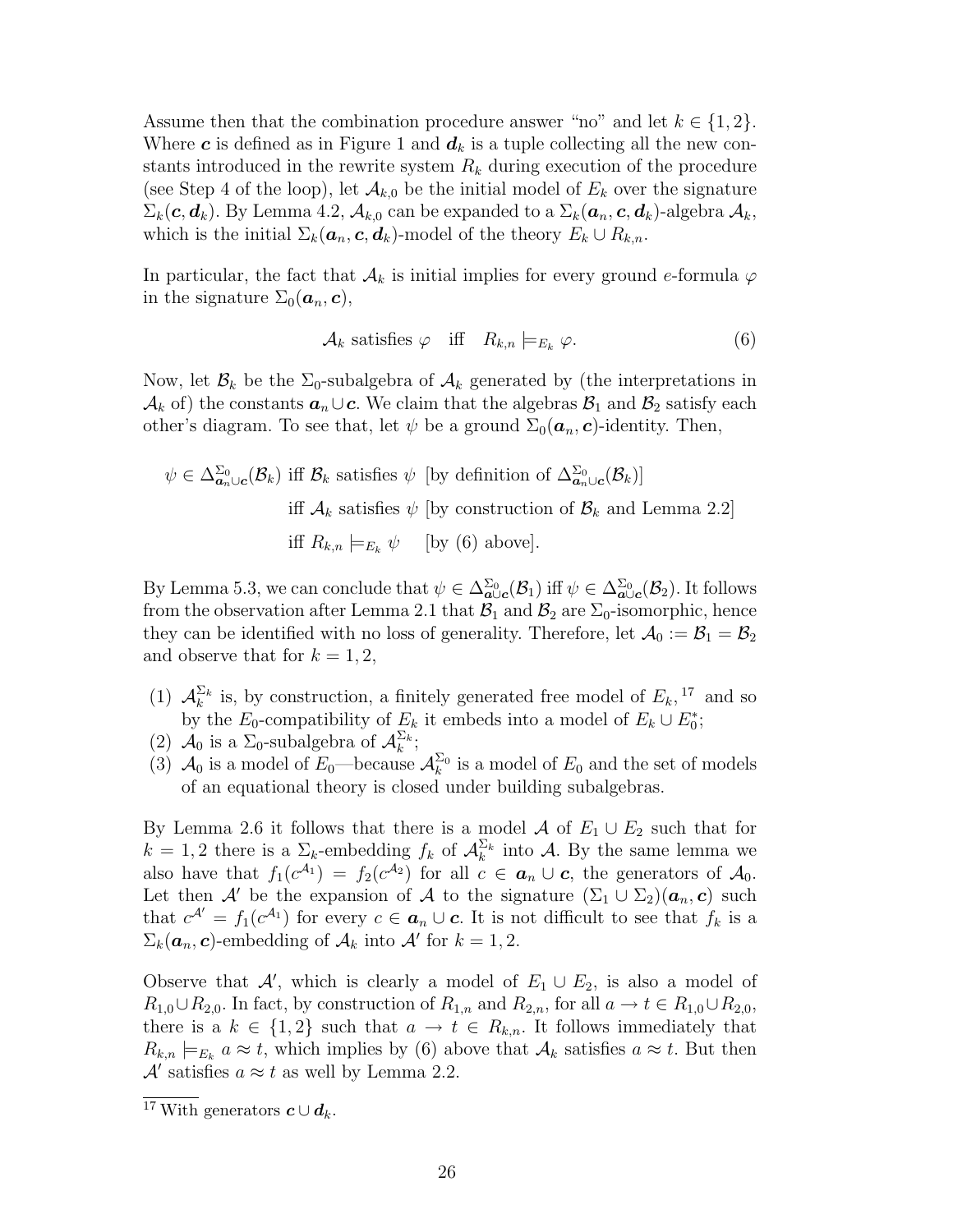Assume then that the combination procedure answer "no" and let $k \in \{1, 2\}$. Where $\boldsymbol{c}$ is defined as in Figure 1 and $\boldsymbol{d}_k$ is a tuple collecting all the new constants introduced in the rewrite system $R_k$ during execution of the procedure (see Step 4 of the loop), let $\mathcal{A}_{k,0}$ be the initial model of $E_k$ over the signature $\Sigma_k(\boldsymbol{c}, \boldsymbol{d}_k)$. By Lemma 4.2, $\mathcal{A}_{k,0}$ can be expanded to a $\Sigma_k(\boldsymbol{a}_n, \boldsymbol{c}, \boldsymbol{d}_k)$-algebra $\mathcal{A}_k$, which is the initial $\Sigma_k(\boldsymbol{a}_n, \boldsymbol{c}, \boldsymbol{d}_k)$-model of the theory $E_k \cup R_{k,n}$.

In particular, the fact that $\mathcal{A}_k$ is initial implies for every ground $e$-formula $\varphi$ in the signature $\Sigma_0(\boldsymbol{a}_n, \boldsymbol{c})$,

$$\mathcal{A}_k \text{ satisfies } \varphi \quad \text{iff} \quad R_{k,n} \models_{E_k} \varphi. \tag{6}$$

Now, let $\mathcal{B}_k$ be the $\Sigma_0$-subalgebra of $\mathcal{A}_k$ generated by (the interpretations in $\mathcal{A}_k$ of) the constants $\boldsymbol{a}_n \cup \boldsymbol{c}$. We claim that the algebras $\mathcal{B}_1$ and $\mathcal{B}_2$ satisfy each other's diagram. To see that, let $\psi$ be a ground $\Sigma_0(\boldsymbol{a}_n, \boldsymbol{c})$-identity. Then,

$\psi \in \Delta^{\Sigma_0}_{\boldsymbol{a}_n \cup \boldsymbol{c}}(\mathcal{B}_k)$ iff $\mathcal{B}_k$ satisfies $\psi$ [by definition of $\Delta^{\Sigma_0}_{\boldsymbol{a}_n \cup \boldsymbol{c}}(\mathcal{B}_k)$]

iff $\mathcal{A}_k$ satisfies $\psi$ [by construction of $\mathcal{B}_k$ and Lemma 2.2]

iff $R_{k,n} \models_{E_k} \psi$ [by (6) above].

By Lemma 5.3, we can conclude that $\psi \in \Delta^{\Sigma_0}_{\boldsymbol{a} \cup \boldsymbol{c}}(\mathcal{B}_1)$ iff $\psi \in \Delta^{\Sigma_0}_{\boldsymbol{a} \cup \boldsymbol{c}}(\mathcal{B}_2)$. It follows from the observation after Lemma 2.1 that $\mathcal{B}_1$ and $\mathcal{B}_2$ are $\Sigma_0$-isomorphic, hence they can be identified with no loss of generality. Therefore, let $\mathcal{A}_0 := \mathcal{B}_1 = \mathcal{B}_2$ and observe that for $k = 1, 2$,

(1) $\mathcal{A}_k^{\Sigma_k}$ is, by construction, a finitely generated free model of $E_k$,[17] and so by the $E_0$-compatibility of $E_k$ it embeds into a model of $E_k \cup E_0^*$;
(2) $\mathcal{A}_0$ is a $\Sigma_0$-subalgebra of $\mathcal{A}_k^{\Sigma_k}$;
(3) $\mathcal{A}_0$ is a model of $E_0$—because $\mathcal{A}_k^{\Sigma_0}$ is a model of $E_0$ and the set of models of an equational theory is closed under building subalgebras.

By Lemma 2.6 it follows that there is a model $\mathcal{A}$ of $E_1 \cup E_2$ such that for $k = 1, 2$ there is a $\Sigma_k$-embedding $f_k$ of $\mathcal{A}_k^{\Sigma_k}$ into $\mathcal{A}$. By the same lemma we also have that $f_1(c^{\mathcal{A}_1}) = f_2(c^{\mathcal{A}_2})$ for all $c \in \boldsymbol{a}_n \cup \boldsymbol{c}$, the generators of $\mathcal{A}_0$. Let then $\mathcal{A}'$ be the expansion of $\mathcal{A}$ to the signature $(\Sigma_1 \cup \Sigma_2)(\boldsymbol{a}_n, \boldsymbol{c})$ such that $c^{\mathcal{A}'} = f_1(c^{\mathcal{A}_1})$ for every $c \in \boldsymbol{a}_n \cup \boldsymbol{c}$. It is not difficult to see that $f_k$ is a $\Sigma_k(\boldsymbol{a}_n, \boldsymbol{c})$-embedding of $\mathcal{A}_k$ into $\mathcal{A}'$ for $k = 1, 2$.

Observe that $\mathcal{A}'$, which is clearly a model of $E_1 \cup E_2$, is also a model of $R_{1,0} \cup R_{2,0}$. In fact, by construction of $R_{1,n}$ and $R_{2,n}$, for all $a \to t \in R_{1,0} \cup R_{2,0}$, there is a $k \in \{1, 2\}$ such that $a \to t \in R_{k,n}$. It follows immediately that $R_{k,n} \models_{E_k} a \approx t$, which implies by (6) above that $\mathcal{A}_k$ satisfies $a \approx t$. But then $\mathcal{A}'$ satisfies $a \approx t$ as well by Lemma 2.2.

[17] With generators $\boldsymbol{c} \cup \boldsymbol{d}_k$.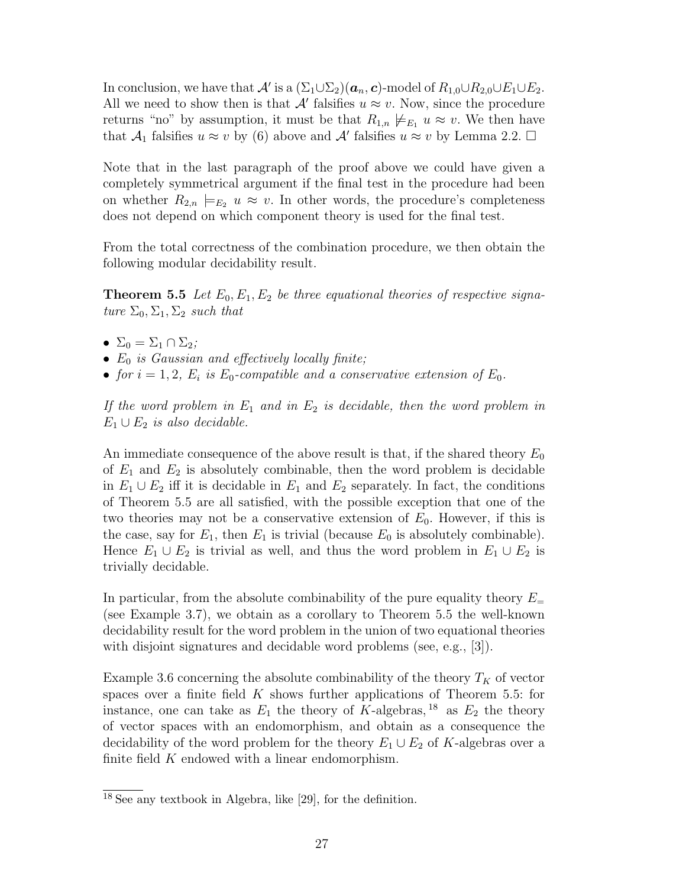In conclusion, we have that $\mathcal{A}'$ is a $(\Sigma_1 \cup \Sigma_2)(\boldsymbol{a}_n, \boldsymbol{c})$-model of $R_{1,0} \cup R_{2,0} \cup E_1 \cup E_2$. All we need to show then is that $\mathcal{A}'$ falsifies $u \approx v$. Now, since the procedure returns "no" by assumption, it must be that $R_{1,n} \not\models_{E_1} u \approx v$. We then have that $\mathcal{A}_1$ falsifies $u \approx v$ by (6) above and $\mathcal{A}'$ falsifies $u \approx v$ by Lemma 2.2. □

Note that in the last paragraph of the proof above we could have given a completely symmetrical argument if the final test in the procedure had been on whether $R_{2,n} \models_{E_2} u \approx v$. In other words, the procedure's completeness does not depend on which component theory is used for the final test.

From the total correctness of the combination procedure, we then obtain the following modular decidability result.

**Theorem 5.5** *Let $E_0, E_1, E_2$ be three equational theories of respective signature $\Sigma_0, \Sigma_1, \Sigma_2$ such that*

- $\Sigma_0 = \Sigma_1 \cap \Sigma_2$*;*
- *$E_0$ is Gaussian and effectively locally finite;*
- *for $i = 1, 2$, $E_i$ is $E_0$-compatible and a conservative extension of $E_0$.*

*If the word problem in $E_1$ and in $E_2$ is decidable, then the word problem in $E_1 \cup E_2$ is also decidable.*

An immediate consequence of the above result is that, if the shared theory $E_0$ of $E_1$ and $E_2$ is absolutely combinable, then the word problem is decidable in $E_1 \cup E_2$ iff it is decidable in $E_1$ and $E_2$ separately. In fact, the conditions of Theorem 5.5 are all satisfied, with the possible exception that one of the two theories may not be a conservative extension of $E_0$. However, if this is the case, say for $E_1$, then $E_1$ is trivial (because $E_0$ is absolutely combinable). Hence $E_1 \cup E_2$ is trivial as well, and thus the word problem in $E_1 \cup E_2$ is trivially decidable.

In particular, from the absolute combinability of the pure equality theory $E_=$ (see Example 3.7), we obtain as a corollary to Theorem 5.5 the well-known decidability result for the word problem in the union of two equational theories with disjoint signatures and decidable word problems (see, e.g., [3]).

Example 3.6 concerning the absolute combinability of the theory $T_K$ of vector spaces over a finite field $K$ shows further applications of Theorem 5.5: for instance, one can take as $E_1$ the theory of $K$-algebras, [18] as $E_2$ the theory of vector spaces with an endomorphism, and obtain as a consequence the decidability of the word problem for the theory $E_1 \cup E_2$ of $K$-algebras over a finite field $K$ endowed with a linear endomorphism.

[18] See any textbook in Algebra, like [29], for the definition.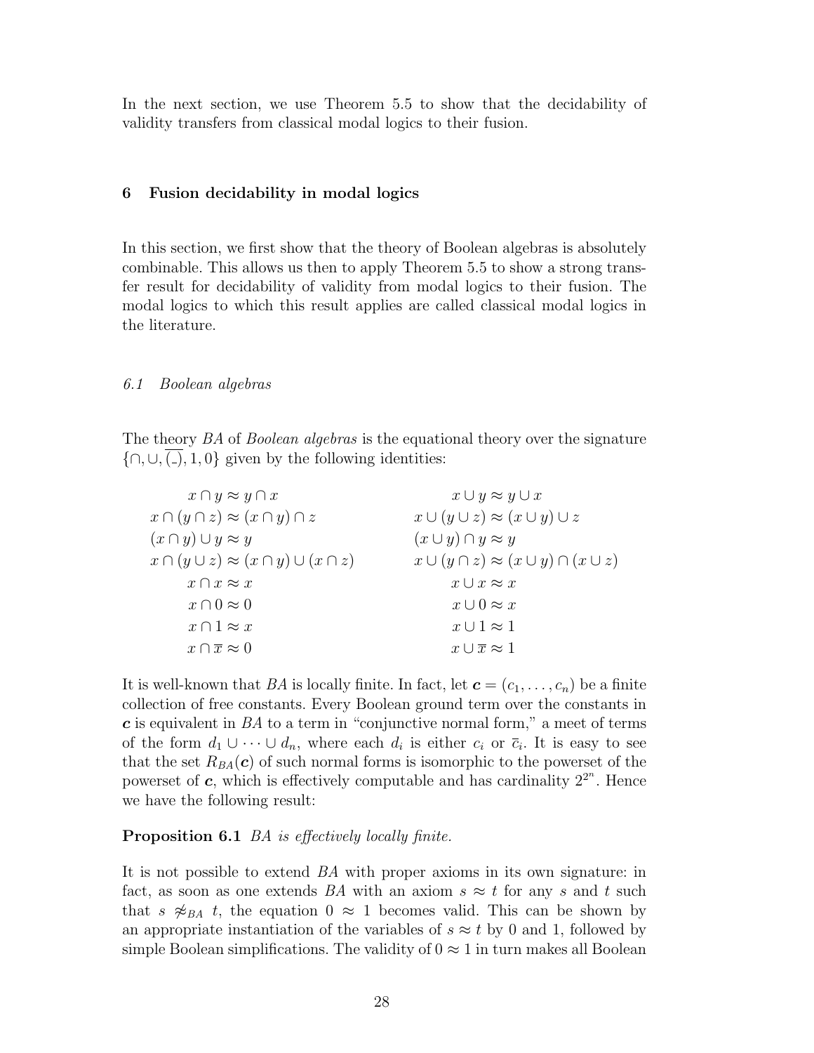In the next section, we use Theorem 5.5 to show that the decidability of validity transfers from classical modal logics to their fusion.

## 6 Fusion decidability in modal logics

In this section, we first show that the theory of Boolean algebras is absolutely combinable. This allows us then to apply Theorem 5.5 to show a strong transfer result for decidability of validity from modal logics to their fusion. The modal logics to which this result applies are called classical modal logics in the literature.

### 6.1 Boolean algebras

The theory *BA* of *Boolean algebras* is the equational theory over the signature $\{\cap, \cup, \overline{(\_)}, 1, 0\}$ given by the following identities:

$$
\begin{array}{ll}
x \cap y \approx y \cap x & x \cup y \approx y \cup x \\
x \cap (y \cap z) \approx (x \cap y) \cap z & x \cup (y \cup z) \approx (x \cup y) \cup z \\
(x \cap y) \cup y \approx y & (x \cup y) \cap y \approx y \\
x \cap (y \cup z) \approx (x \cap y) \cup (x \cap z) & x \cup (y \cap z) \approx (x \cup y) \cap (x \cup z) \\
x \cap x \approx x & x \cup x \approx x \\
x \cap 0 \approx 0 & x \cup 0 \approx x \\
x \cap 1 \approx x & x \cup 1 \approx 1 \\
x \cap \overline{x} \approx 0 & x \cup \overline{x} \approx 1
\end{array}
$$

It is well-known that *BA* is locally finite. In fact, let $\boldsymbol{c} = (c_1, \ldots, c_n)$ be a finite collection of free constants. Every Boolean ground term over the constants in $\boldsymbol{c}$ is equivalent in *BA* to a term in "conjunctive normal form," a meet of terms of the form $d_1 \cup \cdots \cup d_n$, where each $d_i$ is either $c_i$ or $\overline{c}_i$. It is easy to see that the set $R_{BA}(\boldsymbol{c})$ of such normal forms is isomorphic to the powerset of the powerset of $\boldsymbol{c}$, which is effectively computable and has cardinality $2^{2^n}$. Hence we have the following result:

**Proposition 6.1** *BA is effectively locally finite.*

It is not possible to extend *BA* with proper axioms in its own signature: in fact, as soon as one extends *BA* with an axiom $s \approx t$ for any $s$ and $t$ such that $s \not\approx_{BA} t$, the equation $0 \approx 1$ becomes valid. This can be shown by an appropriate instantiation of the variables of $s \approx t$ by 0 and 1, followed by simple Boolean simplifications. The validity of $0 \approx 1$ in turn makes all Boolean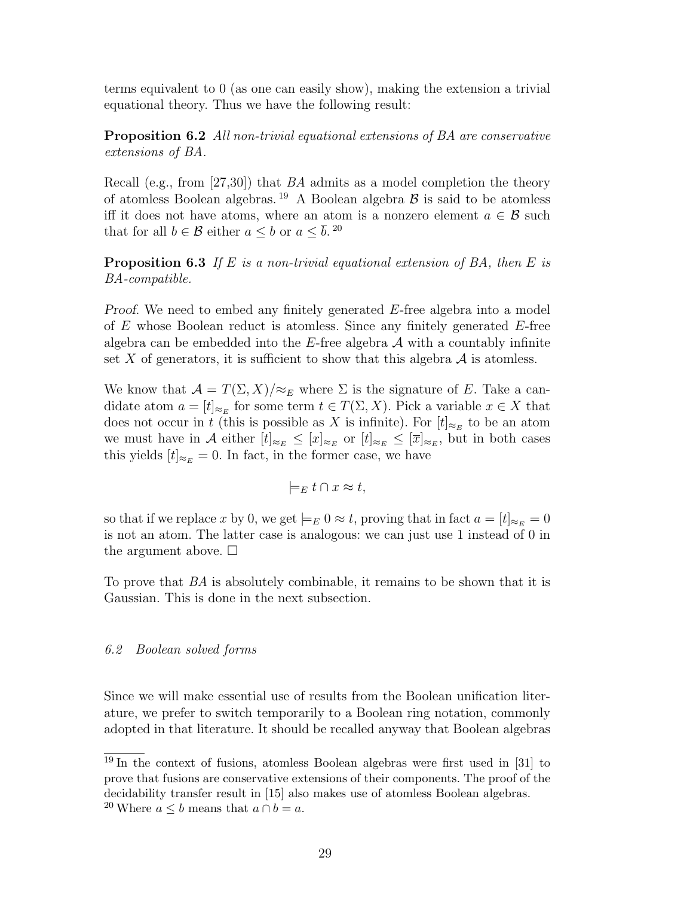terms equivalent to 0 (as one can easily show), making the extension a trivial equational theory. Thus we have the following result:

**Proposition 6.2** *All non-trivial equational extensions of BA are conservative extensions of BA.*

Recall (e.g., from [27,30]) that *BA* admits as a model completion the theory of atomless Boolean algebras. [19] A Boolean algebra $\mathcal{B}$ is said to be atomless iff it does not have atoms, where an atom is a nonzero element $a \in \mathcal{B}$ such that for all $b \in \mathcal{B}$ either $a \leq b$ or $a \leq \overline{b}$. [20]

**Proposition 6.3** *If $E$ is a non-trivial equational extension of BA, then $E$ is BA-compatible.*

*Proof.* We need to embed any finitely generated $E$-free algebra into a model of $E$ whose Boolean reduct is atomless. Since any finitely generated $E$-free algebra can be embedded into the $E$-free algebra $\mathcal{A}$ with a countably infinite set $X$ of generators, it is sufficient to show that this algebra $\mathcal{A}$ is atomless.

We know that $\mathcal{A} = T(\Sigma, X)/\approx_E$ where $\Sigma$ is the signature of $E$. Take a candidate atom $a = [t]_{\approx_E}$ for some term $t \in T(\Sigma, X)$. Pick a variable $x \in X$ that does not occur in $t$ (this is possible as $X$ is infinite). For $[t]_{\approx_E}$ to be an atom we must have in $\mathcal{A}$ either $[t]_{\approx_E} \leq [x]_{\approx_E}$ or $[t]_{\approx_E} \leq [\overline{x}]_{\approx_E}$, but in both cases this yields $[t]_{\approx_E} = 0$. In fact, in the former case, we have

$$\models_E t \cap x \approx t,$$

so that if we replace $x$ by 0, we get $\models_E 0 \approx t$, proving that in fact $a = [t]_{\approx_E} = 0$ is not an atom. The latter case is analogous: we can just use 1 instead of 0 in the argument above. □

To prove that *BA* is absolutely combinable, it remains to be shown that it is Gaussian. This is done in the next subsection.

### *6.2 Boolean solved forms*

Since we will make essential use of results from the Boolean unification literature, we prefer to switch temporarily to a Boolean ring notation, commonly adopted in that literature. It should be recalled anyway that Boolean algebras

---

[19] In the context of fusions, atomless Boolean algebras were first used in [31] to prove that fusions are conservative extensions of their components. The proof of the decidability transfer result in [15] also makes use of atomless Boolean algebras.

[20] Where $a \leq b$ means that $a \cap b = a$.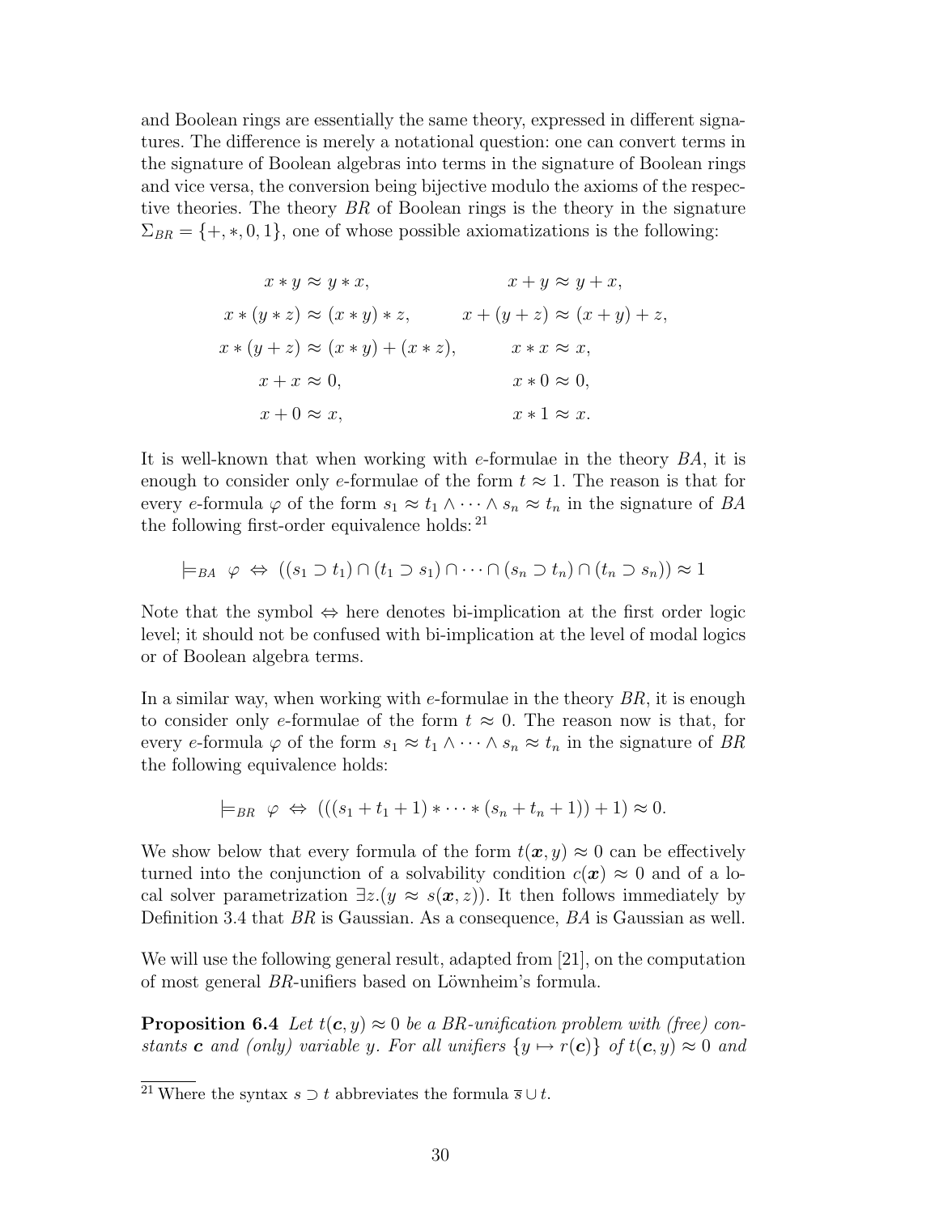and Boolean rings are essentially the same theory, expressed in different signatures. The difference is merely a notational question: one can convert terms in the signature of Boolean algebras into terms in the signature of Boolean rings and vice versa, the conversion being bijective modulo the axioms of the respective theories. The theory $BR$ of Boolean rings is the theory in the signature $\Sigma_{BR} = \{+, *, 0, 1\}$, one of whose possible axiomatizations is the following:

$$
\begin{array}{cc}
x * y \approx y * x, & x + y \approx y + x, \\
x * (y * z) \approx (x * y) * z, & x + (y + z) \approx (x + y) + z, \\
x * (y + z) \approx (x * y) + (x * z), & x * x \approx x, \\
x + x \approx 0, & x * 0 \approx 0, \\
x + 0 \approx x, & x * 1 \approx x.
\end{array}
$$

It is well-known that when working with $e$-formulae in the theory $BA$, it is enough to consider only $e$-formulae of the form $t \approx 1$. The reason is that for every $e$-formula $\varphi$ of the form $s_1 \approx t_1 \wedge \cdots \wedge s_n \approx t_n$ in the signature of $BA$ the following first-order equivalence holds:[21]

$$\models_{BA} \ \varphi \ \Leftrightarrow \ ((s_1 \supset t_1) \cap (t_1 \supset s_1) \cap \cdots \cap (s_n \supset t_n) \cap (t_n \supset s_n)) \approx 1$$

Note that the symbol $\Leftrightarrow$ here denotes bi-implication at the first order logic level; it should not be confused with bi-implication at the level of modal logics or of Boolean algebra terms.

In a similar way, when working with $e$-formulae in the theory $BR$, it is enough to consider only $e$-formulae of the form $t \approx 0$. The reason now is that, for every $e$-formula $\varphi$ of the form $s_1 \approx t_1 \wedge \cdots \wedge s_n \approx t_n$ in the signature of $BR$ the following equivalence holds:

$$\models_{BR} \ \varphi \ \Leftrightarrow \ (((s_1 + t_1 + 1) * \cdots * (s_n + t_n + 1)) + 1) \approx 0.$$

We show below that every formula of the form $t(\boldsymbol{x}, y) \approx 0$ can be effectively turned into the conjunction of a solvability condition $c(\boldsymbol{x}) \approx 0$ and of a local solver parametrization $\exists z.(y \approx s(\boldsymbol{x}, z))$. It then follows immediately by Definition 3.4 that $BR$ is Gaussian. As a consequence, $BA$ is Gaussian as well.

We will use the following general result, adapted from [21], on the computation of most general $BR$-unifiers based on Löwnheim's formula.

**Proposition 6.4** *Let $t(\boldsymbol{c}, y) \approx 0$ be a BR-unification problem with (free) constants $\boldsymbol{c}$ and (only) variable $y$. For all unifiers $\{y \mapsto r(\boldsymbol{c})\}$ of $t(\boldsymbol{c}, y) \approx 0$ and*

[21] Where the syntax $s \supset t$ abbreviates the formula $\overline{s} \cup t$.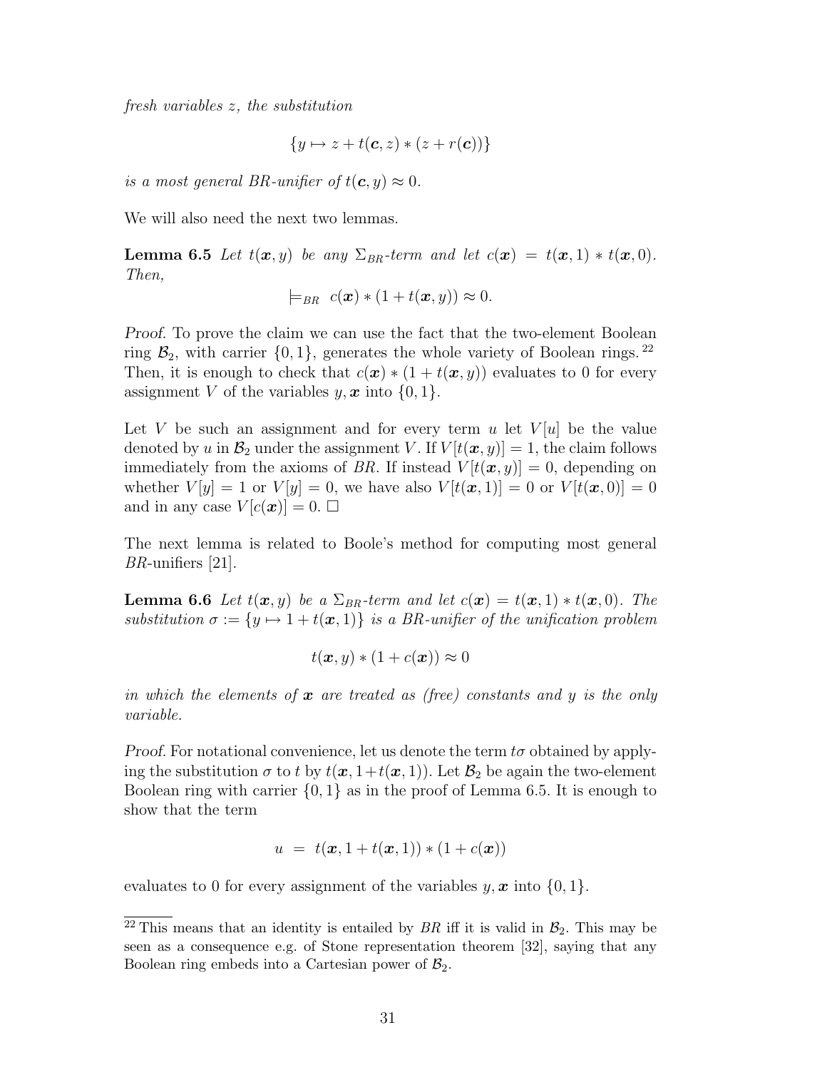*fresh variables z, the substitution*

$$\{y \mapsto z + t(\boldsymbol{c}, z) * (z + r(\boldsymbol{c}))\}$$

*is a most general BR-unifier of* $t(\boldsymbol{c}, y) \approx 0$.

We will also need the next two lemmas.

**Lemma 6.5** *Let* $t(\boldsymbol{x}, y)$ *be any* $\Sigma_{BR}$*-term and let* $c(\boldsymbol{x}) = t(\boldsymbol{x}, 1) * t(\boldsymbol{x}, 0)$*. Then,*

$$\models_{BR} \; c(\boldsymbol{x}) * (1 + t(\boldsymbol{x}, y)) \approx 0.$$

*Proof.* To prove the claim we can use the fact that the two-element Boolean ring $\mathcal{B}_2$, with carrier $\{0, 1\}$, generates the whole variety of Boolean rings. [22] Then, it is enough to check that $c(\boldsymbol{x}) * (1 + t(\boldsymbol{x}, y))$ evaluates to 0 for every assignment $V$ of the variables $y, \boldsymbol{x}$ into $\{0, 1\}$.

Let $V$ be such an assignment and for every term $u$ let $V[u]$ be the value denoted by $u$ in $\mathcal{B}_2$ under the assignment $V$. If $V[t(\boldsymbol{x}, y)] = 1$, the claim follows immediately from the axioms of *BR*. If instead $V[t(\boldsymbol{x}, y)] = 0$, depending on whether $V[y] = 1$ or $V[y] = 0$, we have also $V[t(\boldsymbol{x}, 1)] = 0$ or $V[t(\boldsymbol{x}, 0)] = 0$ and in any case $V[c(\boldsymbol{x})] = 0$. □

The next lemma is related to Boole's method for computing most general *BR*-unifiers [21].

**Lemma 6.6** *Let* $t(\boldsymbol{x}, y)$ *be a* $\Sigma_{BR}$*-term and let* $c(\boldsymbol{x}) = t(\boldsymbol{x}, 1) * t(\boldsymbol{x}, 0)$*. The substitution* $\sigma := \{y \mapsto 1 + t(\boldsymbol{x}, 1)\}$ *is a BR-unifier of the unification problem*

$$t(\boldsymbol{x}, y) * (1 + c(\boldsymbol{x})) \approx 0$$

*in which the elements of* $\boldsymbol{x}$ *are treated as (free) constants and* $y$ *is the only variable.*

*Proof.* For notational convenience, let us denote the term $t\sigma$ obtained by applying the substitution $\sigma$ to $t$ by $t(\boldsymbol{x}, 1 + t(\boldsymbol{x}, 1))$. Let $\mathcal{B}_2$ be again the two-element Boolean ring with carrier $\{0, 1\}$ as in the proof of Lemma 6.5. It is enough to show that the term

$$u \;=\; t(\boldsymbol{x}, 1 + t(\boldsymbol{x}, 1)) * (1 + c(\boldsymbol{x}))$$

evaluates to 0 for every assignment of the variables $y, \boldsymbol{x}$ into $\{0, 1\}$.

[22] This means that an identity is entailed by *BR* iff it is valid in $\mathcal{B}_2$. This may be seen as a consequence e.g. of Stone representation theorem [32], saying that any Boolean ring embeds into a Cartesian power of $\mathcal{B}_2$.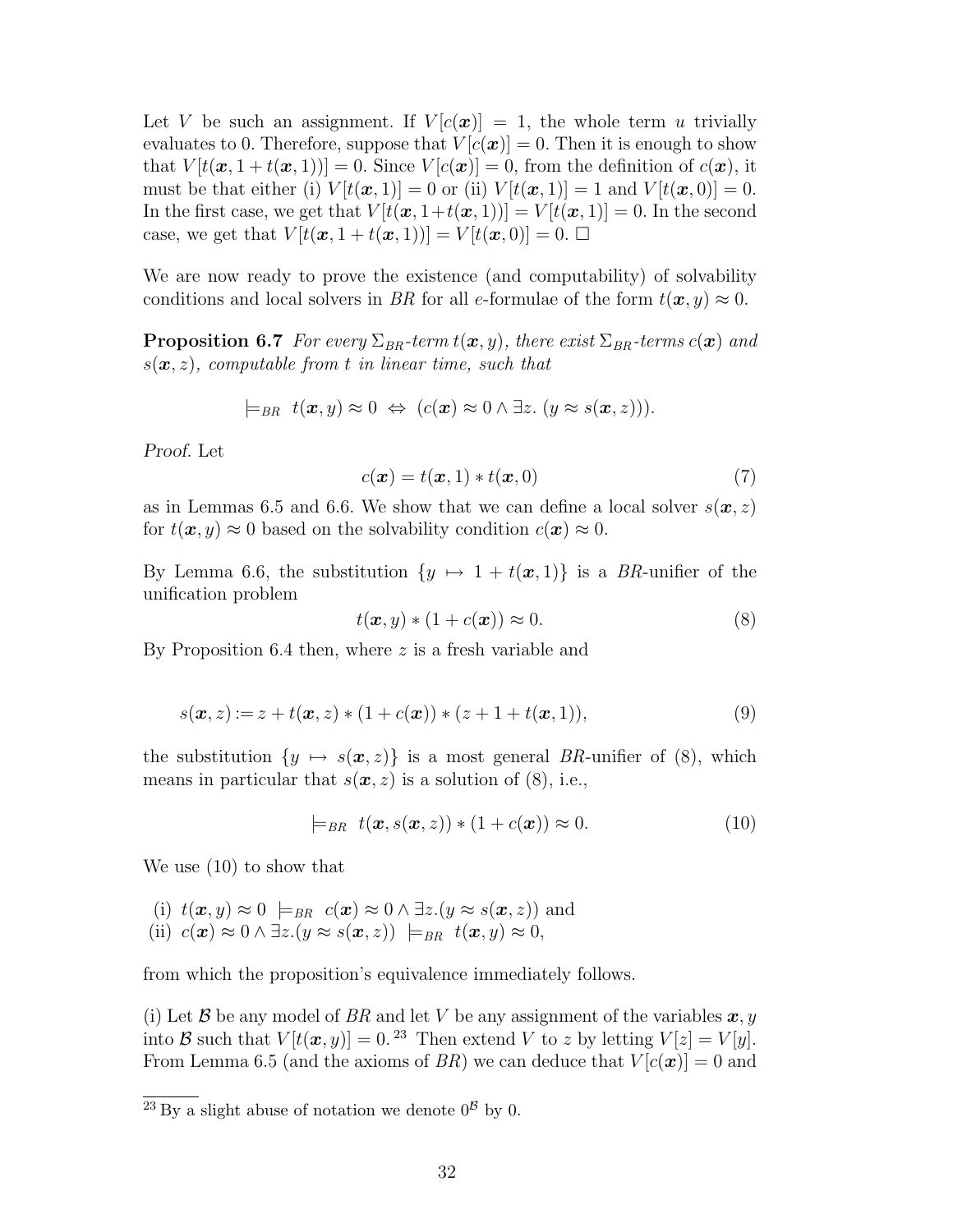Let $V$ be such an assignment. If $V[c(\boldsymbol{x})] = 1$, the whole term $u$ trivially evaluates to 0. Therefore, suppose that $V[c(\boldsymbol{x})] = 0$. Then it is enough to show that $V[t(\boldsymbol{x}, 1 + t(\boldsymbol{x}, 1))] = 0$. Since $V[c(\boldsymbol{x})] = 0$, from the definition of $c(\boldsymbol{x})$, it must be that either (i) $V[t(\boldsymbol{x}, 1)] = 0$ or (ii) $V[t(\boldsymbol{x}, 1)] = 1$ and $V[t(\boldsymbol{x}, 0)] = 0$. In the first case, we get that $V[t(\boldsymbol{x}, 1+t(\boldsymbol{x}, 1))] = V[t(\boldsymbol{x}, 1)] = 0$. In the second case, we get that $V[t(\boldsymbol{x}, 1 + t(\boldsymbol{x}, 1))] = V[t(\boldsymbol{x}, 0)] = 0$. □

We are now ready to prove the existence (and computability) of solvability conditions and local solvers in *BR* for all *e*-formulae of the form $t(\boldsymbol{x}, y) \approx 0$.

**Proposition 6.7** *For every $\Sigma_{BR}$-term $t(\boldsymbol{x}, y)$, there exist $\Sigma_{BR}$-terms $c(\boldsymbol{x})$ and $s(\boldsymbol{x}, z)$, computable from $t$ in linear time, such that*

$$\models_{BR} \; t(\boldsymbol{x}, y) \approx 0 \;\Leftrightarrow\; (c(\boldsymbol{x}) \approx 0 \wedge \exists z.\, (y \approx s(\boldsymbol{x}, z))).$$

*Proof.* Let

$$c(\boldsymbol{x}) = t(\boldsymbol{x}, 1) * t(\boldsymbol{x}, 0) \tag{7}$$

as in Lemmas 6.5 and 6.6. We show that we can define a local solver $s(\boldsymbol{x}, z)$ for $t(\boldsymbol{x}, y) \approx 0$ based on the solvability condition $c(\boldsymbol{x}) \approx 0$.

By Lemma 6.6, the substitution $\{y \mapsto 1 + t(\boldsymbol{x}, 1)\}$ is a *BR*-unifier of the unification problem

$$t(\boldsymbol{x}, y) * (1 + c(\boldsymbol{x})) \approx 0. \tag{8}$$

By Proposition 6.4 then, where $z$ is a fresh variable and

$$s(\boldsymbol{x}, z) := z + t(\boldsymbol{x}, z) * (1 + c(\boldsymbol{x})) * (z + 1 + t(\boldsymbol{x}, 1)), \tag{9}$$

the substitution $\{y \mapsto s(\boldsymbol{x}, z)\}$ is a most general *BR*-unifier of (8), which means in particular that $s(\boldsymbol{x}, z)$ is a solution of (8), i.e.,

$$\models_{BR} \; t(\boldsymbol{x}, s(\boldsymbol{x}, z)) * (1 + c(\boldsymbol{x})) \approx 0. \tag{10}$$

We use (10) to show that

(i) $t(\boldsymbol{x}, y) \approx 0 \;\models_{BR}\; c(\boldsymbol{x}) \approx 0 \wedge \exists z.(y \approx s(\boldsymbol{x}, z))$ and
(ii) $c(\boldsymbol{x}) \approx 0 \wedge \exists z.(y \approx s(\boldsymbol{x}, z)) \;\models_{BR}\; t(\boldsymbol{x}, y) \approx 0$,

from which the proposition's equivalence immediately follows.

(i) Let $\mathcal{B}$ be any model of *BR* and let $V$ be any assignment of the variables $\boldsymbol{x}, y$ into $\mathcal{B}$ such that $V[t(\boldsymbol{x}, y)] = 0$.[23] Then extend $V$ to $z$ by letting $V[z] = V[y]$. From Lemma 6.5 (and the axioms of *BR*) we can deduce that $V[c(\boldsymbol{x})] = 0$ and

[23] By a slight abuse of notation we denote $0^{\mathcal{B}}$ by 0.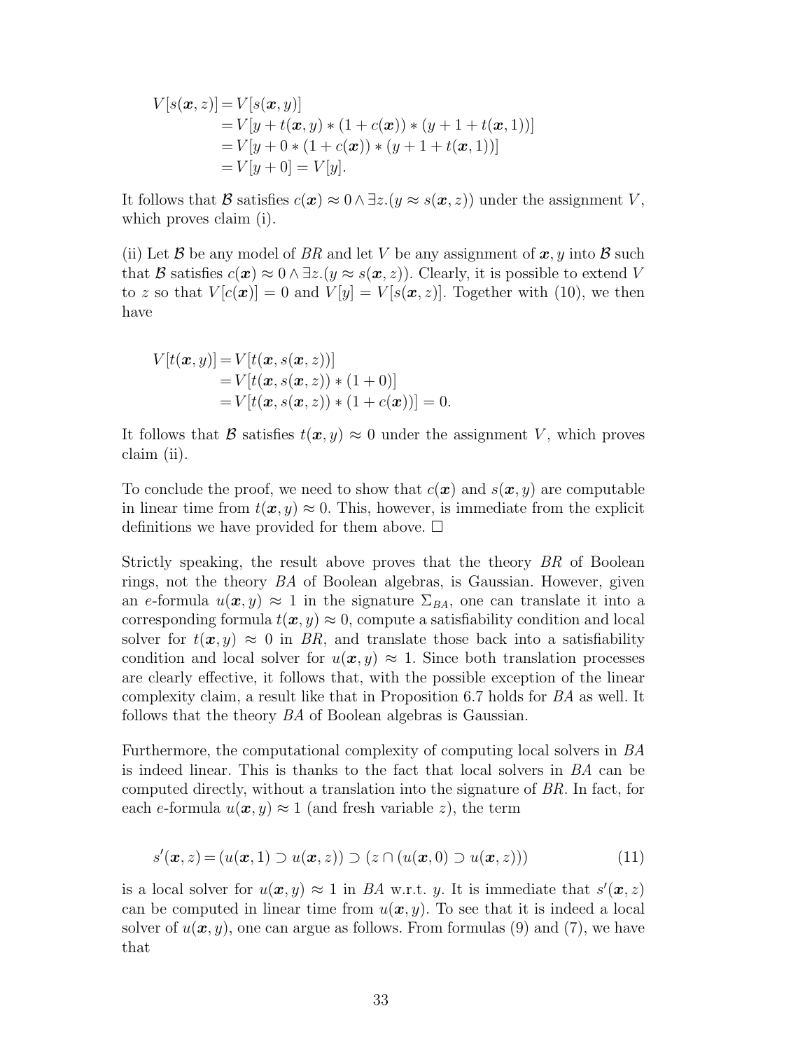$$
\begin{aligned}
V[s(\boldsymbol{x}, z)] &= V[s(\boldsymbol{x}, y)] \\
&= V[y + t(\boldsymbol{x}, y) * (1 + c(\boldsymbol{x})) * (y + 1 + t(\boldsymbol{x}, 1))] \\
&= V[y + 0 * (1 + c(\boldsymbol{x})) * (y + 1 + t(\boldsymbol{x}, 1))] \\
&= V[y + 0] = V[y].
\end{aligned}
$$

It follows that $\mathcal{B}$ satisfies $c(\boldsymbol{x}) \approx 0 \wedge \exists z.(y \approx s(\boldsymbol{x}, z))$ under the assignment $V$, which proves claim (i).

(ii) Let $\mathcal{B}$ be any model of $BR$ and let $V$ be any assignment of $\boldsymbol{x}, y$ into $\mathcal{B}$ such that $\mathcal{B}$ satisfies $c(\boldsymbol{x}) \approx 0 \wedge \exists z.(y \approx s(\boldsymbol{x}, z))$. Clearly, it is possible to extend $V$ to $z$ so that $V[c(\boldsymbol{x})] = 0$ and $V[y] = V[s(\boldsymbol{x}, z)]$. Together with (10), we then have

$$
\begin{aligned}
V[t(\boldsymbol{x}, y)] &= V[t(\boldsymbol{x}, s(\boldsymbol{x}, z))] \\
&= V[t(\boldsymbol{x}, s(\boldsymbol{x}, z)) * (1 + 0)] \\
&= V[t(\boldsymbol{x}, s(\boldsymbol{x}, z)) * (1 + c(\boldsymbol{x}))] = 0.
\end{aligned}
$$

It follows that $\mathcal{B}$ satisfies $t(\boldsymbol{x}, y) \approx 0$ under the assignment $V$, which proves claim (ii).

To conclude the proof, we need to show that $c(\boldsymbol{x})$ and $s(\boldsymbol{x}, y)$ are computable in linear time from $t(\boldsymbol{x}, y) \approx 0$. This, however, is immediate from the explicit definitions we have provided for them above. $\square$

Strictly speaking, the result above proves that the theory $BR$ of Boolean rings, not the theory $BA$ of Boolean algebras, is Gaussian. However, given an $e$-formula $u(\boldsymbol{x}, y) \approx 1$ in the signature $\Sigma_{BA}$, one can translate it into a corresponding formula $t(\boldsymbol{x}, y) \approx 0$, compute a satisfiability condition and local solver for $t(\boldsymbol{x}, y) \approx 0$ in $BR$, and translate those back into a satisfiability condition and local solver for $u(\boldsymbol{x}, y) \approx 1$. Since both translation processes are clearly effective, it follows that, with the possible exception of the linear complexity claim, a result like that in Proposition 6.7 holds for $BA$ as well. It follows that the theory $BA$ of Boolean algebras is Gaussian.

Furthermore, the computational complexity of computing local solvers in $BA$ is indeed linear. This is thanks to the fact that local solvers in $BA$ can be computed directly, without a translation into the signature of $BR$. In fact, for each $e$-formula $u(\boldsymbol{x}, y) \approx 1$ (and fresh variable $z$), the term

$$
s'(\boldsymbol{x}, z) = (u(\boldsymbol{x}, 1) \supset u(\boldsymbol{x}, z)) \supset (z \cap (u(\boldsymbol{x}, 0) \supset u(\boldsymbol{x}, z))) \tag{11}
$$

is a local solver for $u(\boldsymbol{x}, y) \approx 1$ in $BA$ w.r.t. $y$. It is immediate that $s'(\boldsymbol{x}, z)$ can be computed in linear time from $u(\boldsymbol{x}, y)$. To see that it is indeed a local solver of $u(\boldsymbol{x}, y)$, one can argue as follows. From formulas (9) and (7), we have that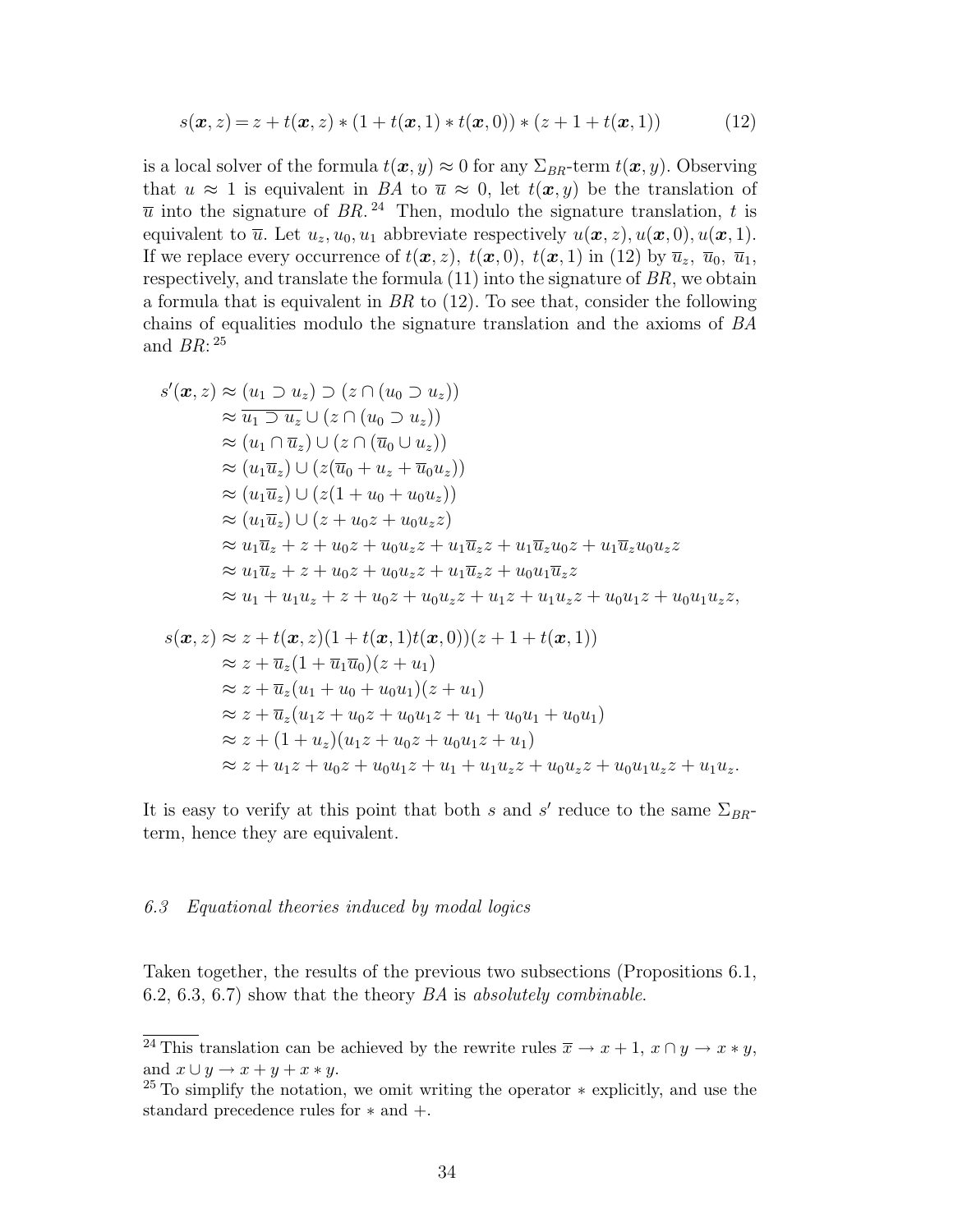$$s(\boldsymbol{x}, z) = z + t(\boldsymbol{x}, z) * (1 + t(\boldsymbol{x}, 1) * t(\boldsymbol{x}, 0)) * (z + 1 + t(\boldsymbol{x}, 1)) \tag{12}$$

is a local solver of the formula $t(\boldsymbol{x}, y) \approx 0$ for any $\Sigma_{BR}$-term $t(\boldsymbol{x}, y)$. Observing that $u \approx 1$ is equivalent in $BA$ to $\overline{u} \approx 0$, let $t(\boldsymbol{x}, y)$ be the translation of $\overline{u}$ into the signature of $BR$.[24] Then, modulo the signature translation, $t$ is equivalent to $\overline{u}$. Let $u_z, u_0, u_1$ abbreviate respectively $u(\boldsymbol{x}, z), u(\boldsymbol{x}, 0), u(\boldsymbol{x}, 1)$. If we replace every occurrence of $t(\boldsymbol{x}, z)$, $t(\boldsymbol{x}, 0)$, $t(\boldsymbol{x}, 1)$ in (12) by $\overline{u}_z$, $\overline{u}_0$, $\overline{u}_1$, respectively, and translate the formula (11) into the signature of $BR$, we obtain a formula that is equivalent in $BR$ to (12). To see that, consider the following chains of equalities modulo the signature translation and the axioms of $BA$ and $BR$:[25]

$$\begin{aligned}
s'(\boldsymbol{x}, z) &\approx (u_1 \supset u_z) \supset (z \cap (u_0 \supset u_z)) \\
&\approx \overline{u_1 \supset u_z} \cup (z \cap (u_0 \supset u_z)) \\
&\approx (u_1 \cap \overline{u}_z) \cup (z \cap (\overline{u}_0 \cup u_z)) \\
&\approx (u_1 \overline{u}_z) \cup (z(\overline{u}_0 + u_z + \overline{u}_0 u_z)) \\
&\approx (u_1 \overline{u}_z) \cup (z(1 + u_0 + u_0 u_z)) \\
&\approx (u_1 \overline{u}_z) \cup (z + u_0 z + u_0 u_z z) \\
&\approx u_1 \overline{u}_z + z + u_0 z + u_0 u_z z + u_1 \overline{u}_z z + u_1 \overline{u}_z u_0 z + u_1 \overline{u}_z u_0 u_z z \\
&\approx u_1 \overline{u}_z + z + u_0 z + u_0 u_z z + u_1 \overline{u}_z z + u_0 u_1 \overline{u}_z z \\
&\approx u_1 + u_1 u_z + z + u_0 z + u_0 u_z z + u_1 z + u_1 u_z z + u_0 u_1 z + u_0 u_1 u_z z,
\end{aligned}$$

$$\begin{aligned}
s(\boldsymbol{x}, z) &\approx z + t(\boldsymbol{x}, z)(1 + t(\boldsymbol{x}, 1) t(\boldsymbol{x}, 0))(z + 1 + t(\boldsymbol{x}, 1)) \\
&\approx z + \overline{u}_z (1 + \overline{u}_1 \overline{u}_0)(z + u_1) \\
&\approx z + \overline{u}_z (u_1 + u_0 + u_0 u_1)(z + u_1) \\
&\approx z + \overline{u}_z (u_1 z + u_0 z + u_0 u_1 z + u_1 + u_0 u_1 + u_0 u_1) \\
&\approx z + (1 + u_z)(u_1 z + u_0 z + u_0 u_1 z + u_1) \\
&\approx z + u_1 z + u_0 z + u_0 u_1 z + u_1 + u_1 u_z z + u_0 u_z z + u_0 u_1 u_z z + u_1 u_z.
\end{aligned}$$

It is easy to verify at this point that both $s$ and $s'$ reduce to the same $\Sigma_{BR}$-term, hence they are equivalent.

### 6.3 Equational theories induced by modal logics

Taken together, the results of the previous two subsections (Propositions 6.1, 6.2, 6.3, 6.7) show that the theory $BA$ is *absolutely combinable.*

---

[24] This translation can be achieved by the rewrite rules $\overline{x} \to x + 1$, $x \cap y \to x * y$, and $x \cup y \to x + y + x * y$.

[25] To simplify the notation, we omit writing the operator $*$ explicitly, and use the standard precedence rules for $*$ and $+$.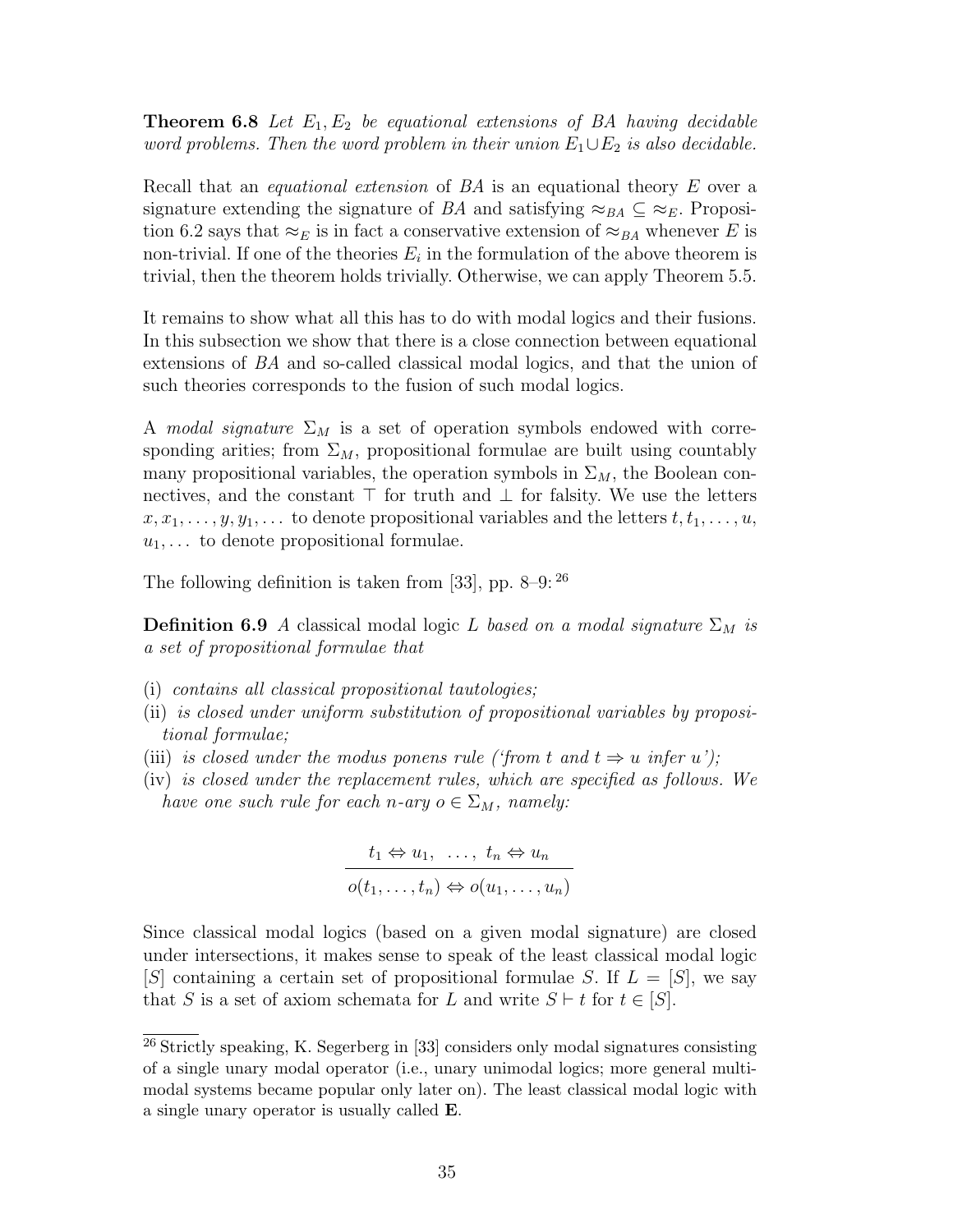**Theorem 6.8** *Let $E_1, E_2$ be equational extensions of BA having decidable word problems. Then the word problem in their union $E_1 \cup E_2$ is also decidable.*

Recall that an *equational extension* of $BA$ is an equational theory $E$ over a signature extending the signature of $BA$ and satisfying $\approx_{BA} \subseteq \approx_E$. Proposition 6.2 says that $\approx_E$ is in fact a conservative extension of $\approx_{BA}$ whenever $E$ is non-trivial. If one of the theories $E_i$ in the formulation of the above theorem is trivial, then the theorem holds trivially. Otherwise, we can apply Theorem 5.5.

It remains to show what all this has to do with modal logics and their fusions. In this subsection we show that there is a close connection between equational extensions of $BA$ and so-called classical modal logics, and that the union of such theories corresponds to the fusion of such modal logics.

A *modal signature* $\Sigma_M$ is a set of operation symbols endowed with corresponding arities; from $\Sigma_M$, propositional formulae are built using countably many propositional variables, the operation symbols in $\Sigma_M$, the Boolean connectives, and the constant $\top$ for truth and $\bot$ for falsity. We use the letters $x, x_1, \ldots, y, y_1, \ldots$ to denote propositional variables and the letters $t, t_1, \ldots, u, u_1, \ldots$ to denote propositional formulae.

The following definition is taken from [33], pp. 8–9: [26]

**Definition 6.9** *A* classical modal logic *$L$ based on a modal signature $\Sigma_M$ is a set of propositional formulae that*

(i) *contains all classical propositional tautologies;*
(ii) *is closed under uniform substitution of propositional variables by propositional formulae;*
(iii) *is closed under the modus ponens rule ('from $t$ and $t \Rightarrow u$ infer $u$');*
(iv) *is closed under the replacement rules, which are specified as follows. We have one such rule for each $n$-ary $o \in \Sigma_M$, namely:*

$$\frac{t_1 \Leftrightarrow u_1, \;\; \ldots, \;\; t_n \Leftrightarrow u_n}{o(t_1, \ldots, t_n) \Leftrightarrow o(u_1, \ldots, u_n)}$$

Since classical modal logics (based on a given modal signature) are closed under intersections, it makes sense to speak of the least classical modal logic $[S]$ containing a certain set of propositional formulae $S$. If $L = [S]$, we say that $S$ is a set of axiom schemata for $L$ and write $S \vdash t$ for $t \in [S]$.

[26] Strictly speaking, K. Segerberg in [33] considers only modal signatures consisting of a single unary modal operator (i.e., unary unimodal logics; more general multimodal systems became popular only later on). The least classical modal logic with a single unary operator is usually called **E**.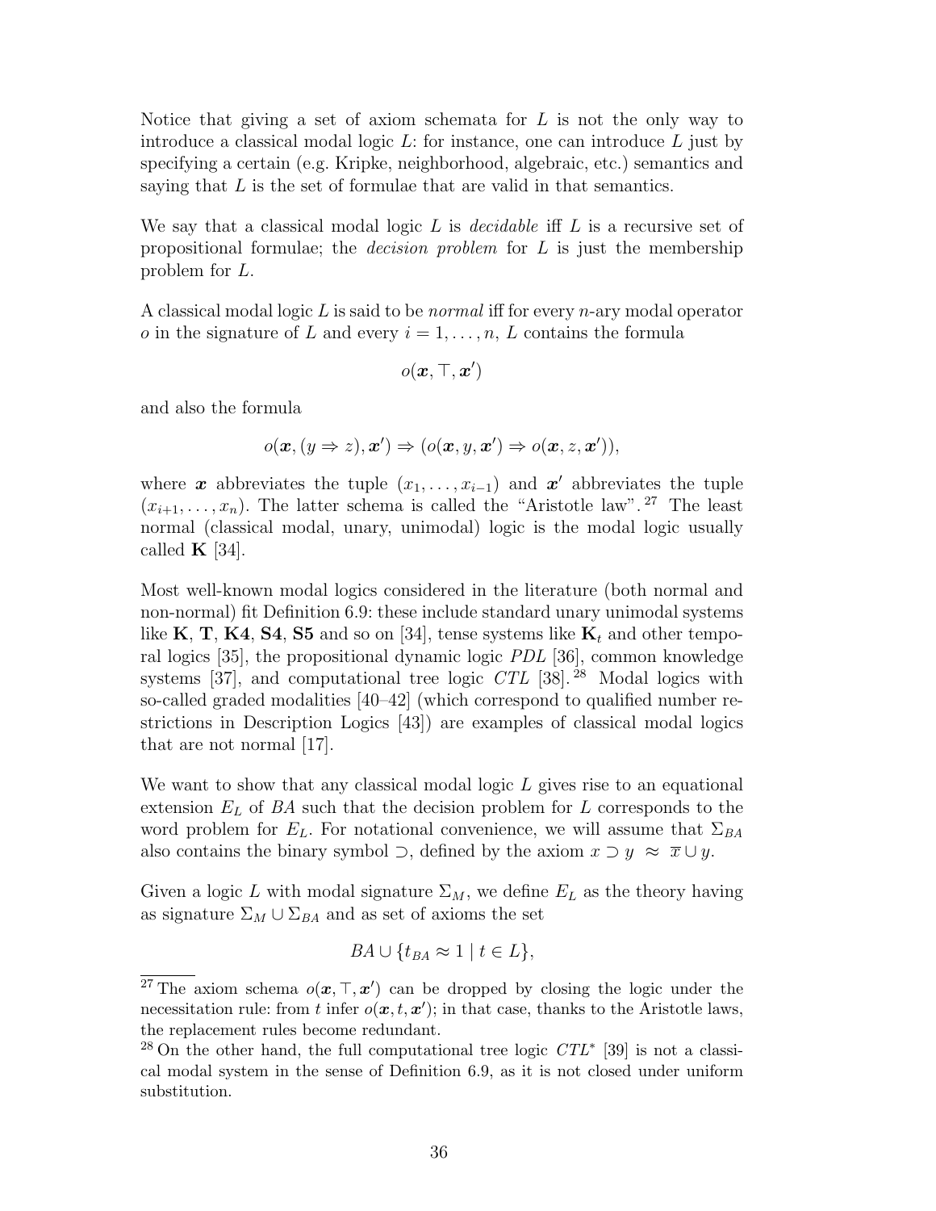Notice that giving a set of axiom schemata for $L$ is not the only way to introduce a classical modal logic $L$: for instance, one can introduce $L$ just by specifying a certain (e.g. Kripke, neighborhood, algebraic, etc.) semantics and saying that $L$ is the set of formulae that are valid in that semantics.

We say that a classical modal logic $L$ is *decidable* iff $L$ is a recursive set of propositional formulae; the *decision problem* for $L$ is just the membership problem for $L$.

A classical modal logic $L$ is said to be *normal* iff for every $n$-ary modal operator $o$ in the signature of $L$ and every $i = 1, \dots, n$, $L$ contains the formula

$$o(\boldsymbol{x}, \top, \boldsymbol{x}')$$

and also the formula

$$o(\boldsymbol{x}, (y \Rightarrow z), \boldsymbol{x}') \Rightarrow (o(\boldsymbol{x}, y, \boldsymbol{x}') \Rightarrow o(\boldsymbol{x}, z, \boldsymbol{x}')),$$

where $\boldsymbol{x}$ abbreviates the tuple $(x_1, \dots, x_{i-1})$ and $\boldsymbol{x}'$ abbreviates the tuple $(x_{i+1}, \dots, x_n)$. The latter schema is called the "Aristotle law". [27] The least normal (classical modal, unary, unimodal) logic is the modal logic usually called **K** [34].

Most well-known modal logics considered in the literature (both normal and non-normal) fit Definition 6.9: these include standard unary unimodal systems like **K**, **T**, **K4**, **S4**, **S5** and so on [34], tense systems like $\mathbf{K}_t$ and other temporal logics [35], the propositional dynamic logic *PDL* [36], common knowledge systems [37], and computational tree logic *CTL* [38]. [28] Modal logics with so-called graded modalities [40–42] (which correspond to qualified number restrictions in Description Logics [43]) are examples of classical modal logics that are not normal [17].

We want to show that any classical modal logic $L$ gives rise to an equational extension $E_L$ of $BA$ such that the decision problem for $L$ corresponds to the word problem for $E_L$. For notational convenience, we will assume that $\Sigma_{BA}$ also contains the binary symbol $\supset$, defined by the axiom $x \supset y \ \approx \ \overline{x} \cup y$.

Given a logic $L$ with modal signature $\Sigma_M$, we define $E_L$ as the theory having as signature $\Sigma_M \cup \Sigma_{BA}$ and as set of axioms the set

$$BA \cup \{t_{BA} \approx 1 \mid t \in L\},$$

[27] The axiom schema $o(\boldsymbol{x}, \top, \boldsymbol{x}')$ can be dropped by closing the logic under the necessitation rule: from $t$ infer $o(\boldsymbol{x}, t, \boldsymbol{x}')$; in that case, thanks to the Aristotle laws, the replacement rules become redundant.

[28] On the other hand, the full computational tree logic $CTL^*$ [39] is not a classical modal system in the sense of Definition 6.9, as it is not closed under uniform substitution.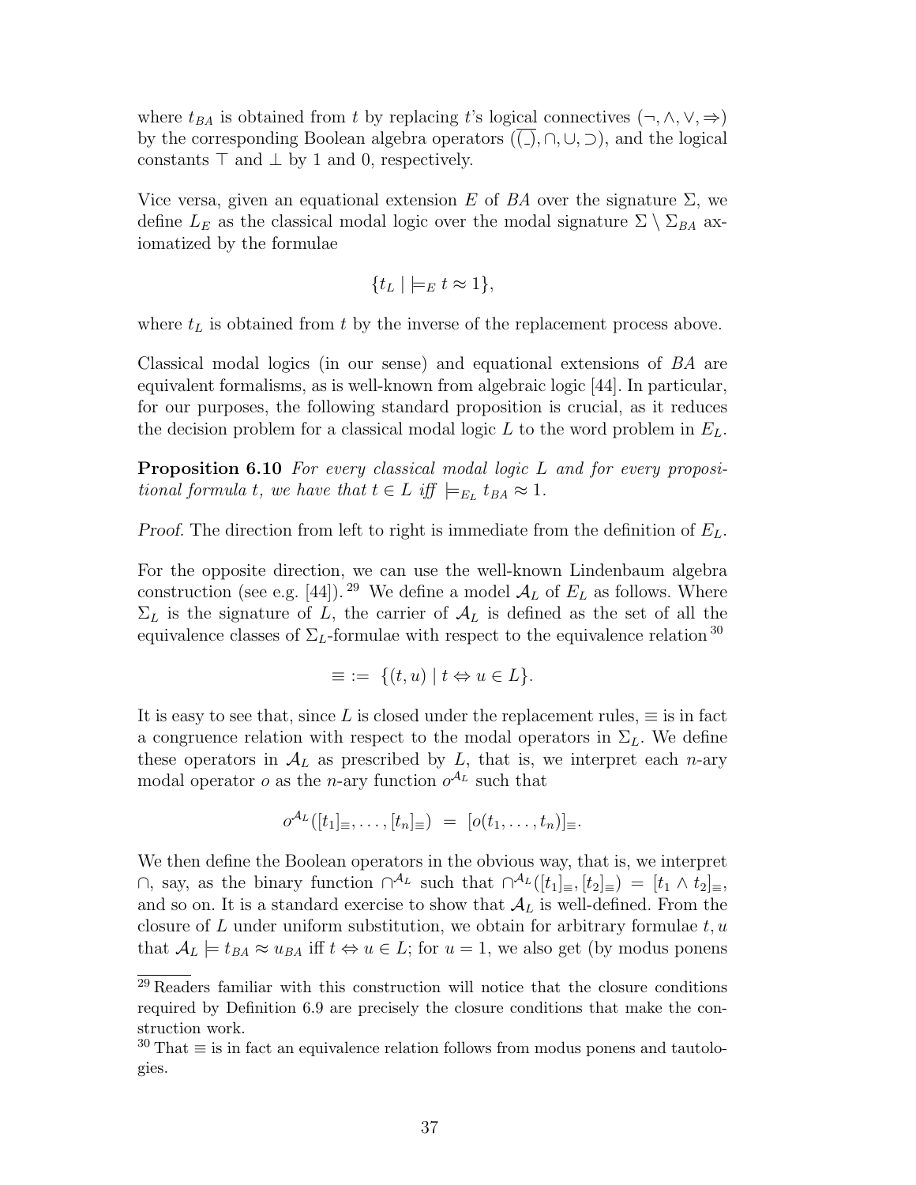where $t_{BA}$ is obtained from $t$ by replacing $t$'s logical connectives ($\neg, \wedge, \vee, \Rightarrow$) by the corresponding Boolean algebra operators ($\overline{(\_)}, \cap, \cup, \supset$), and the logical constants $\top$ and $\bot$ by 1 and 0, respectively.

Vice versa, given an equational extension $E$ of $BA$ over the signature $\Sigma$, we define $L_E$ as the classical modal logic over the modal signature $\Sigma \setminus \Sigma_{BA}$ axiomatized by the formulae

$$\{t_L \mid \models_E t \approx 1\},$$

where $t_L$ is obtained from $t$ by the inverse of the replacement process above.

Classical modal logics (in our sense) and equational extensions of $BA$ are equivalent formalisms, as is well-known from algebraic logic [44]. In particular, for our purposes, the following standard proposition is crucial, as it reduces the decision problem for a classical modal logic $L$ to the word problem in $E_L$.

**Proposition 6.10** *For every classical modal logic $L$ and for every propositional formula $t$, we have that $t \in L$ iff $\models_{E_L} t_{BA} \approx 1$.*

*Proof.* The direction from left to right is immediate from the definition of $E_L$.

For the opposite direction, we can use the well-known Lindenbaum algebra construction (see e.g. [44]).[29] We define a model $\mathcal{A}_L$ of $E_L$ as follows. Where $\Sigma_L$ is the signature of $L$, the carrier of $\mathcal{A}_L$ is defined as the set of all the equivalence classes of $\Sigma_L$-formulae with respect to the equivalence relation[30]

$$\equiv \; := \; \{(t, u) \mid t \Leftrightarrow u \in L\}.$$

It is easy to see that, since $L$ is closed under the replacement rules, $\equiv$ is in fact a congruence relation with respect to the modal operators in $\Sigma_L$. We define these operators in $\mathcal{A}_L$ as prescribed by $L$, that is, we interpret each $n$-ary modal operator $o$ as the $n$-ary function $o^{\mathcal{A}_L}$ such that

$$o^{\mathcal{A}_L}([t_1]_\equiv, \ldots, [t_n]_\equiv) \; = \; [o(t_1, \ldots, t_n)]_\equiv.$$

We then define the Boolean operators in the obvious way, that is, we interpret $\cap$, say, as the binary function $\cap^{\mathcal{A}_L}$ such that $\cap^{\mathcal{A}_L}([t_1]_\equiv, [t_2]_\equiv) = [t_1 \wedge t_2]_\equiv$, and so on. It is a standard exercise to show that $\mathcal{A}_L$ is well-defined. From the closure of $L$ under uniform substitution, we obtain for arbitrary formulae $t, u$ that $\mathcal{A}_L \models t_{BA} \approx u_{BA}$ iff $t \Leftrightarrow u \in L$; for $u = 1$, we also get (by modus ponens

[29] Readers familiar with this construction will notice that the closure conditions required by Definition 6.9 are precisely the closure conditions that make the construction work.

[30] That $\equiv$ is in fact an equivalence relation follows from modus ponens and tautologies.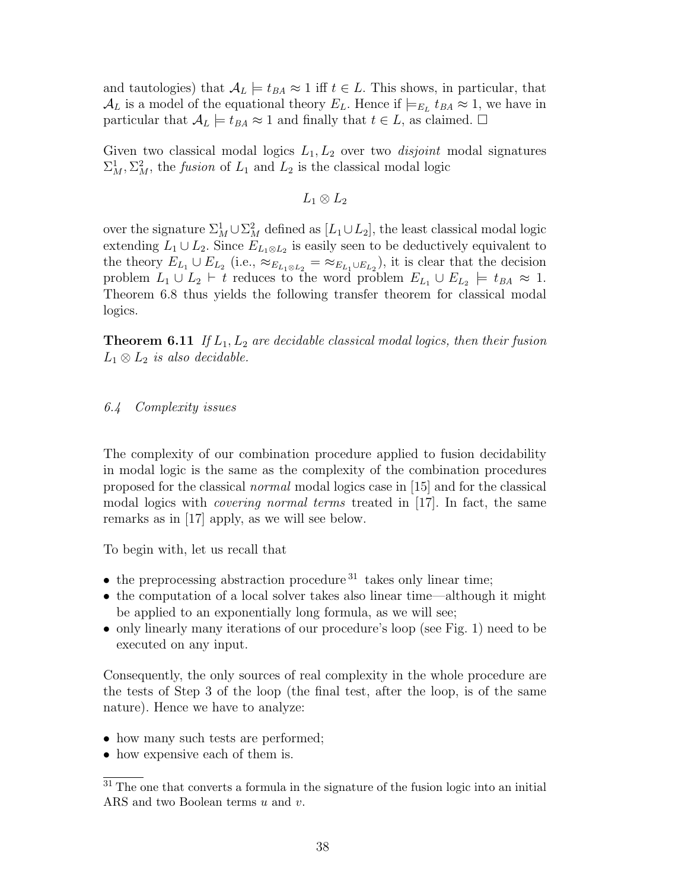and tautologies) that $\mathcal{A}_L \models t_{BA} \approx 1$ iff $t \in L$. This shows, in particular, that $\mathcal{A}_L$ is a model of the equational theory $E_L$. Hence if $\models_{E_L} t_{BA} \approx 1$, we have in particular that $\mathcal{A}_L \models t_{BA} \approx 1$ and finally that $t \in L$, as claimed. $\square$

Given two classical modal logics $L_1, L_2$ over two *disjoint* modal signatures $\Sigma_M^1, \Sigma_M^2$, the *fusion* of $L_1$ and $L_2$ is the classical modal logic

$$L_1 \otimes L_2$$

over the signature $\Sigma_M^1 \cup \Sigma_M^2$ defined as $[L_1 \cup L_2]$, the least classical modal logic extending $L_1 \cup L_2$. Since $E_{L_1 \otimes L_2}$ is easily seen to be deductively equivalent to the theory $E_{L_1} \cup E_{L_2}$ (i.e., $\approx_{E_{L_1 \otimes L_2}} = \approx_{E_{L_1} \cup E_{L_2}}$), it is clear that the decision problem $L_1 \cup L_2 \vdash t$ reduces to the word problem $E_{L_1} \cup E_{L_2} \models t_{BA} \approx 1$. Theorem 6.8 thus yields the following transfer theorem for classical modal logics.

**Theorem 6.11** *If $L_1, L_2$ are decidable classical modal logics, then their fusion $L_1 \otimes L_2$ is also decidable.*

### *6.4 Complexity issues*

The complexity of our combination procedure applied to fusion decidability in modal logic is the same as the complexity of the combination procedures proposed for the classical *normal* modal logics case in [15] and for the classical modal logics with *covering normal terms* treated in [17]. In fact, the same remarks as in [17] apply, as we will see below.

To begin with, let us recall that

- the preprocessing abstraction procedure [31] takes only linear time;
- the computation of a local solver takes also linear time—although it might be applied to an exponentially long formula, as we will see;
- only linearly many iterations of our procedure's loop (see Fig. 1) need to be executed on any input.

Consequently, the only sources of real complexity in the whole procedure are the tests of Step 3 of the loop (the final test, after the loop, is of the same nature). Hence we have to analyze:

- how many such tests are performed;
- how expensive each of them is.

[31] The one that converts a formula in the signature of the fusion logic into an initial ARS and two Boolean terms $u$ and $v$.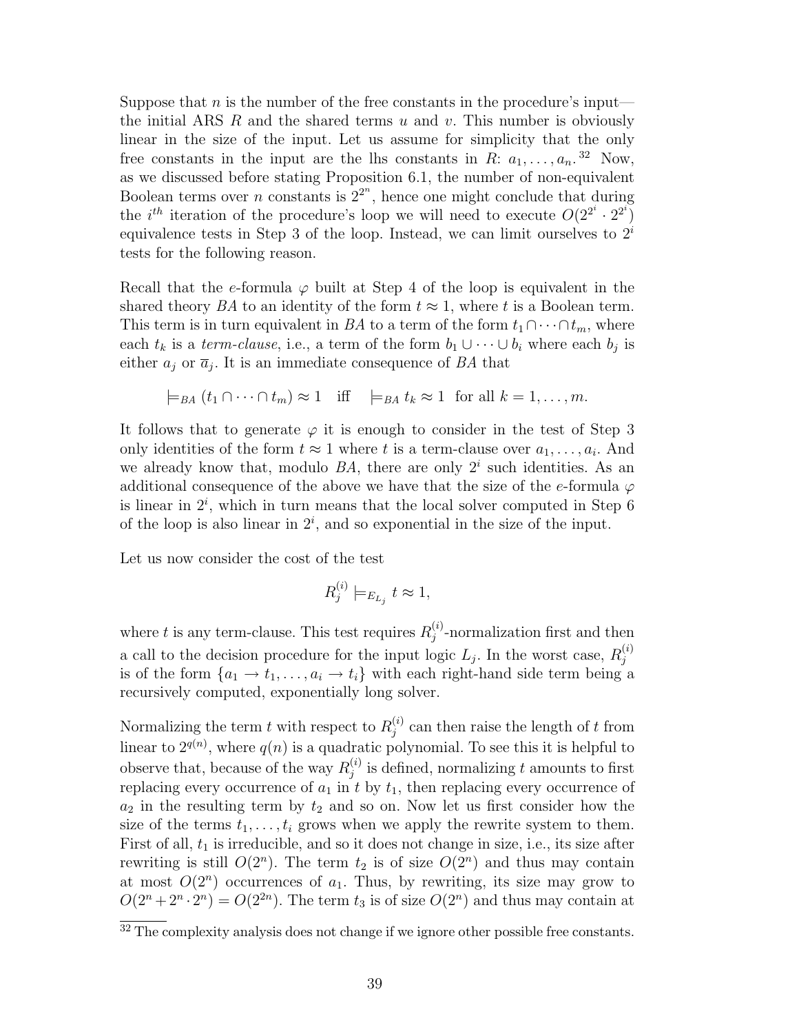Suppose that $n$ is the number of the free constants in the procedure's input—the initial ARS $R$ and the shared terms $u$ and $v$. This number is obviously linear in the size of the input. Let us assume for simplicity that the only free constants in the input are the lhs constants in $R$: $a_1, \ldots, a_n$.[32] Now, as we discussed before stating Proposition 6.1, the number of non-equivalent Boolean terms over $n$ constants is $2^{2^n}$, hence one might conclude that during the $i^{th}$ iteration of the procedure's loop we will need to execute $O(2^{2^i} \cdot 2^{2^i})$ equivalence tests in Step 3 of the loop. Instead, we can limit ourselves to $2^i$ tests for the following reason.

Recall that the $e$-formula $\varphi$ built at Step 4 of the loop is equivalent in the shared theory $BA$ to an identity of the form $t \approx 1$, where $t$ is a Boolean term. This term is in turn equivalent in $BA$ to a term of the form $t_1 \cap \cdots \cap t_m$, where each $t_k$ is a *term-clause*, i.e., a term of the form $b_1 \cup \cdots \cup b_i$ where each $b_j$ is either $a_j$ or $\overline{a}_j$. It is an immediate consequence of $BA$ that

$$\models_{BA} (t_1 \cap \cdots \cap t_m) \approx 1 \quad \text{iff} \quad \models_{BA} t_k \approx 1 \;\; \text{for all } k = 1, \ldots, m.$$

It follows that to generate $\varphi$ it is enough to consider in the test of Step 3 only identities of the form $t \approx 1$ where $t$ is a term-clause over $a_1, \ldots, a_i$. And we already know that, modulo $BA$, there are only $2^i$ such identities. As an additional consequence of the above we have that the size of the $e$-formula $\varphi$ is linear in $2^i$, which in turn means that the local solver computed in Step 6 of the loop is also linear in $2^i$, and so exponential in the size of the input.

Let us now consider the cost of the test

$$R_j^{(i)} \models_{E_{L_j}} t \approx 1,$$

where $t$ is any term-clause. This test requires $R_j^{(i)}$-normalization first and then a call to the decision procedure for the input logic $L_j$. In the worst case, $R_j^{(i)}$ is of the form $\{a_1 \to t_1, \ldots, a_i \to t_i\}$ with each right-hand side term being a recursively computed, exponentially long solver.

Normalizing the term $t$ with respect to $R_j^{(i)}$ can then raise the length of $t$ from linear to $2^{q(n)}$, where $q(n)$ is a quadratic polynomial. To see this it is helpful to observe that, because of the way $R_j^{(i)}$ is defined, normalizing $t$ amounts to first replacing every occurrence of $a_1$ in $t$ by $t_1$, then replacing every occurrence of $a_2$ in the resulting term by $t_2$ and so on. Now let us first consider how the size of the terms $t_1, \ldots, t_i$ grows when we apply the rewrite system to them. First of all, $t_1$ is irreducible, and so it does not change in size, i.e., its size after rewriting is still $O(2^n)$. The term $t_2$ is of size $O(2^n)$ and thus may contain at most $O(2^n)$ occurrences of $a_1$. Thus, by rewriting, its size may grow to $O(2^n + 2^n \cdot 2^n) = O(2^{2n})$. The term $t_3$ is of size $O(2^n)$ and thus may contain at

[32] The complexity analysis does not change if we ignore other possible free constants.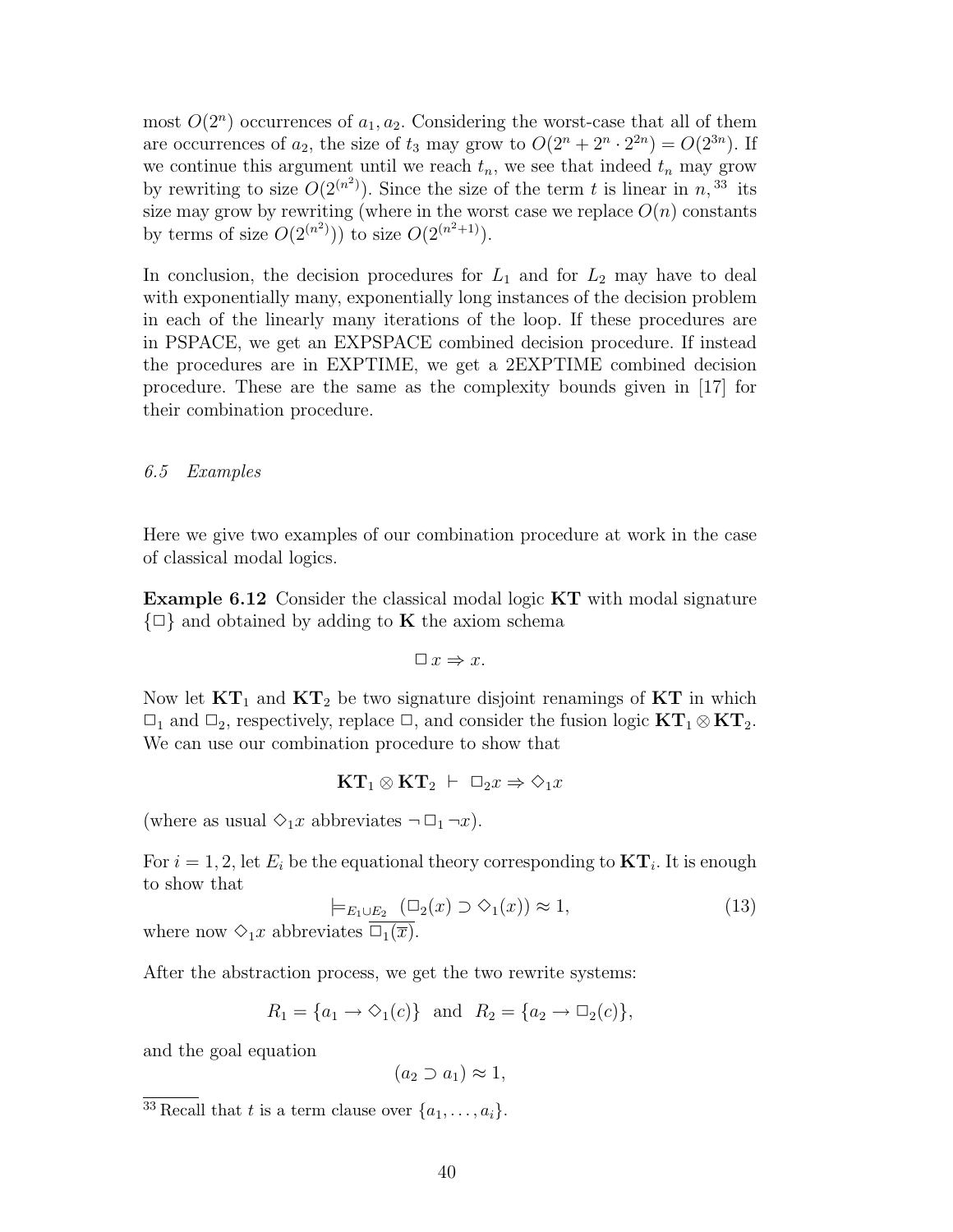most $O(2^n)$ occurrences of $a_1, a_2$. Considering the worst-case that all of them are occurrences of $a_2$, the size of $t_3$ may grow to $O(2^n + 2^n \cdot 2^{2n}) = O(2^{3n})$. If we continue this argument until we reach $t_n$, we see that indeed $t_n$ may grow by rewriting to size $O(2^{(n^2)})$. Since the size of the term $t$ is linear in $n$,[33] its size may grow by rewriting (where in the worst case we replace $O(n)$ constants by terms of size $O(2^{(n^2)})$) to size $O(2^{(n^2+1)})$.

In conclusion, the decision procedures for $L_1$ and for $L_2$ may have to deal with exponentially many, exponentially long instances of the decision problem in each of the linearly many iterations of the loop. If these procedures are in PSPACE, we get an EXPSPACE combined decision procedure. If instead the procedures are in EXPTIME, we get a 2EXPTIME combined decision procedure. These are the same as the complexity bounds given in [17] for their combination procedure.

### *6.5 Examples*

Here we give two examples of our combination procedure at work in the case of classical modal logics.

**Example 6.12** Consider the classical modal logic **KT** with modal signature $\{\Box\}$ and obtained by adding to **K** the axiom schema

$$\Box\, x \Rightarrow x.$$

Now let $\mathbf{KT}_1$ and $\mathbf{KT}_2$ be two signature disjoint renamings of **KT** in which $\Box_1$ and $\Box_2$, respectively, replace $\Box$, and consider the fusion logic $\mathbf{KT}_1 \otimes \mathbf{KT}_2$. We can use our combination procedure to show that

$$\mathbf{KT}_1 \otimes \mathbf{KT}_2 \;\vdash\; \Box_2 x \Rightarrow \Diamond_1 x$$

(where as usual $\Diamond_1 x$ abbreviates $\neg\, \Box_1 \neg x$).

For $i = 1, 2$, let $E_i$ be the equational theory corresponding to $\mathbf{KT}_i$. It is enough to show that

$$\models_{E_1 \cup E_2} (\Box_2(x) \supset \Diamond_1(x)) \approx 1, \tag{13}$$

where now $\Diamond_1 x$ abbreviates $\overline{\Box_1(\overline{x})}$.

After the abstraction process, we get the two rewrite systems:

$$R_1 = \{a_1 \to \Diamond_1(c)\} \;\text{ and }\; R_2 = \{a_2 \to \Box_2(c)\},$$

and the goal equation

$$(a_2 \supset a_1) \approx 1,$$

[33] Recall that $t$ is a term clause over $\{a_1, \dots, a_i\}$.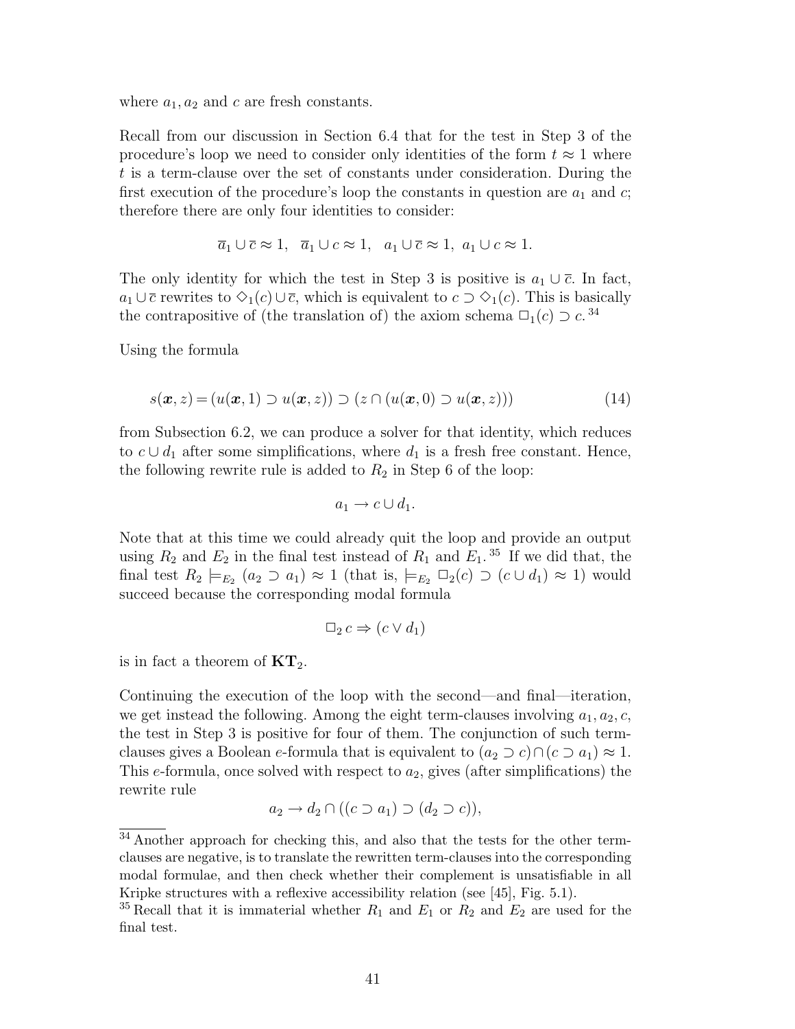where $a_1, a_2$ and $c$ are fresh constants.

Recall from our discussion in Section 6.4 that for the test in Step 3 of the procedure's loop we need to consider only identities of the form $t \approx 1$ where $t$ is a term-clause over the set of constants under consideration. During the first execution of the procedure's loop the constants in question are $a_1$ and $c$; therefore there are only four identities to consider:

$$\overline{a}_1 \cup \overline{c} \approx 1, \quad \overline{a}_1 \cup c \approx 1, \quad a_1 \cup \overline{c} \approx 1, \; a_1 \cup c \approx 1.$$

The only identity for which the test in Step 3 is positive is $a_1 \cup \overline{c}$. In fact, $a_1 \cup \overline{c}$ rewrites to $\Diamond_1(c) \cup \overline{c}$, which is equivalent to $c \supset \Diamond_1(c)$. This is basically the contrapositive of (the translation of) the axiom schema $\Box_1(c) \supset c$. [34]

Using the formula

$$s(\boldsymbol{x}, z) = (u(\boldsymbol{x}, 1) \supset u(\boldsymbol{x}, z)) \supset (z \cap (u(\boldsymbol{x}, 0) \supset u(\boldsymbol{x}, z))) \tag{14}$$

from Subsection 6.2, we can produce a solver for that identity, which reduces to $c \cup d_1$ after some simplifications, where $d_1$ is a fresh free constant. Hence, the following rewrite rule is added to $R_2$ in Step 6 of the loop:

$$a_1 \to c \cup d_1.$$

Note that at this time we could already quit the loop and provide an output using $R_2$ and $E_2$ in the final test instead of $R_1$ and $E_1$. [35] If we did that, the final test $R_2 \models_{E_2} (a_2 \supset a_1) \approx 1$ (that is, $\models_{E_2} \Box_2(c) \supset (c \cup d_1) \approx 1$) would succeed because the corresponding modal formula

$$\Box_2\, c \Rightarrow (c \vee d_1)$$

is in fact a theorem of $\mathbf{KT}_2$.

Continuing the execution of the loop with the second—and final—iteration, we get instead the following. Among the eight term-clauses involving $a_1, a_2, c$, the test in Step 3 is positive for four of them. The conjunction of such term-clauses gives a Boolean $e$-formula that is equivalent to $(a_2 \supset c) \cap (c \supset a_1) \approx 1$. This $e$-formula, once solved with respect to $a_2$, gives (after simplifications) the rewrite rule

$$a_2 \to d_2 \cap ((c \supset a_1) \supset (d_2 \supset c)),$$

[34] Another approach for checking this, and also that the tests for the other term-clauses are negative, is to translate the rewritten term-clauses into the corresponding modal formulae, and then check whether their complement is unsatisfiable in all Kripke structures with a reflexive accessibility relation (see [45], Fig. 5.1).

[35] Recall that it is immaterial whether $R_1$ and $E_1$ or $R_2$ and $E_2$ are used for the final test.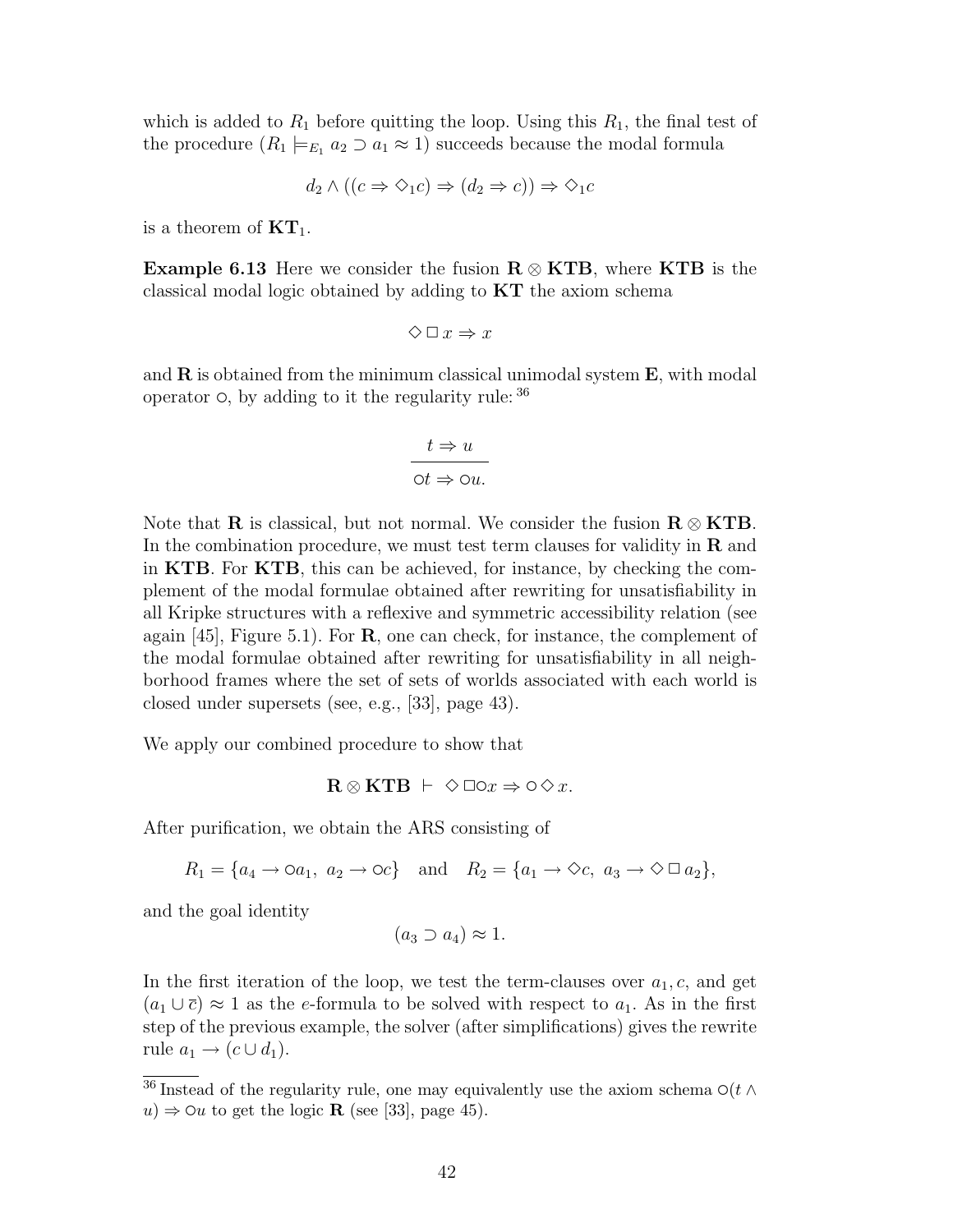which is added to $R_1$ before quitting the loop. Using this $R_1$, the final test of the procedure ($R_1 \models_{E_1} a_2 \supset a_1 \approx 1$) succeeds because the modal formula

$$d_2 \wedge ((c \Rightarrow \Diamond_1 c) \Rightarrow (d_2 \Rightarrow c)) \Rightarrow \Diamond_1 c$$

is a theorem of $\mathbf{KT}_1$.

**Example 6.13** Here we consider the fusion $\mathbf{R} \otimes \mathbf{KTB}$, where $\mathbf{KTB}$ is the classical modal logic obtained by adding to $\mathbf{KT}$ the axiom schema

$$\Diamond \Box x \Rightarrow x$$

and $\mathbf{R}$ is obtained from the minimum classical unimodal system $\mathbf{E}$, with modal operator $\circ$, by adding to it the regularity rule:[36]

$$\frac{t \Rightarrow u}{\circ t \Rightarrow \circ u.}$$

Note that $\mathbf{R}$ is classical, but not normal. We consider the fusion $\mathbf{R} \otimes \mathbf{KTB}$. In the combination procedure, we must test term clauses for validity in $\mathbf{R}$ and in $\mathbf{KTB}$. For $\mathbf{KTB}$, this can be achieved, for instance, by checking the complement of the modal formulae obtained after rewriting for unsatisfiability in all Kripke structures with a reflexive and symmetric accessibility relation (see again [45], Figure 5.1). For $\mathbf{R}$, one can check, for instance, the complement of the modal formulae obtained after rewriting for unsatisfiability in all neighborhood frames where the set of sets of worlds associated with each world is closed under supersets (see, e.g., [33], page 43).

We apply our combined procedure to show that

$$\mathbf{R} \otimes \mathbf{KTB} \;\vdash\; \Diamond \Box \circ x \Rightarrow \circ \Diamond x.$$

After purification, we obtain the ARS consisting of

$$R_1 = \{a_4 \to \circ a_1,\; a_2 \to \circ c\} \quad \text{and} \quad R_2 = \{a_1 \to \Diamond c,\; a_3 \to \Diamond \Box a_2\},$$

and the goal identity

$$(a_3 \supset a_4) \approx 1.$$

In the first iteration of the loop, we test the term-clauses over $a_1, c$, and get $(a_1 \cup \overline{c}) \approx 1$ as the $e$-formula to be solved with respect to $a_1$. As in the first step of the previous example, the solver (after simplifications) gives the rewrite rule $a_1 \to (c \cup d_1)$.

---

[36] Instead of the regularity rule, one may equivalently use the axiom schema $\circ(t \wedge u) \Rightarrow \circ u$ to get the logic $\mathbf{R}$ (see [33], page 45).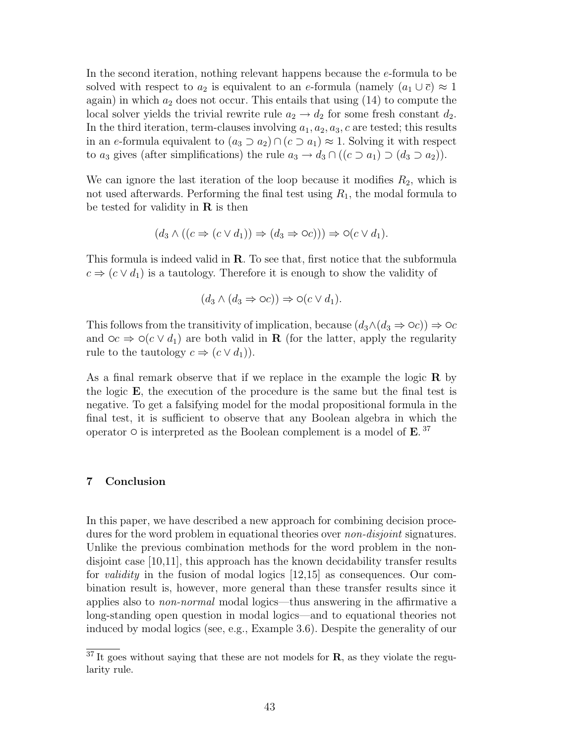In the second iteration, nothing relevant happens because the $e$-formula to be solved with respect to $a_2$ is equivalent to an $e$-formula (namely $(a_1 \cup \overline{c}) \approx 1$ again) in which $a_2$ does not occur. This entails that using (14) to compute the local solver yields the trivial rewrite rule $a_2 \to d_2$ for some fresh constant $d_2$. In the third iteration, term-clauses involving $a_1, a_2, a_3, c$ are tested; this results in an $e$-formula equivalent to $(a_3 \supset a_2) \cap (c \supset a_1) \approx 1$. Solving it with respect to $a_3$ gives (after simplifications) the rule $a_3 \to d_3 \cap ((c \supset a_1) \supset (d_3 \supset a_2))$.

We can ignore the last iteration of the loop because it modifies $R_2$, which is not used afterwards. Performing the final test using $R_1$, the modal formula to be tested for validity in **R** is then

$$(d_3 \wedge ((c \Rightarrow (c \vee d_1)) \Rightarrow (d_3 \Rightarrow \circ c))) \Rightarrow \circ(c \vee d_1).$$

This formula is indeed valid in **R**. To see that, first notice that the subformula $c \Rightarrow (c \vee d_1)$ is a tautology. Therefore it is enough to show the validity of

$$(d_3 \wedge (d_3 \Rightarrow \circ c)) \Rightarrow \circ(c \vee d_1).$$

This follows from the transitivity of implication, because $(d_3 \wedge (d_3 \Rightarrow \circ c)) \Rightarrow \circ c$ and $\circ c \Rightarrow \circ(c \vee d_1)$ are both valid in **R** (for the latter, apply the regularity rule to the tautology $c \Rightarrow (c \vee d_1)$).

As a final remark observe that if we replace in the example the logic **R** by the logic **E**, the execution of the procedure is the same but the final test is negative. To get a falsifying model for the modal propositional formula in the final test, it is sufficient to observe that any Boolean algebra in which the operator $\circ$ is interpreted as the Boolean complement is a model of **E**. [37]

## 7 Conclusion

In this paper, we have described a new approach for combining decision procedures for the word problem in equational theories over *non-disjoint* signatures. Unlike the previous combination methods for the word problem in the non-disjoint case [10,11], this approach has the known decidability transfer results for *validity* in the fusion of modal logics [12,15] as consequences. Our combination result is, however, more general than these transfer results since it applies also to *non-normal* modal logics—thus answering in the affirmative a long-standing open question in modal logics—and to equational theories not induced by modal logics (see, e.g., Example 3.6). Despite the generality of our

[37] It goes without saying that these are not models for **R**, as they violate the regularity rule.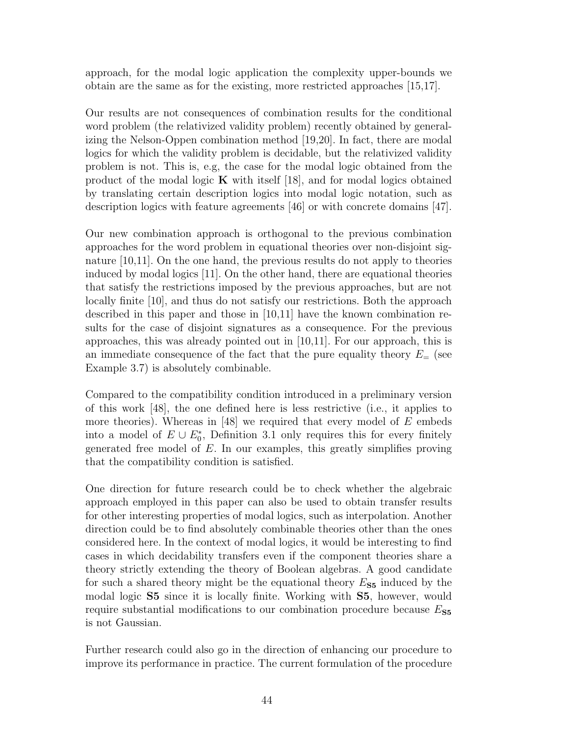approach, for the modal logic application the complexity upper-bounds we obtain are the same as for the existing, more restricted approaches [15,17].

Our results are not consequences of combination results for the conditional word problem (the relativized validity problem) recently obtained by generalizing the Nelson-Oppen combination method [19,20]. In fact, there are modal logics for which the validity problem is decidable, but the relativized validity problem is not. This is, e.g, the case for the modal logic obtained from the product of the modal logic **K** with itself [18], and for modal logics obtained by translating certain description logics into modal logic notation, such as description logics with feature agreements [46] or with concrete domains [47].

Our new combination approach is orthogonal to the previous combination approaches for the word problem in equational theories over non-disjoint signature [10,11]. On the one hand, the previous results do not apply to theories induced by modal logics [11]. On the other hand, there are equational theories that satisfy the restrictions imposed by the previous approaches, but are not locally finite [10], and thus do not satisfy our restrictions. Both the approach described in this paper and those in [10,11] have the known combination results for the case of disjoint signatures as a consequence. For the previous approaches, this was already pointed out in [10,11]. For our approach, this is an immediate consequence of the fact that the pure equality theory $E_=$ (see Example 3.7) is absolutely combinable.

Compared to the compatibility condition introduced in a preliminary version of this work [48], the one defined here is less restrictive (i.e., it applies to more theories). Whereas in [48] we required that every model of $E$ embeds into a model of $E \cup E_0^*$, Definition 3.1 only requires this for every finitely generated free model of $E$. In our examples, this greatly simplifies proving that the compatibility condition is satisfied.

One direction for future research could be to check whether the algebraic approach employed in this paper can also be used to obtain transfer results for other interesting properties of modal logics, such as interpolation. Another direction could be to find absolutely combinable theories other than the ones considered here. In the context of modal logics, it would be interesting to find cases in which decidability transfers even if the component theories share a theory strictly extending the theory of Boolean algebras. A good candidate for such a shared theory might be the equational theory $E_{\mathbf{S5}}$ induced by the modal logic **S5** since it is locally finite. Working with **S5**, however, would require substantial modifications to our combination procedure because $E_{\mathbf{S5}}$ is not Gaussian.

Further research could also go in the direction of enhancing our procedure to improve its performance in practice. The current formulation of the procedure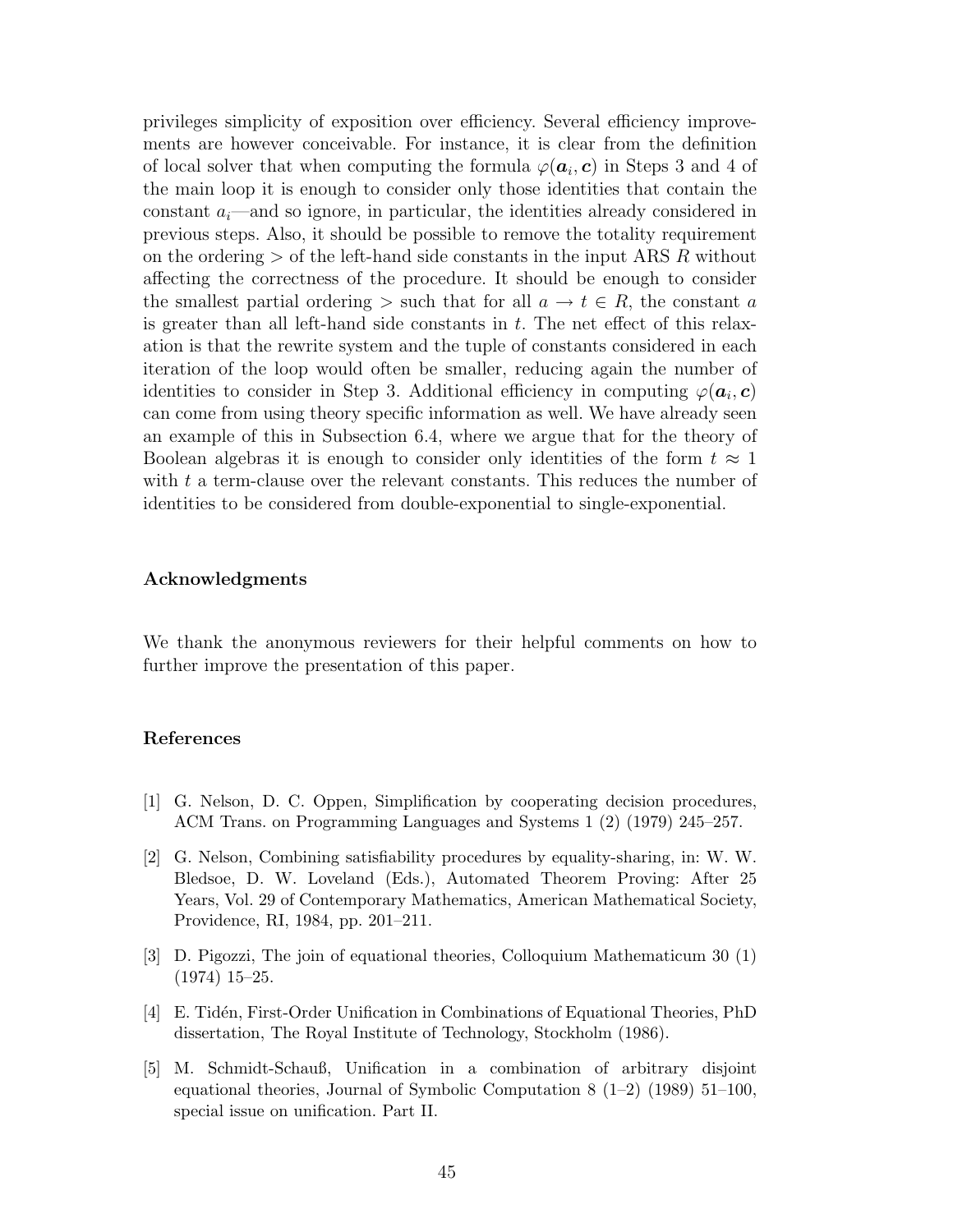privileges simplicity of exposition over efficiency. Several efficiency improvements are however conceivable. For instance, it is clear from the definition of local solver that when computing the formula $\varphi(\boldsymbol{a}_i, \boldsymbol{c})$ in Steps 3 and 4 of the main loop it is enough to consider only those identities that contain the constant $a_i$—and so ignore, in particular, the identities already considered in previous steps. Also, it should be possible to remove the totality requirement on the ordering $>$ of the left-hand side constants in the input ARS $R$ without affecting the correctness of the procedure. It should be enough to consider the smallest partial ordering $>$ such that for all $a \to t \in R$, the constant $a$ is greater than all left-hand side constants in $t$. The net effect of this relaxation is that the rewrite system and the tuple of constants considered in each iteration of the loop would often be smaller, reducing again the number of identities to consider in Step 3. Additional efficiency in computing $\varphi(\boldsymbol{a}_i, \boldsymbol{c})$ can come from using theory specific information as well. We have already seen an example of this in Subsection 6.4, where we argue that for the theory of Boolean algebras it is enough to consider only identities of the form $t \approx 1$ with $t$ a term-clause over the relevant constants. This reduces the number of identities to be considered from double-exponential to single-exponential.

## Acknowledgments

We thank the anonymous reviewers for their helpful comments on how to further improve the presentation of this paper.

## References

[1] G. Nelson, D. C. Oppen, Simplification by cooperating decision procedures, ACM Trans. on Programming Languages and Systems 1 (2) (1979) 245–257.

[2] G. Nelson, Combining satisfiability procedures by equality-sharing, in: W. W. Bledsoe, D. W. Loveland (Eds.), Automated Theorem Proving: After 25 Years, Vol. 29 of Contemporary Mathematics, American Mathematical Society, Providence, RI, 1984, pp. 201–211.

[3] D. Pigozzi, The join of equational theories, Colloquium Mathematicum 30 (1) (1974) 15–25.

[4] E. Tidén, First-Order Unification in Combinations of Equational Theories, PhD dissertation, The Royal Institute of Technology, Stockholm (1986).

[5] M. Schmidt-Schauß, Unification in a combination of arbitrary disjoint equational theories, Journal of Symbolic Computation 8 (1–2) (1989) 51–100, special issue on unification. Part II.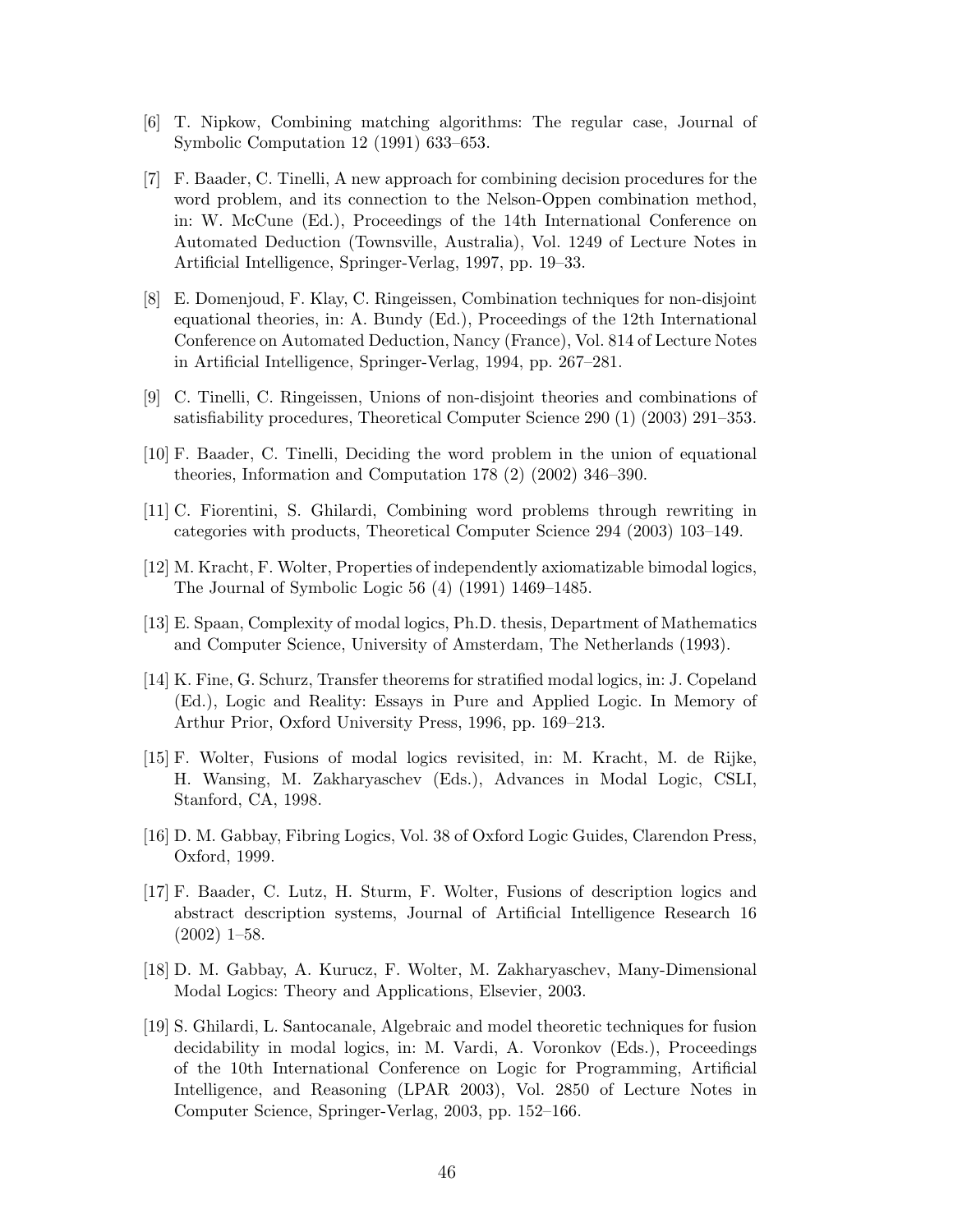[6] T. Nipkow, Combining matching algorithms: The regular case, Journal of Symbolic Computation 12 (1991) 633–653.

[7] F. Baader, C. Tinelli, A new approach for combining decision procedures for the word problem, and its connection to the Nelson-Oppen combination method, in: W. McCune (Ed.), Proceedings of the 14th International Conference on Automated Deduction (Townsville, Australia), Vol. 1249 of Lecture Notes in Artificial Intelligence, Springer-Verlag, 1997, pp. 19–33.

[8] E. Domenjoud, F. Klay, C. Ringeissen, Combination techniques for non-disjoint equational theories, in: A. Bundy (Ed.), Proceedings of the 12th International Conference on Automated Deduction, Nancy (France), Vol. 814 of Lecture Notes in Artificial Intelligence, Springer-Verlag, 1994, pp. 267–281.

[9] C. Tinelli, C. Ringeissen, Unions of non-disjoint theories and combinations of satisfiability procedures, Theoretical Computer Science 290 (1) (2003) 291–353.

[10] F. Baader, C. Tinelli, Deciding the word problem in the union of equational theories, Information and Computation 178 (2) (2002) 346–390.

[11] C. Fiorentini, S. Ghilardi, Combining word problems through rewriting in categories with products, Theoretical Computer Science 294 (2003) 103–149.

[12] M. Kracht, F. Wolter, Properties of independently axiomatizable bimodal logics, The Journal of Symbolic Logic 56 (4) (1991) 1469–1485.

[13] E. Spaan, Complexity of modal logics, Ph.D. thesis, Department of Mathematics and Computer Science, University of Amsterdam, The Netherlands (1993).

[14] K. Fine, G. Schurz, Transfer theorems for stratified modal logics, in: J. Copeland (Ed.), Logic and Reality: Essays in Pure and Applied Logic. In Memory of Arthur Prior, Oxford University Press, 1996, pp. 169–213.

[15] F. Wolter, Fusions of modal logics revisited, in: M. Kracht, M. de Rijke, H. Wansing, M. Zakharyaschev (Eds.), Advances in Modal Logic, CSLI, Stanford, CA, 1998.

[16] D. M. Gabbay, Fibring Logics, Vol. 38 of Oxford Logic Guides, Clarendon Press, Oxford, 1999.

[17] F. Baader, C. Lutz, H. Sturm, F. Wolter, Fusions of description logics and abstract description systems, Journal of Artificial Intelligence Research 16 (2002) 1–58.

[18] D. M. Gabbay, A. Kurucz, F. Wolter, M. Zakharyaschev, Many-Dimensional Modal Logics: Theory and Applications, Elsevier, 2003.

[19] S. Ghilardi, L. Santocanale, Algebraic and model theoretic techniques for fusion decidability in modal logics, in: M. Vardi, A. Voronkov (Eds.), Proceedings of the 10th International Conference on Logic for Programming, Artificial Intelligence, and Reasoning (LPAR 2003), Vol. 2850 of Lecture Notes in Computer Science, Springer-Verlag, 2003, pp. 152–166.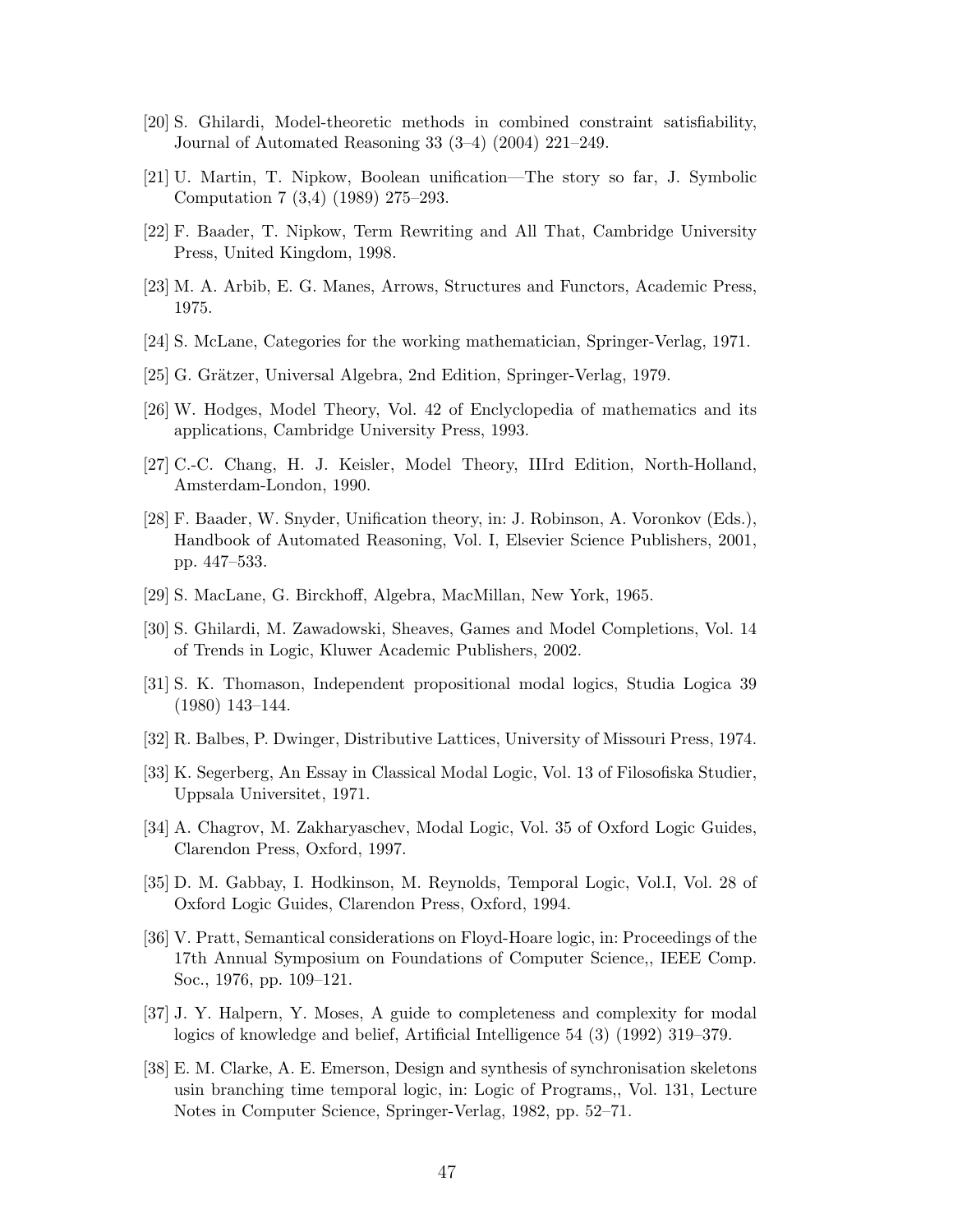[20] S. Ghilardi, Model-theoretic methods in combined constraint satisfiability, Journal of Automated Reasoning 33 (3–4) (2004) 221–249.

[21] U. Martin, T. Nipkow, Boolean unification—The story so far, J. Symbolic Computation 7 (3,4) (1989) 275–293.

[22] F. Baader, T. Nipkow, Term Rewriting and All That, Cambridge University Press, United Kingdom, 1998.

[23] M. A. Arbib, E. G. Manes, Arrows, Structures and Functors, Academic Press, 1975.

[24] S. McLane, Categories for the working mathematician, Springer-Verlag, 1971.

[25] G. Grätzer, Universal Algebra, 2nd Edition, Springer-Verlag, 1979.

[26] W. Hodges, Model Theory, Vol. 42 of Enclyclopedia of mathematics and its applications, Cambridge University Press, 1993.

[27] C.-C. Chang, H. J. Keisler, Model Theory, IIIrd Edition, North-Holland, Amsterdam-London, 1990.

[28] F. Baader, W. Snyder, Unification theory, in: J. Robinson, A. Voronkov (Eds.), Handbook of Automated Reasoning, Vol. I, Elsevier Science Publishers, 2001, pp. 447–533.

[29] S. MacLane, G. Birckhoff, Algebra, MacMillan, New York, 1965.

[30] S. Ghilardi, M. Zawadowski, Sheaves, Games and Model Completions, Vol. 14 of Trends in Logic, Kluwer Academic Publishers, 2002.

[31] S. K. Thomason, Independent propositional modal logics, Studia Logica 39 (1980) 143–144.

[32] R. Balbes, P. Dwinger, Distributive Lattices, University of Missouri Press, 1974.

[33] K. Segerberg, An Essay in Classical Modal Logic, Vol. 13 of Filosofiska Studier, Uppsala Universitet, 1971.

[34] A. Chagrov, M. Zakharyaschev, Modal Logic, Vol. 35 of Oxford Logic Guides, Clarendon Press, Oxford, 1997.

[35] D. M. Gabbay, I. Hodkinson, M. Reynolds, Temporal Logic, Vol.I, Vol. 28 of Oxford Logic Guides, Clarendon Press, Oxford, 1994.

[36] V. Pratt, Semantical considerations on Floyd-Hoare logic, in: Proceedings of the 17th Annual Symposium on Foundations of Computer Science,, IEEE Comp. Soc., 1976, pp. 109–121.

[37] J. Y. Halpern, Y. Moses, A guide to completeness and complexity for modal logics of knowledge and belief, Artificial Intelligence 54 (3) (1992) 319–379.

[38] E. M. Clarke, A. E. Emerson, Design and synthesis of synchronisation skeletons usin branching time temporal logic, in: Logic of Programs,, Vol. 131, Lecture Notes in Computer Science, Springer-Verlag, 1982, pp. 52–71.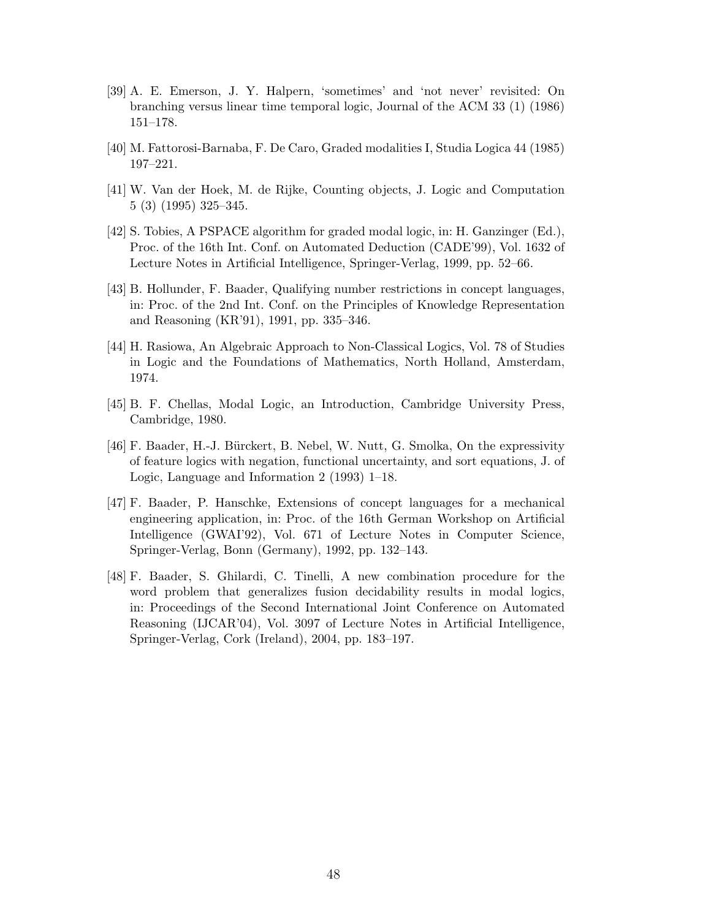[39] A. E. Emerson, J. Y. Halpern, 'sometimes' and 'not never' revisited: On branching versus linear time temporal logic, Journal of the ACM 33 (1) (1986) 151–178.

[40] M. Fattorosi-Barnaba, F. De Caro, Graded modalities I, Studia Logica 44 (1985) 197–221.

[41] W. Van der Hoek, M. de Rijke, Counting objects, J. Logic and Computation 5 (3) (1995) 325–345.

[42] S. Tobies, A PSPACE algorithm for graded modal logic, in: H. Ganzinger (Ed.), Proc. of the 16th Int. Conf. on Automated Deduction (CADE'99), Vol. 1632 of Lecture Notes in Artificial Intelligence, Springer-Verlag, 1999, pp. 52–66.

[43] B. Hollunder, F. Baader, Qualifying number restrictions in concept languages, in: Proc. of the 2nd Int. Conf. on the Principles of Knowledge Representation and Reasoning (KR'91), 1991, pp. 335–346.

[44] H. Rasiowa, An Algebraic Approach to Non-Classical Logics, Vol. 78 of Studies in Logic and the Foundations of Mathematics, North Holland, Amsterdam, 1974.

[45] B. F. Chellas, Modal Logic, an Introduction, Cambridge University Press, Cambridge, 1980.

[46] F. Baader, H.-J. Bürckert, B. Nebel, W. Nutt, G. Smolka, On the expressivity of feature logics with negation, functional uncertainty, and sort equations, J. of Logic, Language and Information 2 (1993) 1–18.

[47] F. Baader, P. Hanschke, Extensions of concept languages for a mechanical engineering application, in: Proc. of the 16th German Workshop on Artificial Intelligence (GWAI'92), Vol. 671 of Lecture Notes in Computer Science, Springer-Verlag, Bonn (Germany), 1992, pp. 132–143.

[48] F. Baader, S. Ghilardi, C. Tinelli, A new combination procedure for the word problem that generalizes fusion decidability results in modal logics, in: Proceedings of the Second International Joint Conference on Automated Reasoning (IJCAR'04), Vol. 3097 of Lecture Notes in Artificial Intelligence, Springer-Verlag, Cork (Ireland), 2004, pp. 183–197.